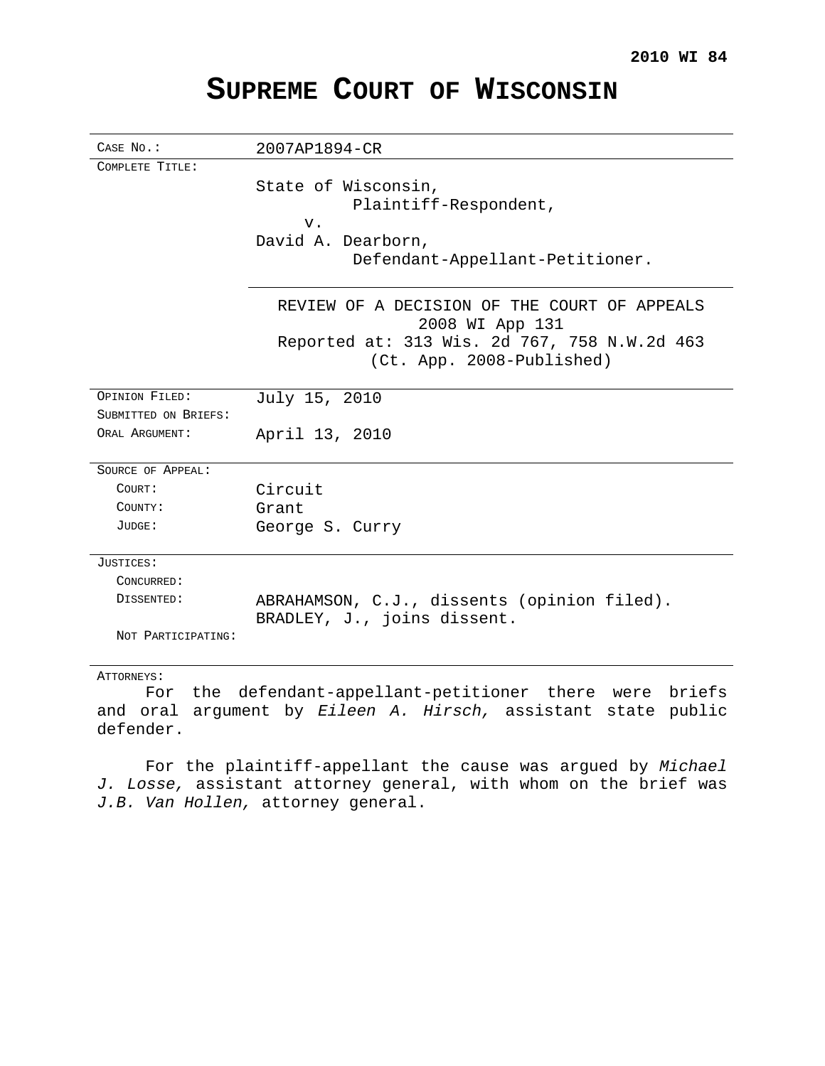**2010 WI 84**

# SUPREME COURT OF WISCONSIN

| | |
|---|---|
| CASE NO.: | 2007AP1894-CR |
| COMPLETE TITLE: | State of Wisconsin,<br>Plaintiff-Respondent,<br>v.<br>David A. Dearborn,<br>Defendant-Appellant-Petitioner.<br><br>REVIEW OF A DECISION OF THE COURT OF APPEALS<br>2008 WI App 131<br>Reported at: 313 Wis. 2d 767, 758 N.W.2d 463<br>(Ct. App. 2008-Published) |
| OPINION FILED: | July 15, 2010 |
| SUBMITTED ON BRIEFS: | |
| ORAL ARGUMENT: | April 13, 2010 |
| SOURCE OF APPEAL: | |
| COURT: | Circuit |
| COUNTY: | Grant |
| JUDGE: | George S. Curry |
| JUSTICES: | |
| CONCURRED: | |
| DISSENTED: | ABRAHAMSON, C.J., dissents (opinion filed).<br>BRADLEY, J., joins dissent. |
| NOT PARTICIPATING: | |

ATTORNEYS:

For the defendant-appellant-petitioner there were briefs and oral argument by *Eileen A. Hirsch,* assistant state public defender.

For the plaintiff-appellant the cause was argued by *Michael J. Losse,* assistant attorney general, with whom on the brief was *J.B. Van Hollen,* attorney general.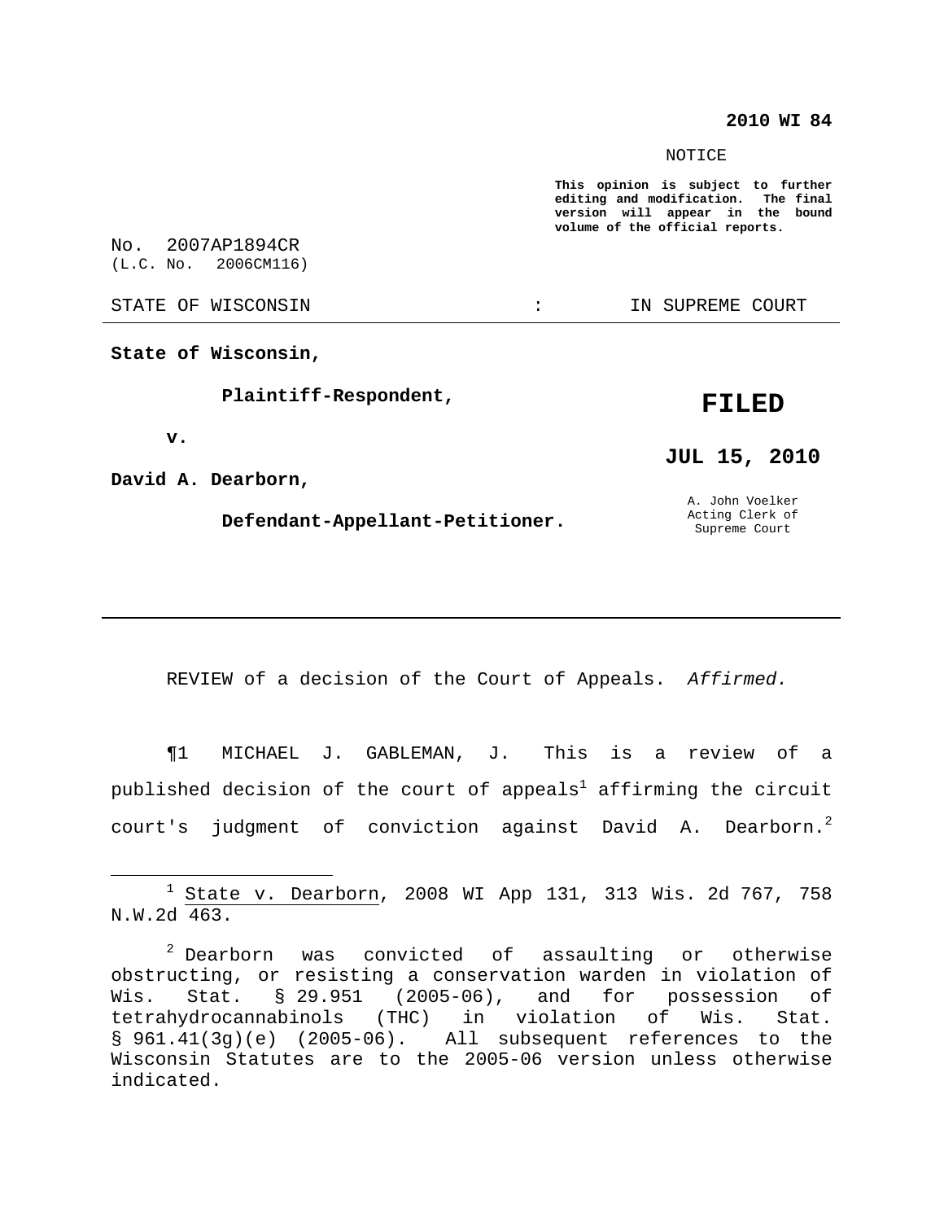**2010 WI 84**

NOTICE

**This opinion is subject to further editing and modification. The final version will appear in the bound volume of the official reports.**

No. 2007AP1894CR
(L.C. No. 2006CM116)

STATE OF WISCONSIN : IN SUPREME COURT

**State of Wisconsin,**

**Plaintiff-Respondent,**

**v.**

**David A. Dearborn,**

**Defendant-Appellant-Petitioner.**

**FILED**

**JUL 15, 2010**

A. John Voelker
Acting Clerk of
Supreme Court

---

REVIEW of a decision of the Court of Appeals. *Affirmed.*

¶1 MICHAEL J. GABLEMAN, J. This is a review of a published decision of the court of appeals[1] affirming the circuit court's judgment of conviction against David A. Dearborn.[2]

---

[1] State v. Dearborn, 2008 WI App 131, 313 Wis. 2d 767, 758 N.W.2d 463.

[2] Dearborn was convicted of assaulting or otherwise obstructing, or resisting a conservation warden in violation of Wis. Stat. § 29.951 (2005-06), and for possession of tetrahydrocannabinols (THC) in violation of Wis. Stat. § 961.41(3g)(e) (2005-06). All subsequent references to the Wisconsin Statutes are to the 2005-06 version unless otherwise indicated.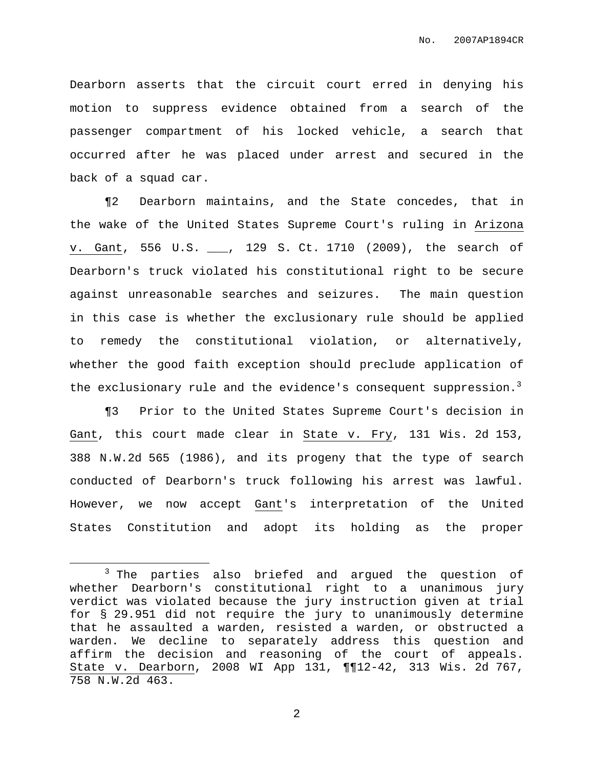Dearborn asserts that the circuit court erred in denying his motion to suppress evidence obtained from a search of the passenger compartment of his locked vehicle, a search that occurred after he was placed under arrest and secured in the back of a squad car.

¶2 Dearborn maintains, and the State concedes, that in the wake of the United States Supreme Court's ruling in Arizona v. Gant, 556 U.S. ___, 129 S. Ct. 1710 (2009), the search of Dearborn's truck violated his constitutional right to be secure against unreasonable searches and seizures. The main question in this case is whether the exclusionary rule should be applied to remedy the constitutional violation, or alternatively, whether the good faith exception should preclude application of the exclusionary rule and the evidence's consequent suppression.[3]

¶3 Prior to the United States Supreme Court's decision in Gant, this court made clear in State v. Fry, 131 Wis. 2d 153, 388 N.W.2d 565 (1986), and its progeny that the type of search conducted of Dearborn's truck following his arrest was lawful. However, we now accept Gant's interpretation of the United States Constitution and adopt its holding as the proper

---

[3] The parties also briefed and argued the question of whether Dearborn's constitutional right to a unanimous jury verdict was violated because the jury instruction given at trial for § 29.951 did not require the jury to unanimously determine that he assaulted a warden, resisted a warden, or obstructed a warden. We decline to separately address this question and affirm the decision and reasoning of the court of appeals. State v. Dearborn, 2008 WI App 131, ¶¶12-42, 313 Wis. 2d 767, 758 N.W.2d 463.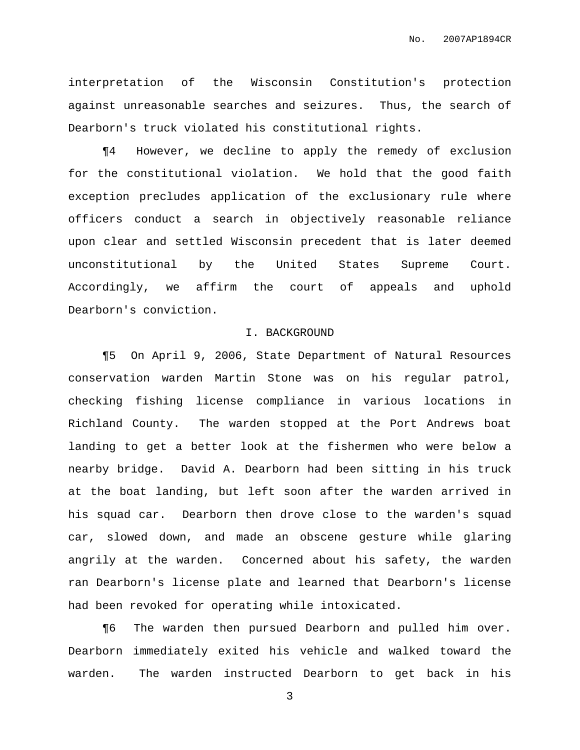interpretation of the Wisconsin Constitution's protection against unreasonable searches and seizures. Thus, the search of Dearborn's truck violated his constitutional rights.

¶4 However, we decline to apply the remedy of exclusion for the constitutional violation. We hold that the good faith exception precludes application of the exclusionary rule where officers conduct a search in objectively reasonable reliance upon clear and settled Wisconsin precedent that is later deemed unconstitutional by the United States Supreme Court. Accordingly, we affirm the court of appeals and uphold Dearborn's conviction.

## I. BACKGROUND

¶5 On April 9, 2006, State Department of Natural Resources conservation warden Martin Stone was on his regular patrol, checking fishing license compliance in various locations in Richland County. The warden stopped at the Port Andrews boat landing to get a better look at the fishermen who were below a nearby bridge. David A. Dearborn had been sitting in his truck at the boat landing, but left soon after the warden arrived in his squad car. Dearborn then drove close to the warden's squad car, slowed down, and made an obscene gesture while glaring angrily at the warden. Concerned about his safety, the warden ran Dearborn's license plate and learned that Dearborn's license had been revoked for operating while intoxicated.

¶6 The warden then pursued Dearborn and pulled him over. Dearborn immediately exited his vehicle and walked toward the warden. The warden instructed Dearborn to get back in his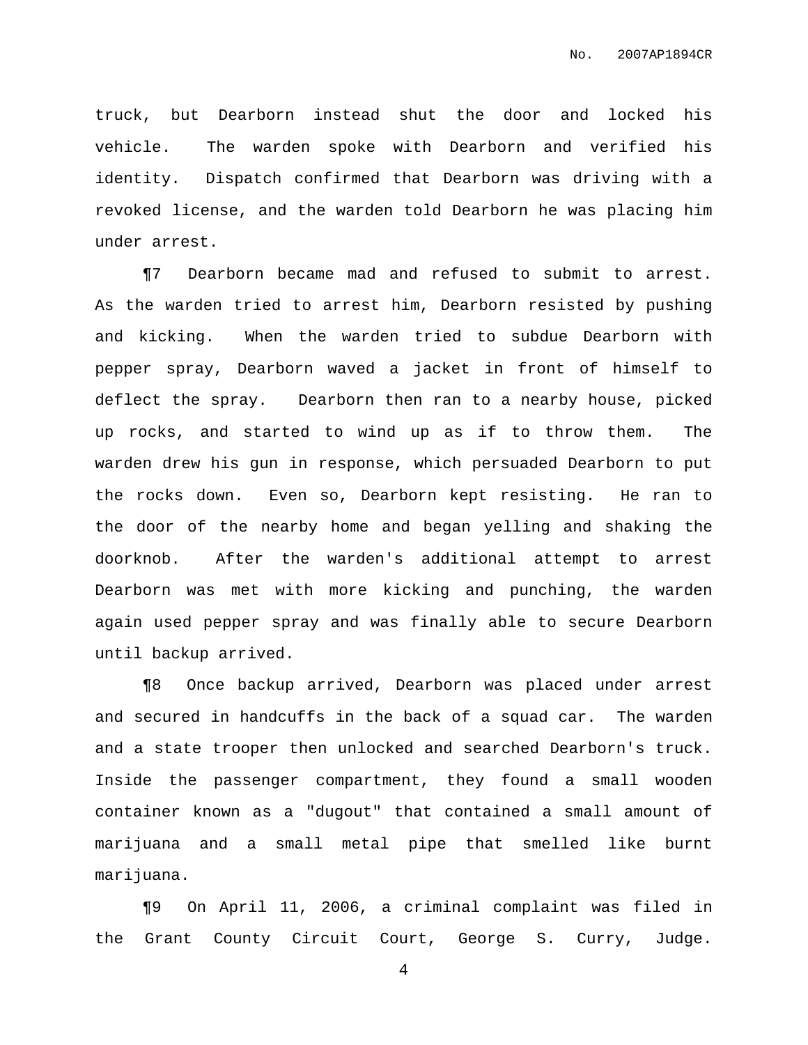truck, but Dearborn instead shut the door and locked his vehicle. The warden spoke with Dearborn and verified his identity. Dispatch confirmed that Dearborn was driving with a revoked license, and the warden told Dearborn he was placing him under arrest.

¶7 Dearborn became mad and refused to submit to arrest. As the warden tried to arrest him, Dearborn resisted by pushing and kicking. When the warden tried to subdue Dearborn with pepper spray, Dearborn waved a jacket in front of himself to deflect the spray. Dearborn then ran to a nearby house, picked up rocks, and started to wind up as if to throw them. The warden drew his gun in response, which persuaded Dearborn to put the rocks down. Even so, Dearborn kept resisting. He ran to the door of the nearby home and began yelling and shaking the doorknob. After the warden's additional attempt to arrest Dearborn was met with more kicking and punching, the warden again used pepper spray and was finally able to secure Dearborn until backup arrived.

¶8 Once backup arrived, Dearborn was placed under arrest and secured in handcuffs in the back of a squad car. The warden and a state trooper then unlocked and searched Dearborn's truck. Inside the passenger compartment, they found a small wooden container known as a "dugout" that contained a small amount of marijuana and a small metal pipe that smelled like burnt marijuana.

¶9 On April 11, 2006, a criminal complaint was filed in the Grant County Circuit Court, George S. Curry, Judge.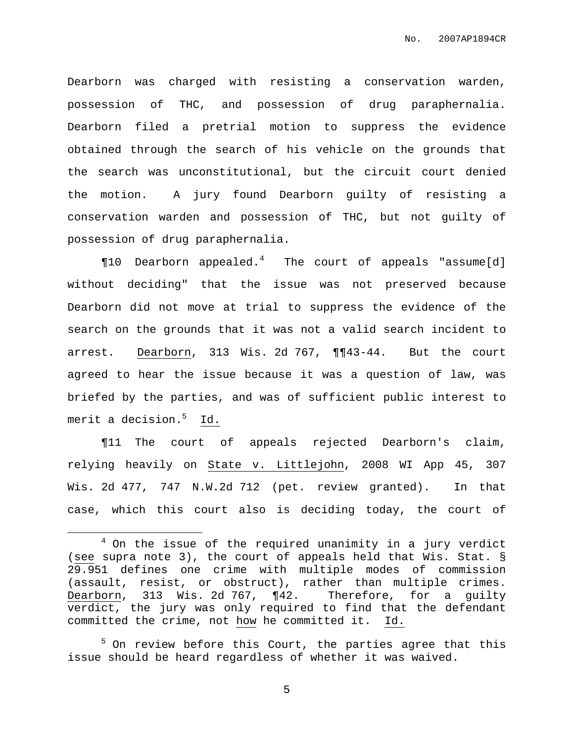Dearborn was charged with resisting a conservation warden, possession of THC, and possession of drug paraphernalia. Dearborn filed a pretrial motion to suppress the evidence obtained through the search of his vehicle on the grounds that the search was unconstitutional, but the circuit court denied the motion. A jury found Dearborn guilty of resisting a conservation warden and possession of THC, but not guilty of possession of drug paraphernalia.

¶10 Dearborn appealed.[4] The court of appeals "assume[d] without deciding" that the issue was not preserved because Dearborn did not move at trial to suppress the evidence of the search on the grounds that it was not a valid search incident to arrest. Dearborn, 313 Wis. 2d 767, ¶¶43-44. But the court agreed to hear the issue because it was a question of law, was briefed by the parties, and was of sufficient public interest to merit a decision.[5] Id.

¶11 The court of appeals rejected Dearborn's claim, relying heavily on State v. Littlejohn, 2008 WI App 45, 307 Wis. 2d 477, 747 N.W.2d 712 (pet. review granted). In that case, which this court also is deciding today, the court of

---

[4] On the issue of the required unanimity in a jury verdict (see supra note 3), the court of appeals held that Wis. Stat. § 29.951 defines one crime with multiple modes of commission (assault, resist, or obstruct), rather than multiple crimes. Dearborn, 313 Wis. 2d 767, ¶42. Therefore, for a guilty verdict, the jury was only required to find that the defendant committed the crime, not how he committed it. Id.

[5] On review before this Court, the parties agree that this issue should be heard regardless of whether it was waived.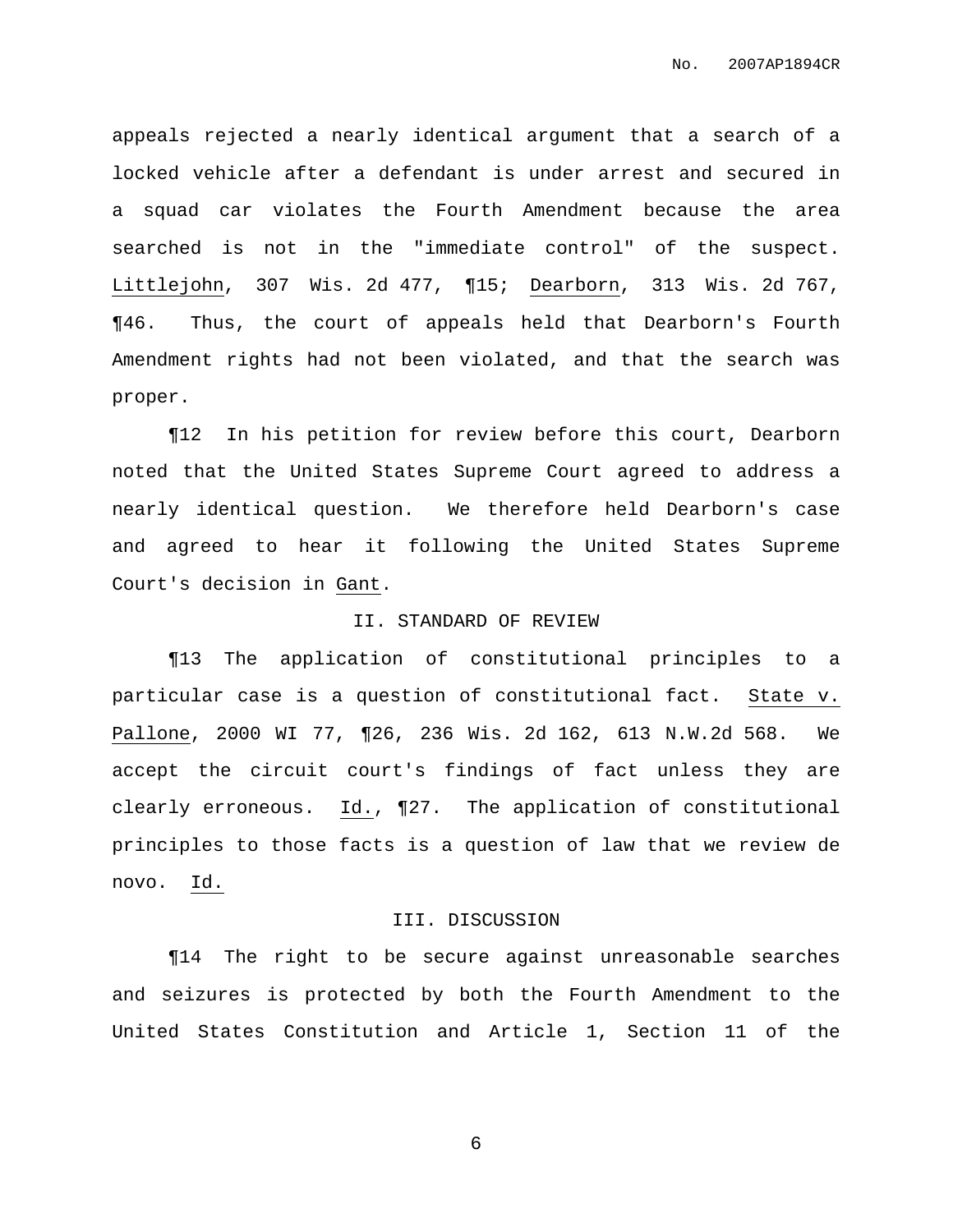appeals rejected a nearly identical argument that a search of a locked vehicle after a defendant is under arrest and secured in a squad car violates the Fourth Amendment because the area searched is not in the "immediate control" of the suspect. Littlejohn, 307 Wis. 2d 477, ¶15; Dearborn, 313 Wis. 2d 767, ¶46. Thus, the court of appeals held that Dearborn's Fourth Amendment rights had not been violated, and that the search was proper.

¶12 In his petition for review before this court, Dearborn noted that the United States Supreme Court agreed to address a nearly identical question. We therefore held Dearborn's case and agreed to hear it following the United States Supreme Court's decision in Gant.

## II. STANDARD OF REVIEW

¶13 The application of constitutional principles to a particular case is a question of constitutional fact. State v. Pallone, 2000 WI 77, ¶26, 236 Wis. 2d 162, 613 N.W.2d 568. We accept the circuit court's findings of fact unless they are clearly erroneous. Id., ¶27. The application of constitutional principles to those facts is a question of law that we review de novo. Id.

## III. DISCUSSION

¶14 The right to be secure against unreasonable searches and seizures is protected by both the Fourth Amendment to the United States Constitution and Article 1, Section 11 of the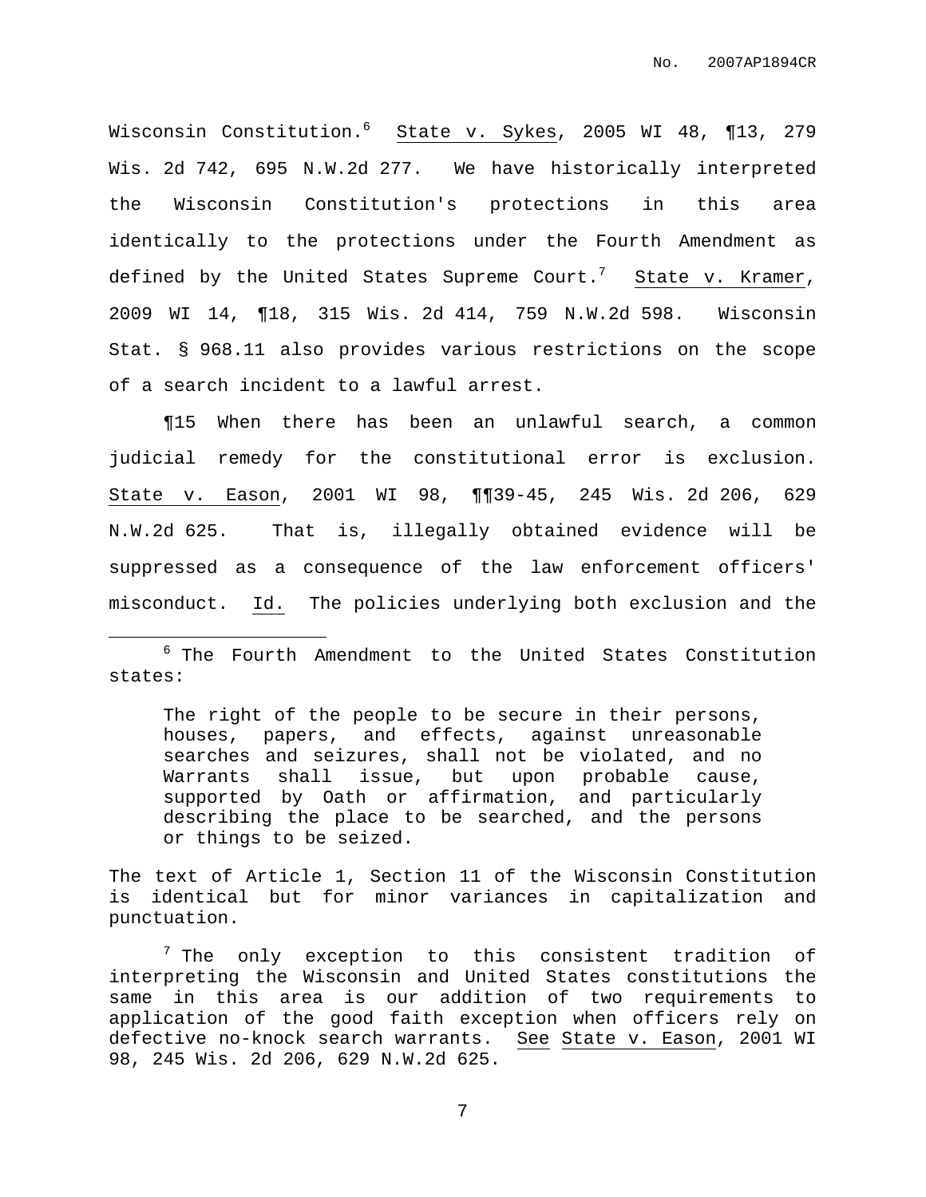Wisconsin Constitution.[6] State v. Sykes, 2005 WI 48, ¶13, 279 Wis. 2d 742, 695 N.W.2d 277. We have historically interpreted the Wisconsin Constitution's protections in this area identically to the protections under the Fourth Amendment as defined by the United States Supreme Court.[7] State v. Kramer, 2009 WI 14, ¶18, 315 Wis. 2d 414, 759 N.W.2d 598. Wisconsin Stat. § 968.11 also provides various restrictions on the scope of a search incident to a lawful arrest.

¶15 When there has been an unlawful search, a common judicial remedy for the constitutional error is exclusion. State v. Eason, 2001 WI 98, ¶¶39-45, 245 Wis. 2d 206, 629 N.W.2d 625. That is, illegally obtained evidence will be suppressed as a consequence of the law enforcement officers' misconduct. Id. The policies underlying both exclusion and the

---

[6] The Fourth Amendment to the United States Constitution states:

> The right of the people to be secure in their persons, houses, papers, and effects, against unreasonable searches and seizures, shall not be violated, and no Warrants shall issue, but upon probable cause, supported by Oath or affirmation, and particularly describing the place to be searched, and the persons or things to be seized.

The text of Article 1, Section 11 of the Wisconsin Constitution is identical but for minor variances in capitalization and punctuation.

[7] The only exception to this consistent tradition of interpreting the Wisconsin and United States constitutions the same in this area is our addition of two requirements to application of the good faith exception when officers rely on defective no-knock search warrants. See State v. Eason, 2001 WI 98, 245 Wis. 2d 206, 629 N.W.2d 625.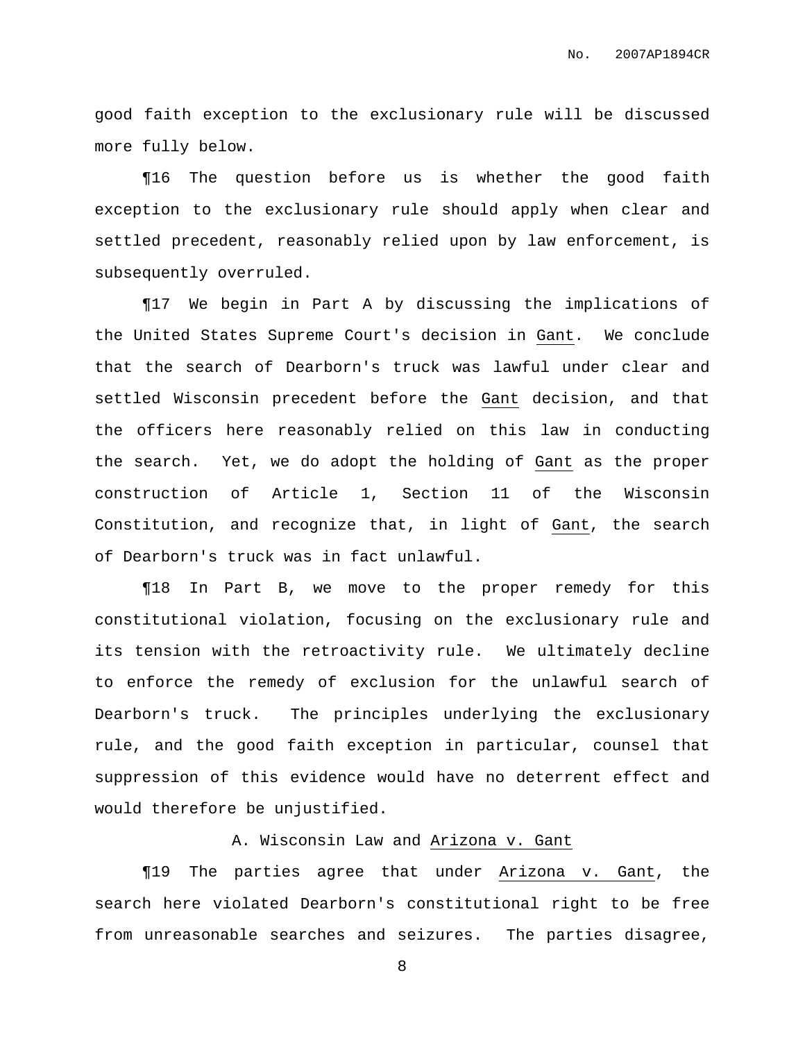good faith exception to the exclusionary rule will be discussed more fully below.

¶16 The question before us is whether the good faith exception to the exclusionary rule should apply when clear and settled precedent, reasonably relied upon by law enforcement, is subsequently overruled.

¶17 We begin in Part A by discussing the implications of the United States Supreme Court's decision in Gant. We conclude that the search of Dearborn's truck was lawful under clear and settled Wisconsin precedent before the Gant decision, and that the officers here reasonably relied on this law in conducting the search. Yet, we do adopt the holding of Gant as the proper construction of Article 1, Section 11 of the Wisconsin Constitution, and recognize that, in light of Gant, the search of Dearborn's truck was in fact unlawful.

¶18 In Part B, we move to the proper remedy for this constitutional violation, focusing on the exclusionary rule and its tension with the retroactivity rule. We ultimately decline to enforce the remedy of exclusion for the unlawful search of Dearborn's truck. The principles underlying the exclusionary rule, and the good faith exception in particular, counsel that suppression of this evidence would have no deterrent effect and would therefore be unjustified.

### A. Wisconsin Law and Arizona v. Gant

¶19 The parties agree that under Arizona v. Gant, the search here violated Dearborn's constitutional right to be free from unreasonable searches and seizures. The parties disagree,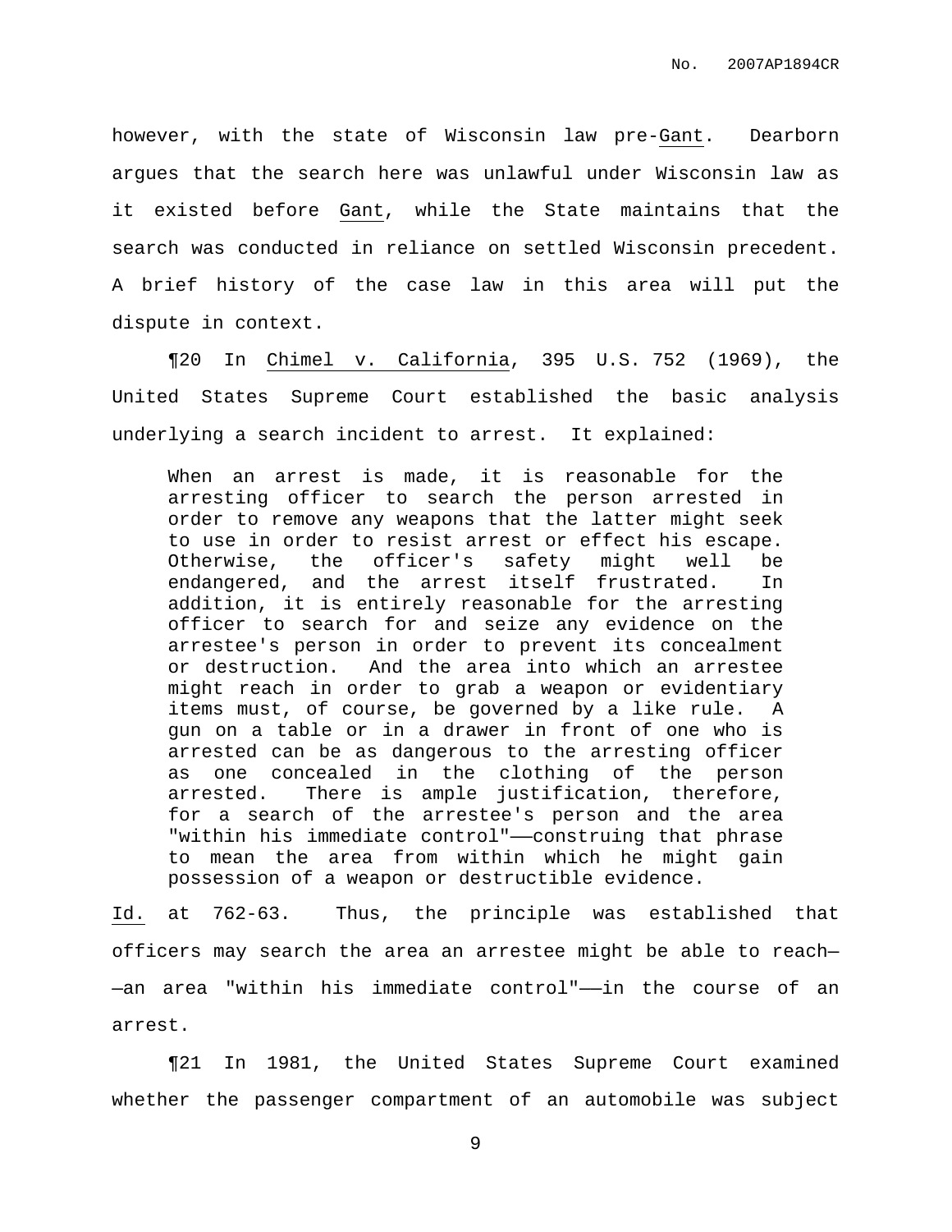however, with the state of Wisconsin law pre-Gant. Dearborn argues that the search here was unlawful under Wisconsin law as it existed before Gant, while the State maintains that the search was conducted in reliance on settled Wisconsin precedent. A brief history of the case law in this area will put the dispute in context.

¶20 In Chimel v. California, 395 U.S. 752 (1969), the United States Supreme Court established the basic analysis underlying a search incident to arrest. It explained:

> When an arrest is made, it is reasonable for the arresting officer to search the person arrested in order to remove any weapons that the latter might seek to use in order to resist arrest or effect his escape. Otherwise, the officer's safety might well be endangered, and the arrest itself frustrated. In addition, it is entirely reasonable for the arresting officer to search for and seize any evidence on the arrestee's person in order to prevent its concealment or destruction. And the area into which an arrestee might reach in order to grab a weapon or evidentiary items must, of course, be governed by a like rule. A gun on a table or in a drawer in front of one who is arrested can be as dangerous to the arresting officer as one concealed in the clothing of the person arrested. There is ample justification, therefore, for a search of the arrestee's person and the area "within his immediate control"——construing that phrase to mean the area from within which he might gain possession of a weapon or destructible evidence.

Id. at 762-63. Thus, the principle was established that officers may search the area an arrestee might be able to reach——an area "within his immediate control"——in the course of an arrest.

¶21 In 1981, the United States Supreme Court examined whether the passenger compartment of an automobile was subject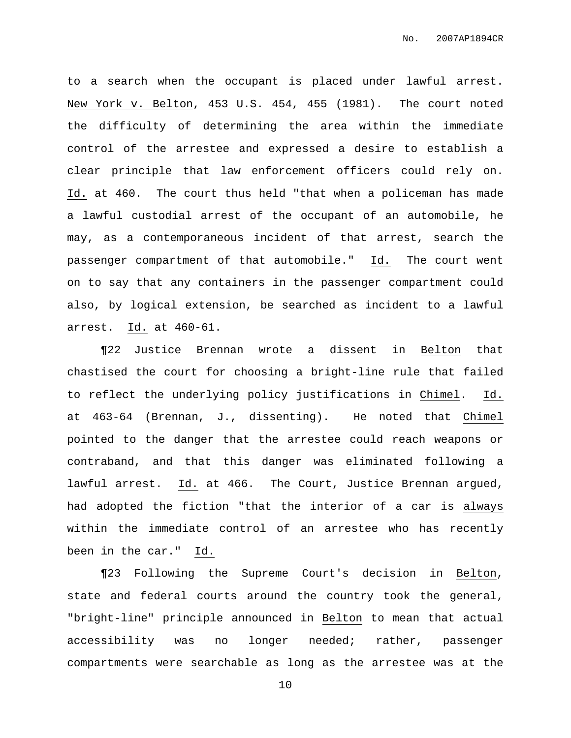to a search when the occupant is placed under lawful arrest. New York v. Belton, 453 U.S. 454, 455 (1981). The court noted the difficulty of determining the area within the immediate control of the arrestee and expressed a desire to establish a clear principle that law enforcement officers could rely on. Id. at 460. The court thus held "that when a policeman has made a lawful custodial arrest of the occupant of an automobile, he may, as a contemporaneous incident of that arrest, search the passenger compartment of that automobile." Id. The court went on to say that any containers in the passenger compartment could also, by logical extension, be searched as incident to a lawful arrest. Id. at 460-61.

¶22 Justice Brennan wrote a dissent in Belton that chastised the court for choosing a bright-line rule that failed to reflect the underlying policy justifications in Chimel. Id. at 463-64 (Brennan, J., dissenting). He noted that Chimel pointed to the danger that the arrestee could reach weapons or contraband, and that this danger was eliminated following a lawful arrest. Id. at 466. The Court, Justice Brennan argued, had adopted the fiction "that the interior of a car is always within the immediate control of an arrestee who has recently been in the car." Id.

¶23 Following the Supreme Court's decision in Belton, state and federal courts around the country took the general, "bright-line" principle announced in Belton to mean that actual accessibility was no longer needed; rather, passenger compartments were searchable as long as the arrestee was at the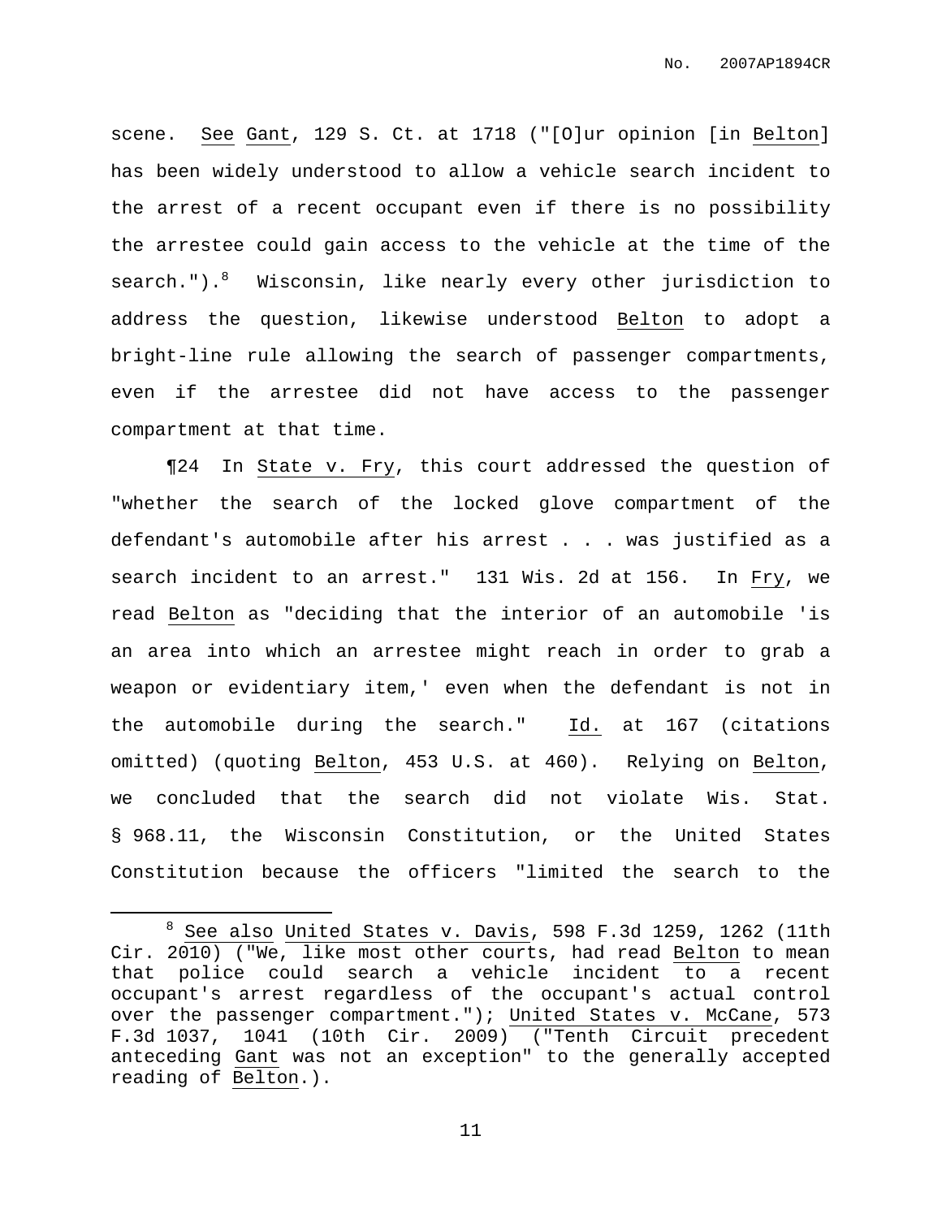scene. See Gant, 129 S. Ct. at 1718 ("[O]ur opinion [in Belton] has been widely understood to allow a vehicle search incident to the arrest of a recent occupant even if there is no possibility the arrestee could gain access to the vehicle at the time of the search.").[8] Wisconsin, like nearly every other jurisdiction to address the question, likewise understood Belton to adopt a bright-line rule allowing the search of passenger compartments, even if the arrestee did not have access to the passenger compartment at that time.

¶24 In State v. Fry, this court addressed the question of "whether the search of the locked glove compartment of the defendant's automobile after his arrest . . . was justified as a search incident to an arrest." 131 Wis. 2d at 156. In Fry, we read Belton as "deciding that the interior of an automobile 'is an area into which an arrestee might reach in order to grab a weapon or evidentiary item,' even when the defendant is not in the automobile during the search." Id. at 167 (citations omitted) (quoting Belton, 453 U.S. at 460). Relying on Belton, we concluded that the search did not violate Wis. Stat. § 968.11, the Wisconsin Constitution, or the United States Constitution because the officers "limited the search to the

---

[8] See also United States v. Davis, 598 F.3d 1259, 1262 (11th Cir. 2010) ("We, like most other courts, had read Belton to mean that police could search a vehicle incident to a recent occupant's arrest regardless of the occupant's actual control over the passenger compartment."); United States v. McCane, 573 F.3d 1037, 1041 (10th Cir. 2009) ("Tenth Circuit precedent anteceding Gant was not an exception" to the generally accepted reading of Belton.).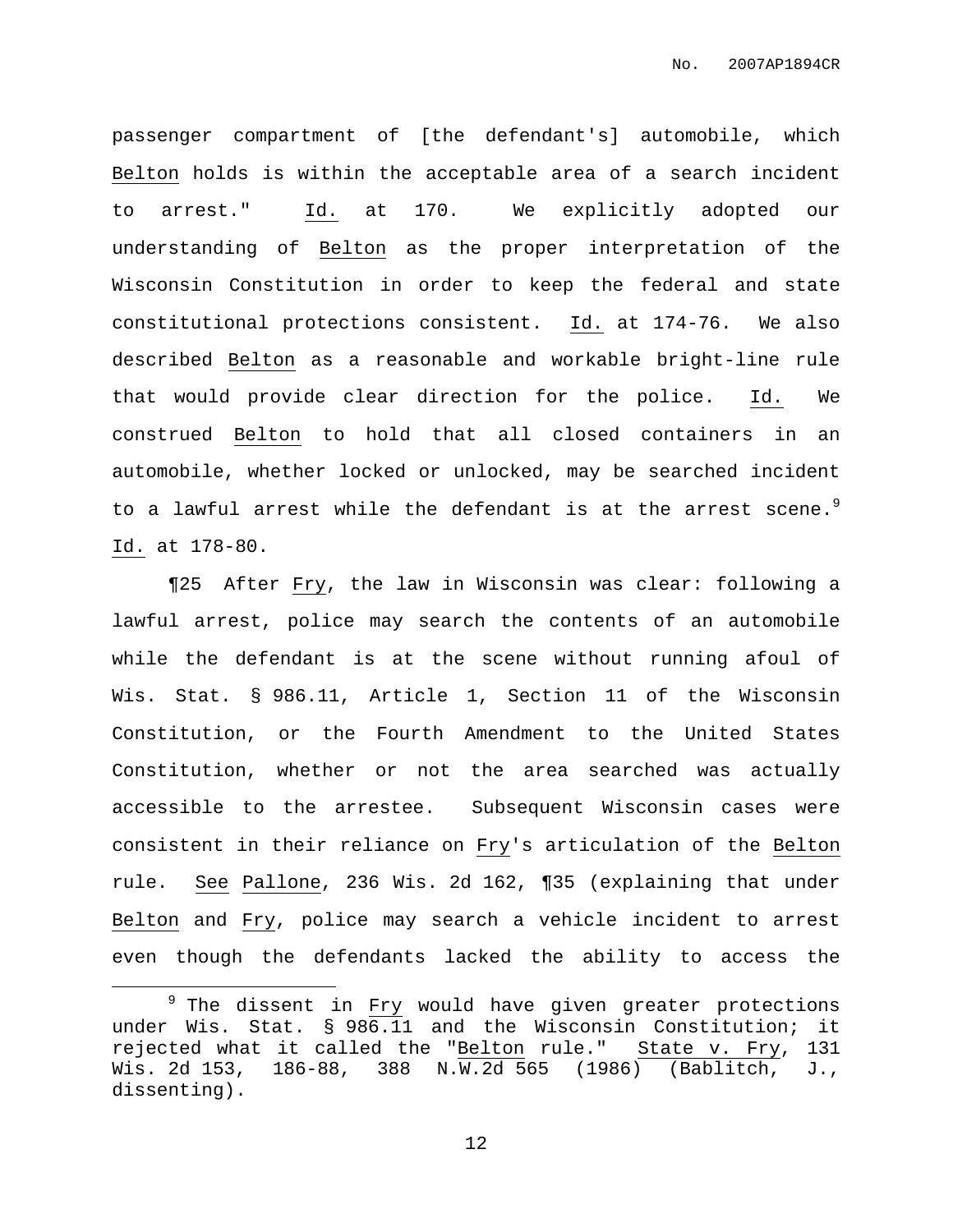passenger compartment of [the defendant's] automobile, which Belton holds is within the acceptable area of a search incident to arrest." Id. at 170. We explicitly adopted our understanding of Belton as the proper interpretation of the Wisconsin Constitution in order to keep the federal and state constitutional protections consistent. Id. at 174-76. We also described Belton as a reasonable and workable bright-line rule that would provide clear direction for the police. Id. We construed Belton to hold that all closed containers in an automobile, whether locked or unlocked, may be searched incident to a lawful arrest while the defendant is at the arrest scene.[9] Id. at 178-80.

¶25 After Fry, the law in Wisconsin was clear: following a lawful arrest, police may search the contents of an automobile while the defendant is at the scene without running afoul of Wis. Stat. § 986.11, Article 1, Section 11 of the Wisconsin Constitution, or the Fourth Amendment to the United States Constitution, whether or not the area searched was actually accessible to the arrestee. Subsequent Wisconsin cases were consistent in their reliance on Fry's articulation of the Belton rule. See Pallone, 236 Wis. 2d 162, ¶35 (explaining that under Belton and Fry, police may search a vehicle incident to arrest even though the defendants lacked the ability to access the

---

[9] The dissent in Fry would have given greater protections under Wis. Stat. § 986.11 and the Wisconsin Constitution; it rejected what it called the "Belton rule." State v. Fry, 131 Wis. 2d 153, 186-88, 388 N.W.2d 565 (1986) (Bablitch, J., dissenting).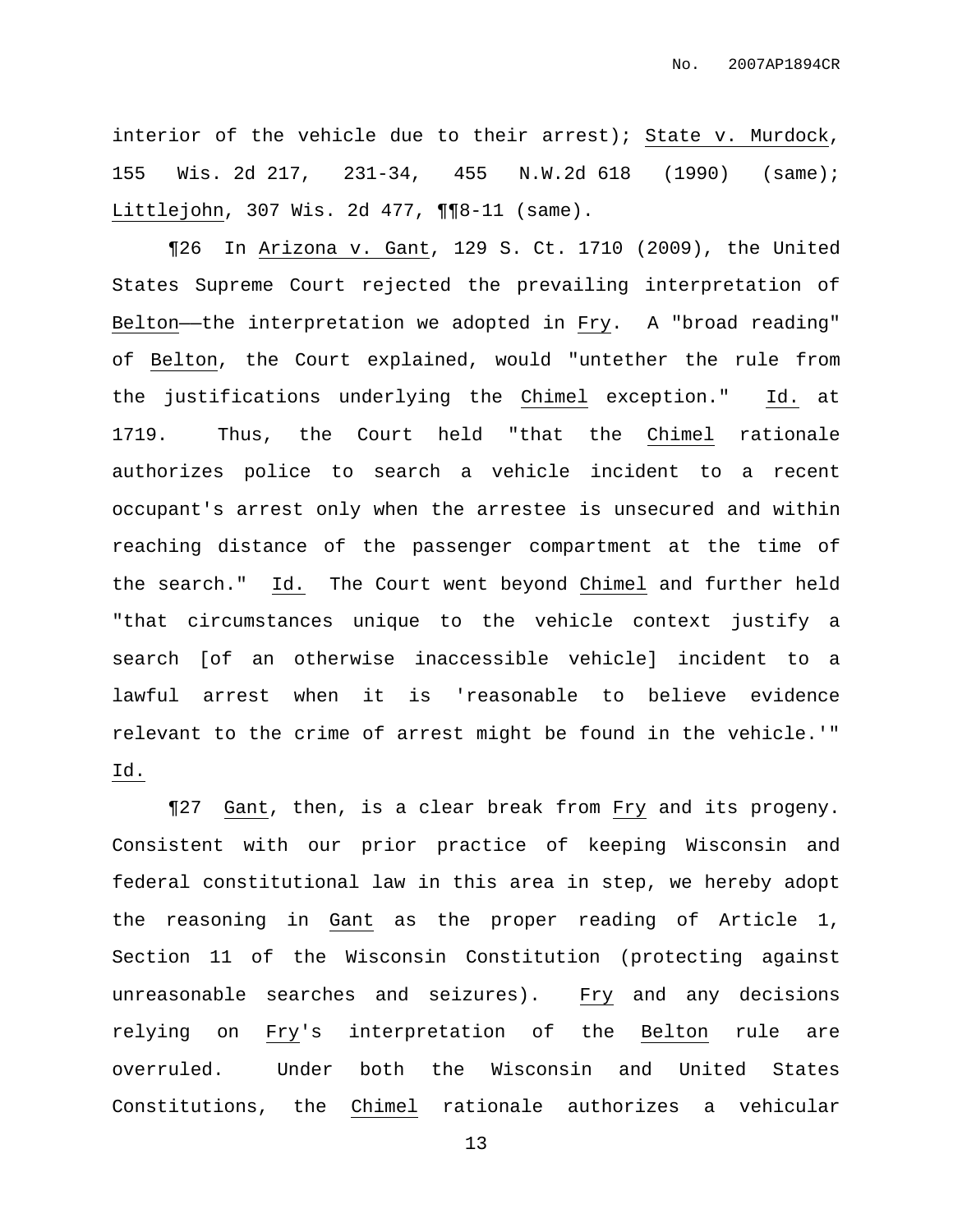interior of the vehicle due to their arrest); State v. Murdock, 155 Wis. 2d 217, 231-34, 455 N.W.2d 618 (1990) (same); Littlejohn, 307 Wis. 2d 477, ¶¶8-11 (same).

¶26 In Arizona v. Gant, 129 S. Ct. 1710 (2009), the United States Supreme Court rejected the prevailing interpretation of Belton——the interpretation we adopted in Fry. A "broad reading" of Belton, the Court explained, would "untether the rule from the justifications underlying the Chimel exception." Id. at 1719. Thus, the Court held "that the Chimel rationale authorizes police to search a vehicle incident to a recent occupant's arrest only when the arrestee is unsecured and within reaching distance of the passenger compartment at the time of the search." Id. The Court went beyond Chimel and further held "that circumstances unique to the vehicle context justify a search [of an otherwise inaccessible vehicle] incident to a lawful arrest when it is 'reasonable to believe evidence relevant to the crime of arrest might be found in the vehicle.'" Id.

¶27 Gant, then, is a clear break from Fry and its progeny. Consistent with our prior practice of keeping Wisconsin and federal constitutional law in this area in step, we hereby adopt the reasoning in Gant as the proper reading of Article 1, Section 11 of the Wisconsin Constitution (protecting against unreasonable searches and seizures). Fry and any decisions relying on Fry's interpretation of the Belton rule are overruled. Under both the Wisconsin and United States Constitutions, the Chimel rationale authorizes a vehicular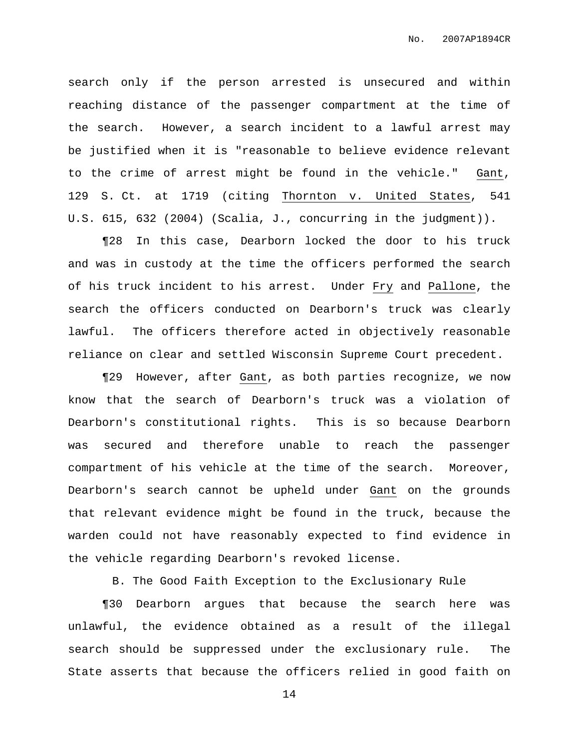search only if the person arrested is unsecured and within reaching distance of the passenger compartment at the time of the search. However, a search incident to a lawful arrest may be justified when it is "reasonable to believe evidence relevant to the crime of arrest might be found in the vehicle." Gant, 129 S. Ct. at 1719 (citing Thornton v. United States, 541 U.S. 615, 632 (2004) (Scalia, J., concurring in the judgment)).

¶28 In this case, Dearborn locked the door to his truck and was in custody at the time the officers performed the search of his truck incident to his arrest. Under Fry and Pallone, the search the officers conducted on Dearborn's truck was clearly lawful. The officers therefore acted in objectively reasonable reliance on clear and settled Wisconsin Supreme Court precedent.

¶29 However, after Gant, as both parties recognize, we now know that the search of Dearborn's truck was a violation of Dearborn's constitutional rights. This is so because Dearborn was secured and therefore unable to reach the passenger compartment of his vehicle at the time of the search. Moreover, Dearborn's search cannot be upheld under Gant on the grounds that relevant evidence might be found in the truck, because the warden could not have reasonably expected to find evidence in the vehicle regarding Dearborn's revoked license.

### B. The Good Faith Exception to the Exclusionary Rule

¶30 Dearborn argues that because the search here was unlawful, the evidence obtained as a result of the illegal search should be suppressed under the exclusionary rule. The State asserts that because the officers relied in good faith on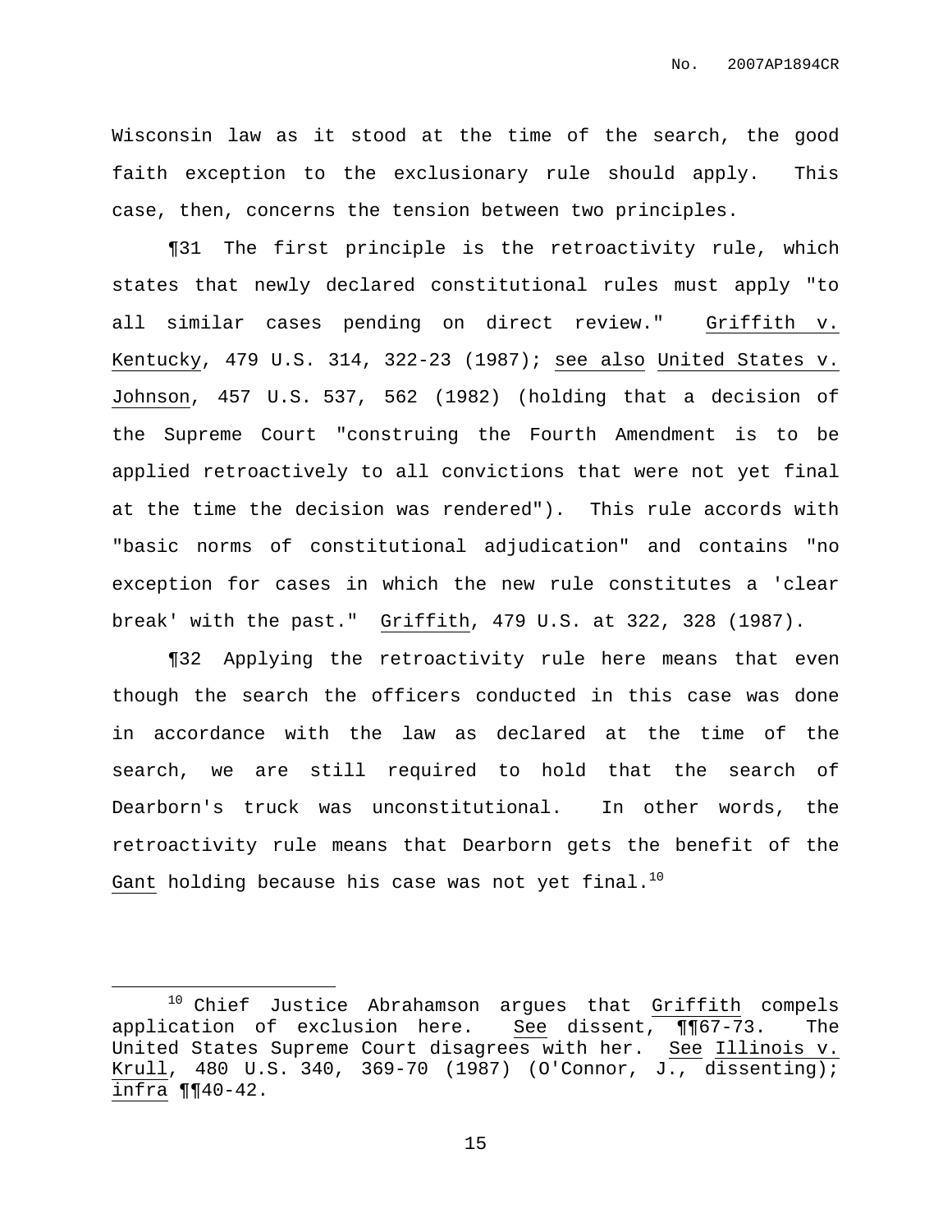Wisconsin law as it stood at the time of the search, the good faith exception to the exclusionary rule should apply. This case, then, concerns the tension between two principles.

¶31 The first principle is the retroactivity rule, which states that newly declared constitutional rules must apply "to all similar cases pending on direct review." Griffith v. Kentucky, 479 U.S. 314, 322-23 (1987); see also United States v. Johnson, 457 U.S. 537, 562 (1982) (holding that a decision of the Supreme Court "construing the Fourth Amendment is to be applied retroactively to all convictions that were not yet final at the time the decision was rendered"). This rule accords with "basic norms of constitutional adjudication" and contains "no exception for cases in which the new rule constitutes a 'clear break' with the past." Griffith, 479 U.S. at 322, 328 (1987).

¶32 Applying the retroactivity rule here means that even though the search the officers conducted in this case was done in accordance with the law as declared at the time of the search, we are still required to hold that the search of Dearborn's truck was unconstitutional. In other words, the retroactivity rule means that Dearborn gets the benefit of the Gant holding because his case was not yet final.[10]

[10] Chief Justice Abrahamson argues that Griffith compels application of exclusion here. See dissent, ¶¶67-73. The United States Supreme Court disagrees with her. See Illinois v. Krull, 480 U.S. 340, 369-70 (1987) (O'Connor, J., dissenting); infra ¶¶40-42.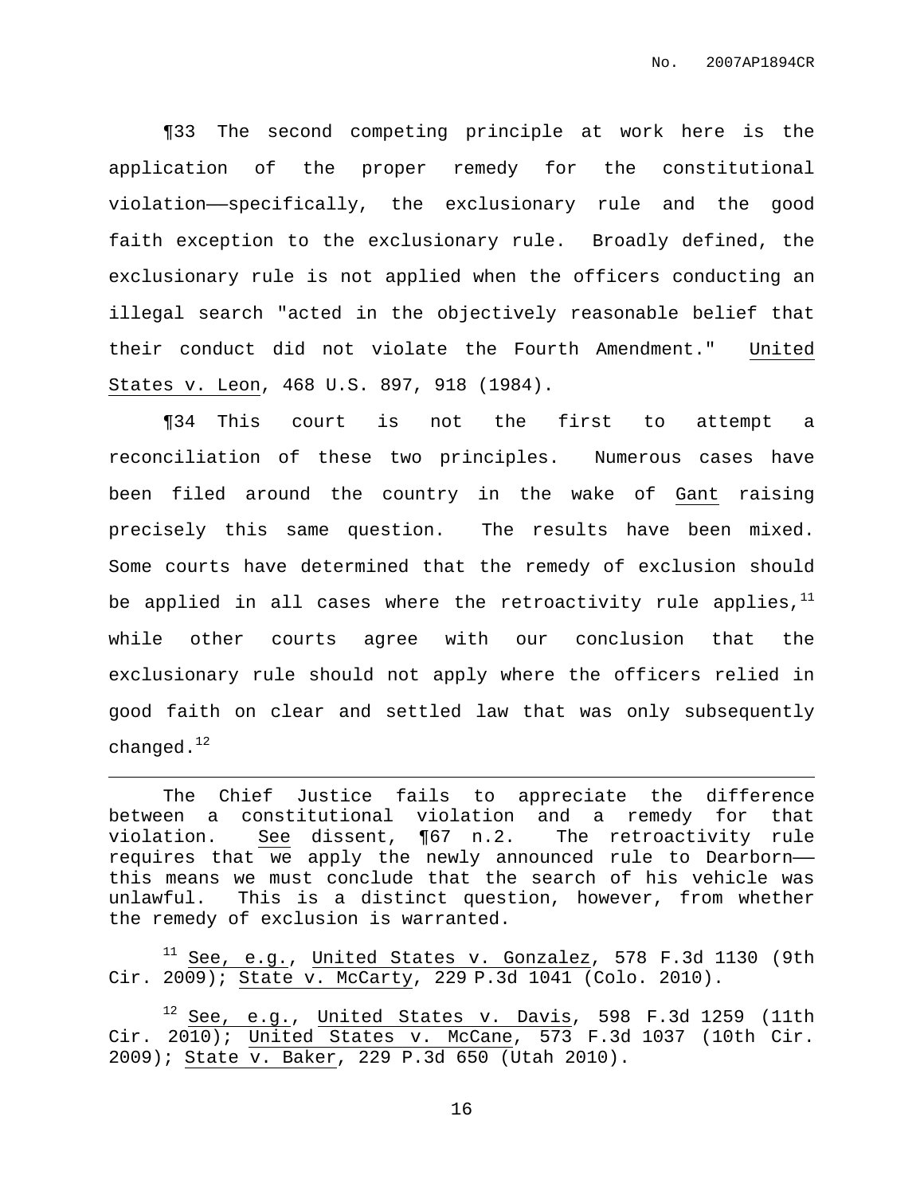¶33 The second competing principle at work here is the application of the proper remedy for the constitutional violation——specifically, the exclusionary rule and the good faith exception to the exclusionary rule. Broadly defined, the exclusionary rule is not applied when the officers conducting an illegal search "acted in the objectively reasonable belief that their conduct did not violate the Fourth Amendment." United States v. Leon, 468 U.S. 897, 918 (1984).

¶34 This court is not the first to attempt a reconciliation of these two principles. Numerous cases have been filed around the country in the wake of Gant raising precisely this same question. The results have been mixed. Some courts have determined that the remedy of exclusion should be applied in all cases where the retroactivity rule applies,[11] while other courts agree with our conclusion that the exclusionary rule should not apply where the officers relied in good faith on clear and settled law that was only subsequently changed.[12]

---

The Chief Justice fails to appreciate the difference between a constitutional violation and a remedy for that violation. See dissent, ¶67 n.2. The retroactivity rule requires that we apply the newly announced rule to Dearborn—— this means we must conclude that the search of his vehicle was unlawful. This is a distinct question, however, from whether the remedy of exclusion is warranted.

[11] See, e.g., United States v. Gonzalez, 578 F.3d 1130 (9th Cir. 2009); State v. McCarty, 229 P.3d 1041 (Colo. 2010).

[12] See, e.g., United States v. Davis, 598 F.3d 1259 (11th Cir. 2010); United States v. McCane, 573 F.3d 1037 (10th Cir. 2009); State v. Baker, 229 P.3d 650 (Utah 2010).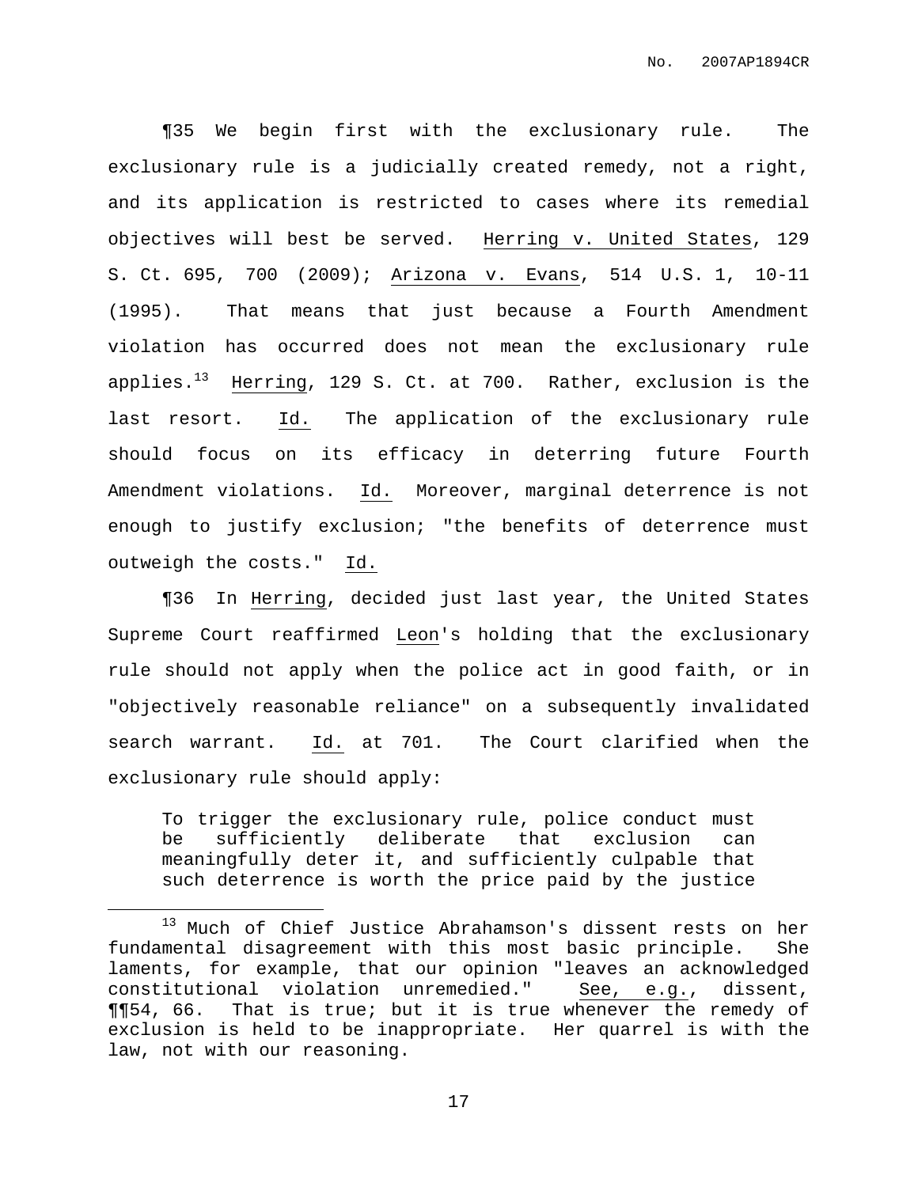¶35 We begin first with the exclusionary rule. The exclusionary rule is a judicially created remedy, not a right, and its application is restricted to cases where its remedial objectives will best be served. Herring v. United States, 129 S. Ct. 695, 700 (2009); Arizona v. Evans, 514 U.S. 1, 10-11 (1995). That means that just because a Fourth Amendment violation has occurred does not mean the exclusionary rule applies.[13] Herring, 129 S. Ct. at 700. Rather, exclusion is the last resort. Id. The application of the exclusionary rule should focus on its efficacy in deterring future Fourth Amendment violations. Id. Moreover, marginal deterrence is not enough to justify exclusion; "the benefits of deterrence must outweigh the costs." Id.

¶36 In Herring, decided just last year, the United States Supreme Court reaffirmed Leon's holding that the exclusionary rule should not apply when the police act in good faith, or in "objectively reasonable reliance" on a subsequently invalidated search warrant. Id. at 701. The Court clarified when the exclusionary rule should apply:

> To trigger the exclusionary rule, police conduct must be sufficiently deliberate that exclusion can meaningfully deter it, and sufficiently culpable that such deterrence is worth the price paid by the justice

---

[13] Much of Chief Justice Abrahamson's dissent rests on her fundamental disagreement with this most basic principle. She laments, for example, that our opinion "leaves an acknowledged constitutional violation unremedied." See, e.g., dissent, ¶¶54, 66. That is true; but it is true whenever the remedy of exclusion is held to be inappropriate. Her quarrel is with the law, not with our reasoning.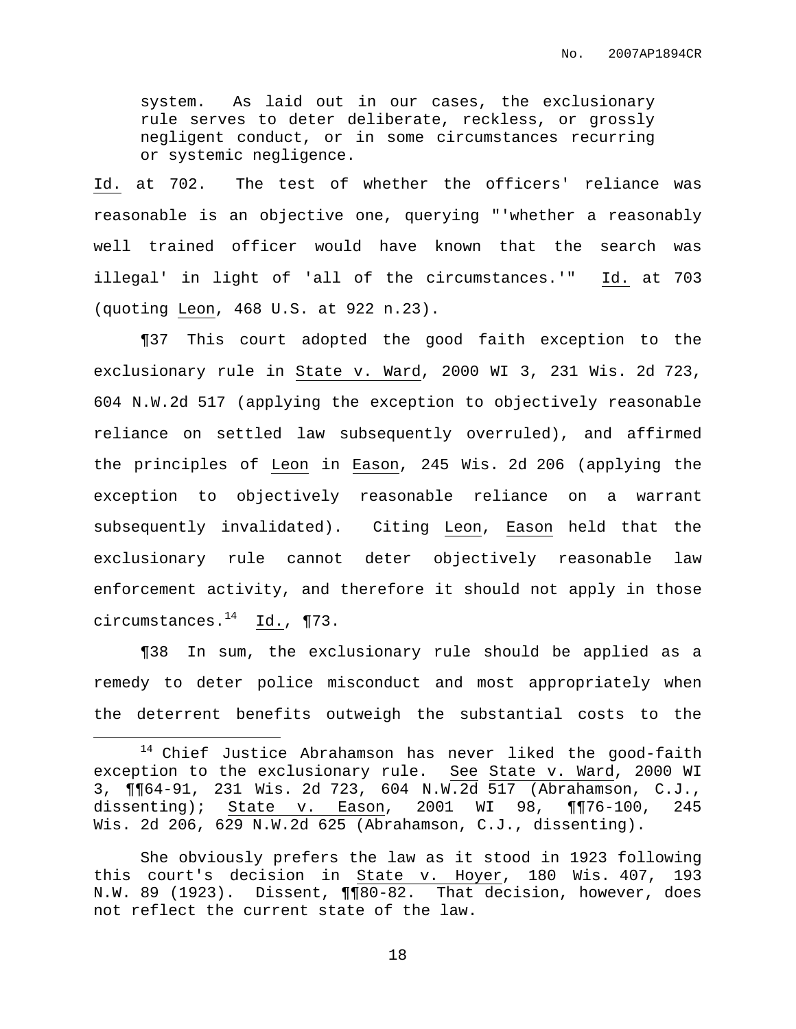> system. As laid out in our cases, the exclusionary rule serves to deter deliberate, reckless, or grossly negligent conduct, or in some circumstances recurring or systemic negligence.

Id. at 702. The test of whether the officers' reliance was reasonable is an objective one, querying "'whether a reasonably well trained officer would have known that the search was illegal' in light of 'all of the circumstances.'" Id. at 703 (quoting Leon, 468 U.S. at 922 n.23).

¶37 This court adopted the good faith exception to the exclusionary rule in State v. Ward, 2000 WI 3, 231 Wis. 2d 723, 604 N.W.2d 517 (applying the exception to objectively reasonable reliance on settled law subsequently overruled), and affirmed the principles of Leon in Eason, 245 Wis. 2d 206 (applying the exception to objectively reasonable reliance on a warrant subsequently invalidated). Citing Leon, Eason held that the exclusionary rule cannot deter objectively reasonable law enforcement activity, and therefore it should not apply in those circumstances.[14] Id., ¶73.

¶38 In sum, the exclusionary rule should be applied as a remedy to deter police misconduct and most appropriately when the deterrent benefits outweigh the substantial costs to the

---

[14] Chief Justice Abrahamson has never liked the good-faith exception to the exclusionary rule. See State v. Ward, 2000 WI 3, ¶¶64-91, 231 Wis. 2d 723, 604 N.W.2d 517 (Abrahamson, C.J., dissenting); State v. Eason, 2001 WI 98, ¶¶76-100, 245 Wis. 2d 206, 629 N.W.2d 625 (Abrahamson, C.J., dissenting).

She obviously prefers the law as it stood in 1923 following this court's decision in State v. Hoyer, 180 Wis. 407, 193 N.W. 89 (1923). Dissent, ¶¶80-82. That decision, however, does not reflect the current state of the law.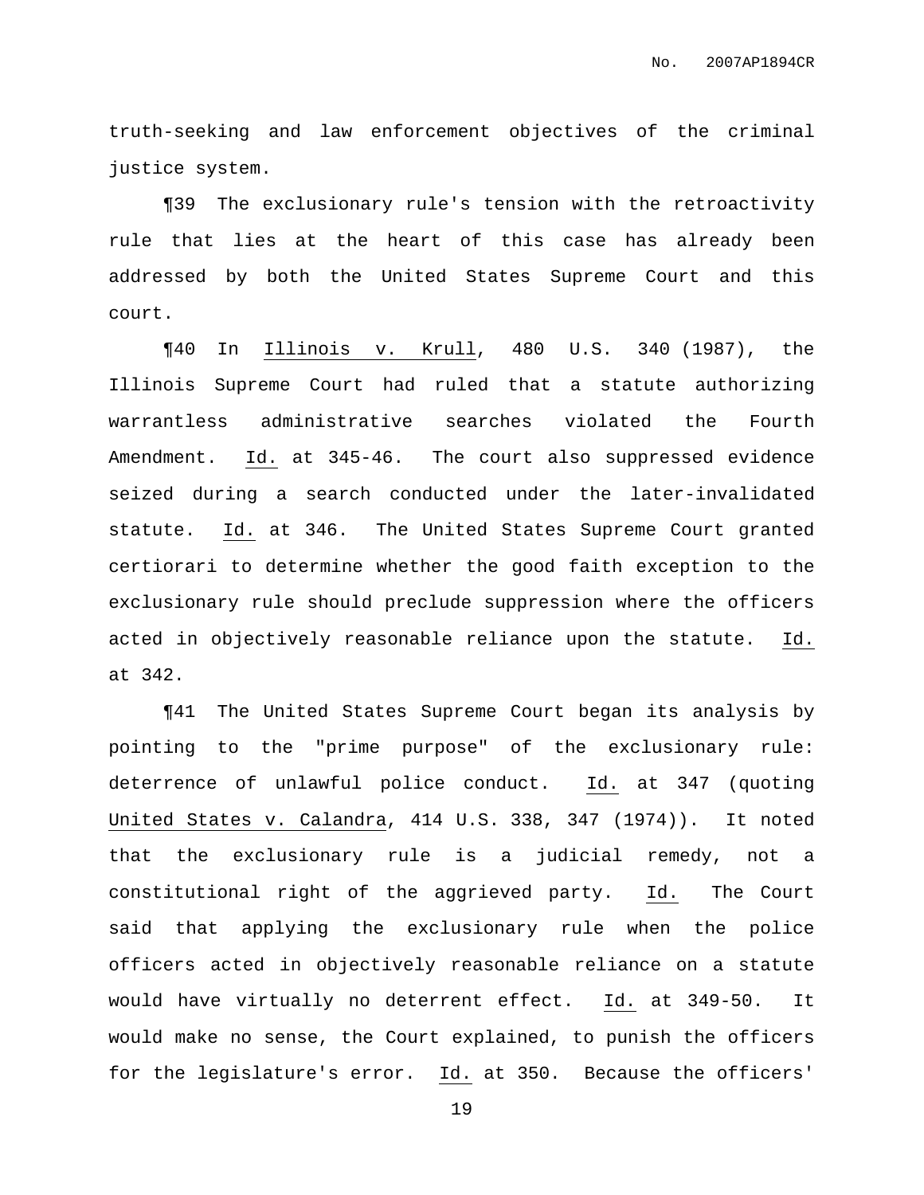truth-seeking and law enforcement objectives of the criminal justice system.

¶39 The exclusionary rule's tension with the retroactivity rule that lies at the heart of this case has already been addressed by both the United States Supreme Court and this court.

¶40 In Illinois v. Krull, 480 U.S. 340 (1987), the Illinois Supreme Court had ruled that a statute authorizing warrantless administrative searches violated the Fourth Amendment. Id. at 345-46. The court also suppressed evidence seized during a search conducted under the later-invalidated statute. Id. at 346. The United States Supreme Court granted certiorari to determine whether the good faith exception to the exclusionary rule should preclude suppression where the officers acted in objectively reasonable reliance upon the statute. Id. at 342.

¶41 The United States Supreme Court began its analysis by pointing to the "prime purpose" of the exclusionary rule: deterrence of unlawful police conduct. Id. at 347 (quoting United States v. Calandra, 414 U.S. 338, 347 (1974)). It noted that the exclusionary rule is a judicial remedy, not a constitutional right of the aggrieved party. Id. The Court said that applying the exclusionary rule when the police officers acted in objectively reasonable reliance on a statute would have virtually no deterrent effect. Id. at 349-50. It would make no sense, the Court explained, to punish the officers for the legislature's error. Id. at 350. Because the officers'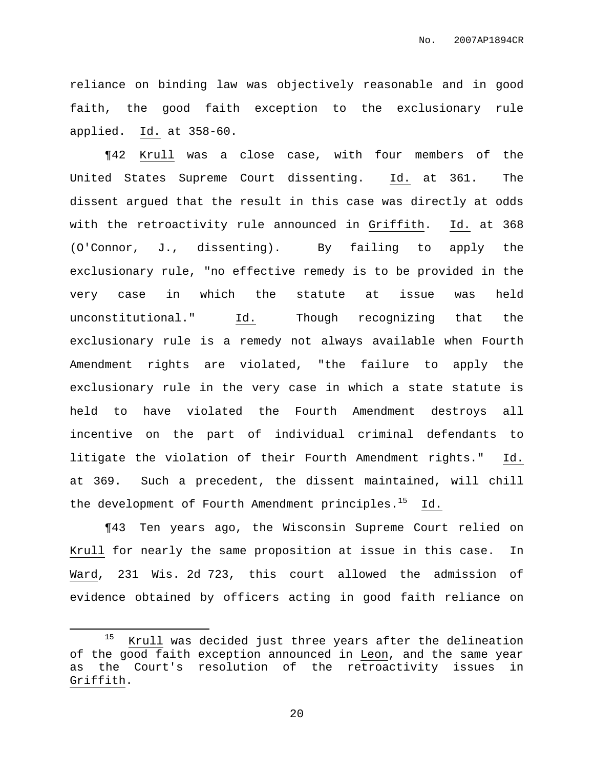reliance on binding law was objectively reasonable and in good faith, the good faith exception to the exclusionary rule applied. Id. at 358-60.

¶42 Krull was a close case, with four members of the United States Supreme Court dissenting. Id. at 361. The dissent argued that the result in this case was directly at odds with the retroactivity rule announced in Griffith. Id. at 368 (O'Connor, J., dissenting). By failing to apply the exclusionary rule, "no effective remedy is to be provided in the very case in which the statute at issue was held unconstitutional." Id. Though recognizing that the exclusionary rule is a remedy not always available when Fourth Amendment rights are violated, "the failure to apply the exclusionary rule in the very case in which a state statute is held to have violated the Fourth Amendment destroys all incentive on the part of individual criminal defendants to litigate the violation of their Fourth Amendment rights." Id. at 369. Such a precedent, the dissent maintained, will chill the development of Fourth Amendment principles.[15] Id.

¶43 Ten years ago, the Wisconsin Supreme Court relied on Krull for nearly the same proposition at issue in this case. In Ward, 231 Wis. 2d 723, this court allowed the admission of evidence obtained by officers acting in good faith reliance on

---

[15] Krull was decided just three years after the delineation of the good faith exception announced in Leon, and the same year as the Court's resolution of the retroactivity issues in Griffith.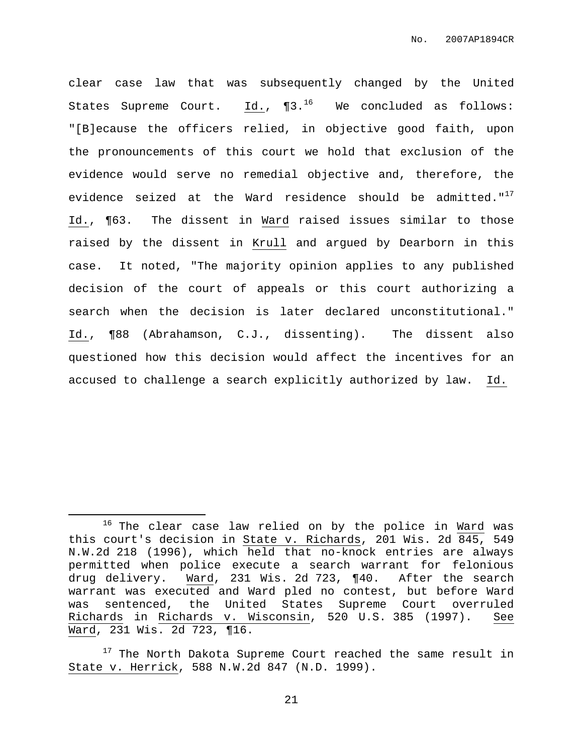clear case law that was subsequently changed by the United States Supreme Court. Id., ¶3.[16] We concluded as follows: "[B]ecause the officers relied, in objective good faith, upon the pronouncements of this court we hold that exclusion of the evidence would serve no remedial objective and, therefore, the evidence seized at the Ward residence should be admitted."[17] Id., ¶63. The dissent in Ward raised issues similar to those raised by the dissent in Krull and argued by Dearborn in this case. It noted, "The majority opinion applies to any published decision of the court of appeals or this court authorizing a search when the decision is later declared unconstitutional." Id., ¶88 (Abrahamson, C.J., dissenting). The dissent also questioned how this decision would affect the incentives for an accused to challenge a search explicitly authorized by law. Id.

---

[16] The clear case law relied on by the police in Ward was this court's decision in State v. Richards, 201 Wis. 2d 845, 549 N.W.2d 218 (1996), which held that no-knock entries are always permitted when police execute a search warrant for felonious drug delivery. Ward, 231 Wis. 2d 723, ¶40. After the search warrant was executed and Ward pled no contest, but before Ward was sentenced, the United States Supreme Court overruled Richards in Richards v. Wisconsin, 520 U.S. 385 (1997). See Ward, 231 Wis. 2d 723, ¶16.

[17] The North Dakota Supreme Court reached the same result in State v. Herrick, 588 N.W.2d 847 (N.D. 1999).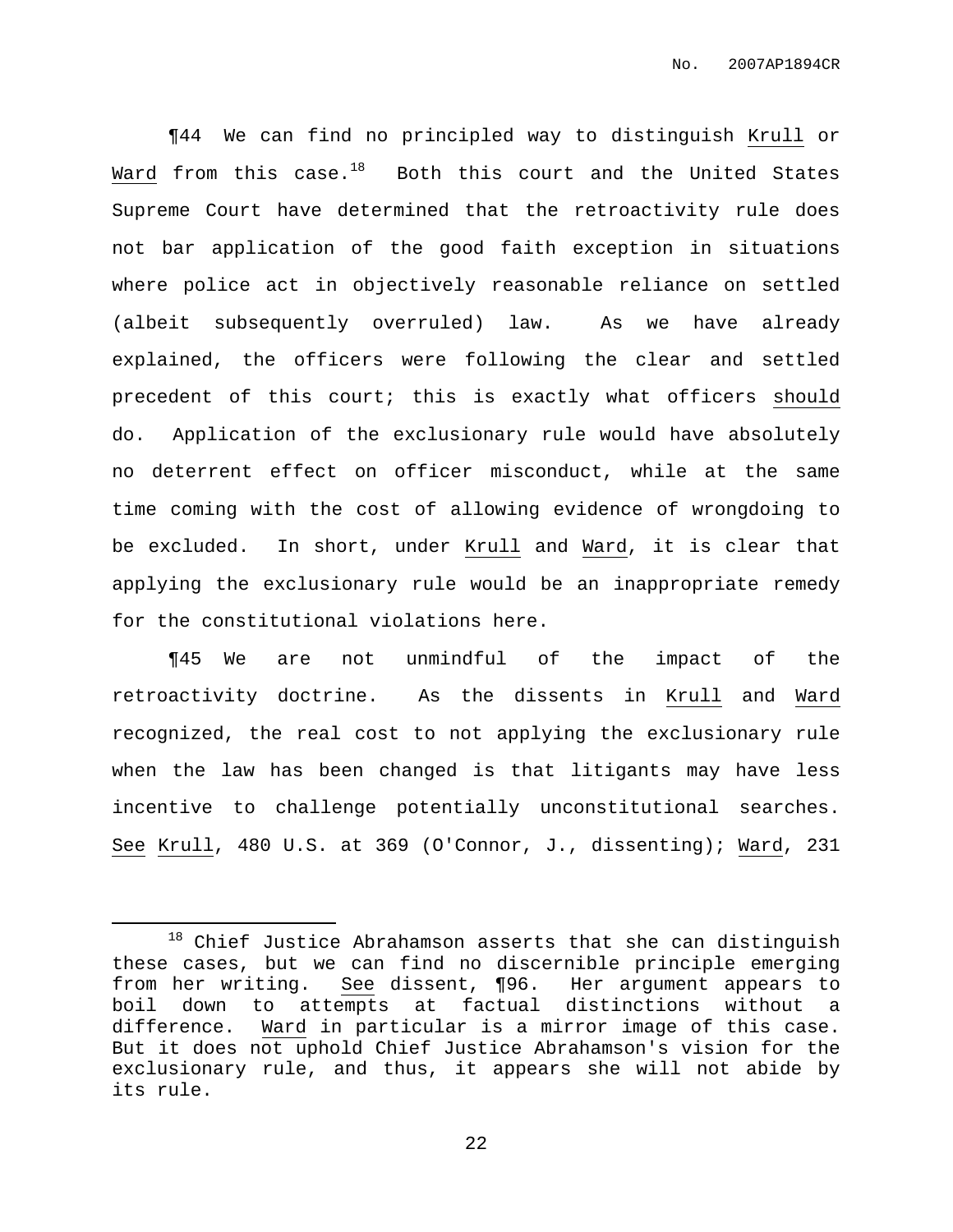¶44 We can find no principled way to distinguish Krull or Ward from this case.[18] Both this court and the United States Supreme Court have determined that the retroactivity rule does not bar application of the good faith exception in situations where police act in objectively reasonable reliance on settled (albeit subsequently overruled) law. As we have already explained, the officers were following the clear and settled precedent of this court; this is exactly what officers should do. Application of the exclusionary rule would have absolutely no deterrent effect on officer misconduct, while at the same time coming with the cost of allowing evidence of wrongdoing to be excluded. In short, under Krull and Ward, it is clear that applying the exclusionary rule would be an inappropriate remedy for the constitutional violations here.

¶45 We are not unmindful of the impact of the retroactivity doctrine. As the dissents in Krull and Ward recognized, the real cost to not applying the exclusionary rule when the law has been changed is that litigants may have less incentive to challenge potentially unconstitutional searches. See Krull, 480 U.S. at 369 (O'Connor, J., dissenting); Ward, 231

---

[18] Chief Justice Abrahamson asserts that she can distinguish these cases, but we can find no discernible principle emerging from her writing. See dissent, ¶96. Her argument appears to boil down to attempts at factual distinctions without a difference. Ward in particular is a mirror image of this case. But it does not uphold Chief Justice Abrahamson's vision for the exclusionary rule, and thus, it appears she will not abide by its rule.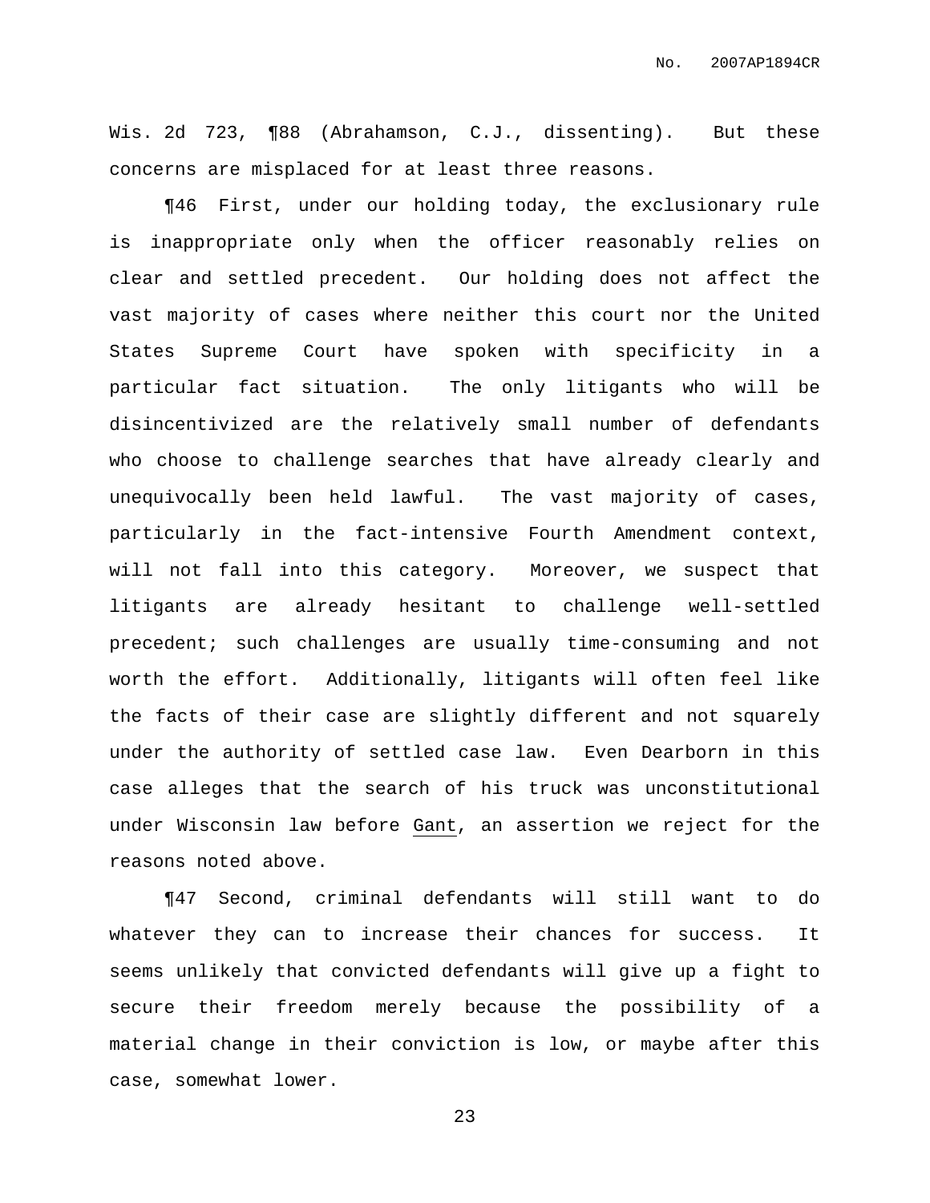Wis. 2d 723, ¶88 (Abrahamson, C.J., dissenting). But these concerns are misplaced for at least three reasons.

¶46 First, under our holding today, the exclusionary rule is inappropriate only when the officer reasonably relies on clear and settled precedent. Our holding does not affect the vast majority of cases where neither this court nor the United States Supreme Court have spoken with specificity in a particular fact situation. The only litigants who will be disincentivized are the relatively small number of defendants who choose to challenge searches that have already clearly and unequivocally been held lawful. The vast majority of cases, particularly in the fact-intensive Fourth Amendment context, will not fall into this category. Moreover, we suspect that litigants are already hesitant to challenge well-settled precedent; such challenges are usually time-consuming and not worth the effort. Additionally, litigants will often feel like the facts of their case are slightly different and not squarely under the authority of settled case law. Even Dearborn in this case alleges that the search of his truck was unconstitutional under Wisconsin law before Gant, an assertion we reject for the reasons noted above.

¶47 Second, criminal defendants will still want to do whatever they can to increase their chances for success. It seems unlikely that convicted defendants will give up a fight to secure their freedom merely because the possibility of a material change in their conviction is low, or maybe after this case, somewhat lower.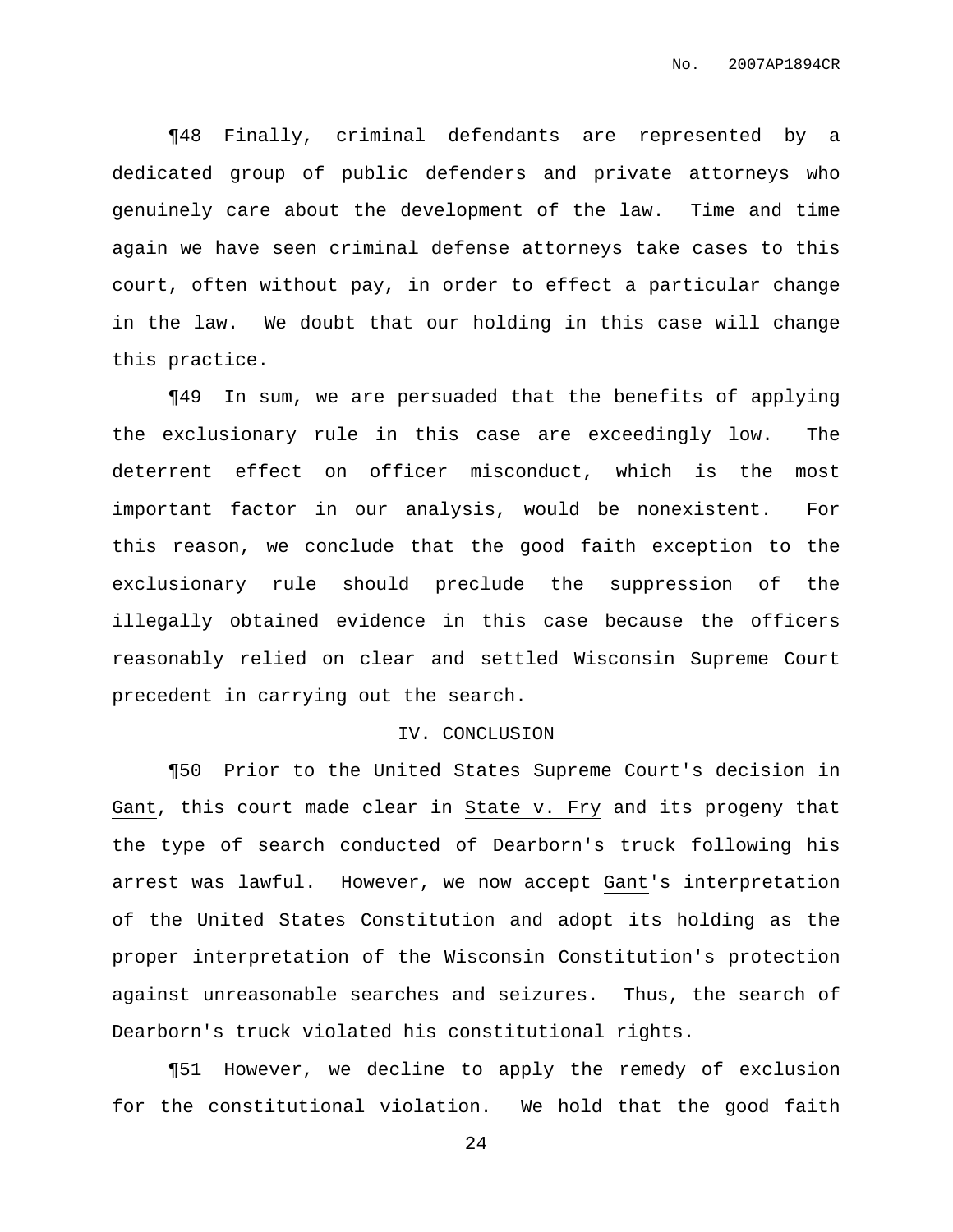¶48 Finally, criminal defendants are represented by a dedicated group of public defenders and private attorneys who genuinely care about the development of the law. Time and time again we have seen criminal defense attorneys take cases to this court, often without pay, in order to effect a particular change in the law. We doubt that our holding in this case will change this practice.

¶49 In sum, we are persuaded that the benefits of applying the exclusionary rule in this case are exceedingly low. The deterrent effect on officer misconduct, which is the most important factor in our analysis, would be nonexistent. For this reason, we conclude that the good faith exception to the exclusionary rule should preclude the suppression of the illegally obtained evidence in this case because the officers reasonably relied on clear and settled Wisconsin Supreme Court precedent in carrying out the search.

## IV. CONCLUSION

¶50 Prior to the United States Supreme Court's decision in Gant, this court made clear in State v. Fry and its progeny that the type of search conducted of Dearborn's truck following his arrest was lawful. However, we now accept Gant's interpretation of the United States Constitution and adopt its holding as the proper interpretation of the Wisconsin Constitution's protection against unreasonable searches and seizures. Thus, the search of Dearborn's truck violated his constitutional rights.

¶51 However, we decline to apply the remedy of exclusion for the constitutional violation. We hold that the good faith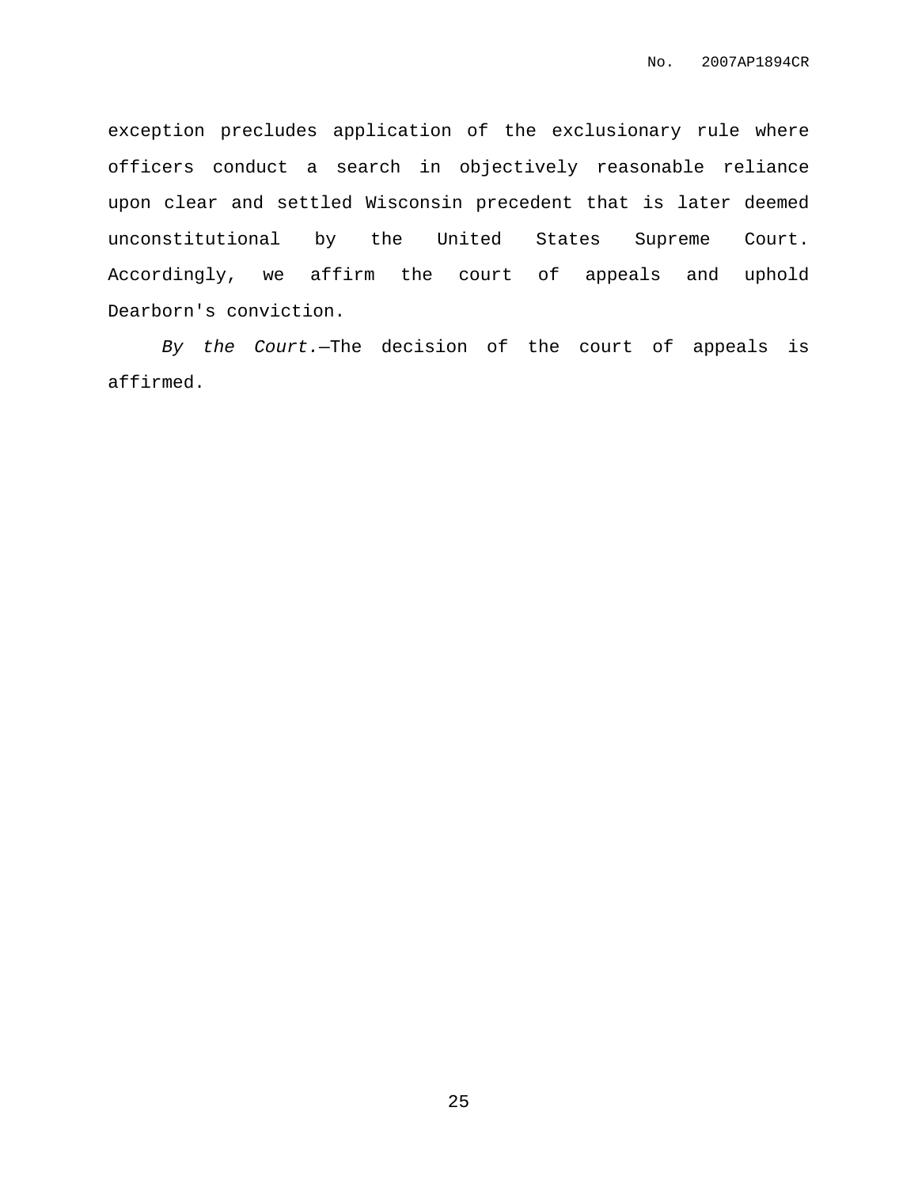exception precludes application of the exclusionary rule where officers conduct a search in objectively reasonable reliance upon clear and settled Wisconsin precedent that is later deemed unconstitutional by the United States Supreme Court. Accordingly, we affirm the court of appeals and uphold Dearborn's conviction.

*By the Court.*—The decision of the court of appeals is affirmed.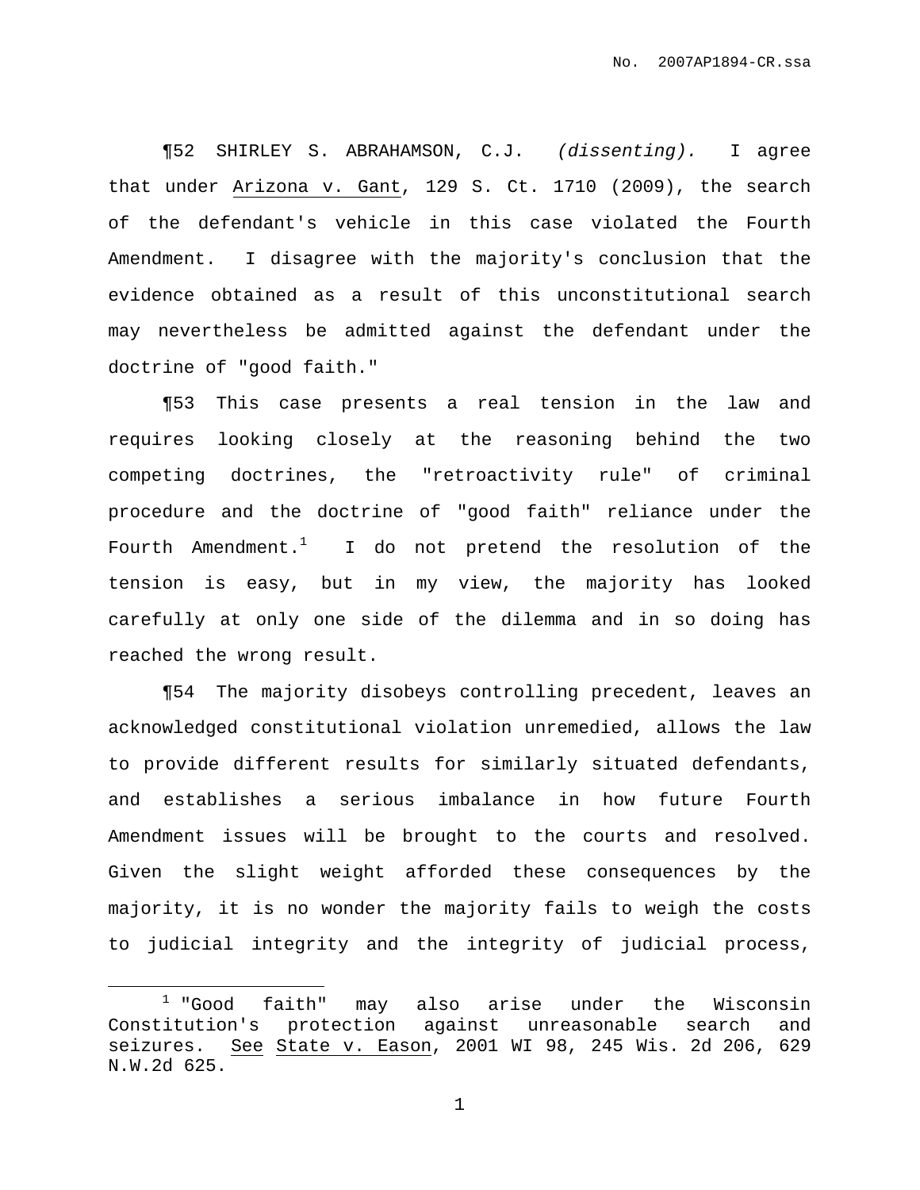¶52 SHIRLEY S. ABRAHAMSON, C.J. *(dissenting).* I agree that under Arizona v. Gant, 129 S. Ct. 1710 (2009), the search of the defendant's vehicle in this case violated the Fourth Amendment. I disagree with the majority's conclusion that the evidence obtained as a result of this unconstitutional search may nevertheless be admitted against the defendant under the doctrine of "good faith."

¶53 This case presents a real tension in the law and requires looking closely at the reasoning behind the two competing doctrines, the "retroactivity rule" of criminal procedure and the doctrine of "good faith" reliance under the Fourth Amendment.[1] I do not pretend the resolution of the tension is easy, but in my view, the majority has looked carefully at only one side of the dilemma and in so doing has reached the wrong result.

¶54 The majority disobeys controlling precedent, leaves an acknowledged constitutional violation unremedied, allows the law to provide different results for similarly situated defendants, and establishes a serious imbalance in how future Fourth Amendment issues will be brought to the courts and resolved. Given the slight weight afforded these consequences by the majority, it is no wonder the majority fails to weigh the costs to judicial integrity and the integrity of judicial process,

---

[1] "Good faith" may also arise under the Wisconsin Constitution's protection against unreasonable search and seizures. See State v. Eason, 2001 WI 98, 245 Wis. 2d 206, 629 N.W.2d 625.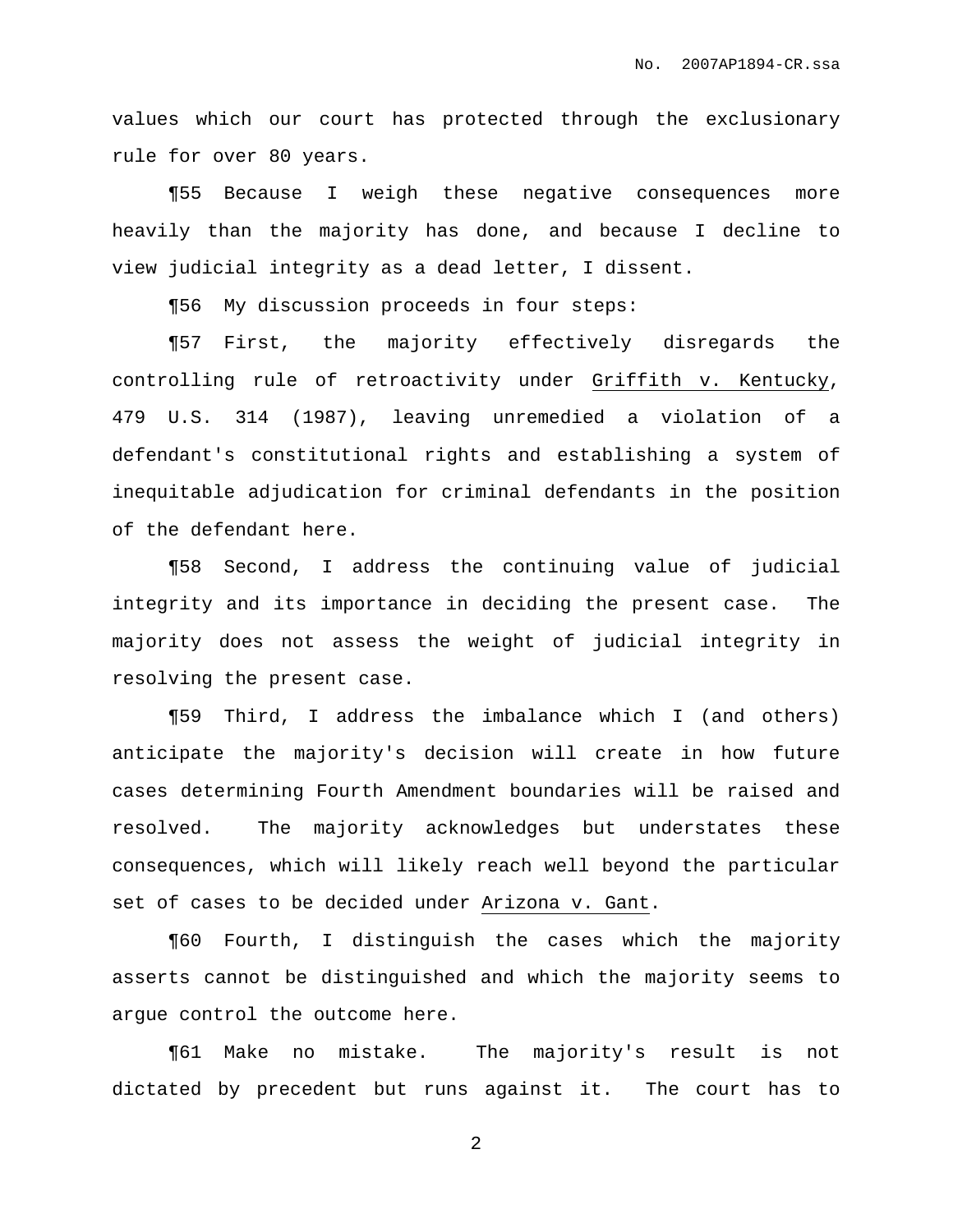values which our court has protected through the exclusionary rule for over 80 years.

¶55 Because I weigh these negative consequences more heavily than the majority has done, and because I decline to view judicial integrity as a dead letter, I dissent.

¶56 My discussion proceeds in four steps:

¶57 First, the majority effectively disregards the controlling rule of retroactivity under Griffith v. Kentucky, 479 U.S. 314 (1987), leaving unremedied a violation of a defendant's constitutional rights and establishing a system of inequitable adjudication for criminal defendants in the position of the defendant here.

¶58 Second, I address the continuing value of judicial integrity and its importance in deciding the present case. The majority does not assess the weight of judicial integrity in resolving the present case.

¶59 Third, I address the imbalance which I (and others) anticipate the majority's decision will create in how future cases determining Fourth Amendment boundaries will be raised and resolved. The majority acknowledges but understates these consequences, which will likely reach well beyond the particular set of cases to be decided under Arizona v. Gant.

¶60 Fourth, I distinguish the cases which the majority asserts cannot be distinguished and which the majority seems to argue control the outcome here.

¶61 Make no mistake. The majority's result is not dictated by precedent but runs against it. The court has to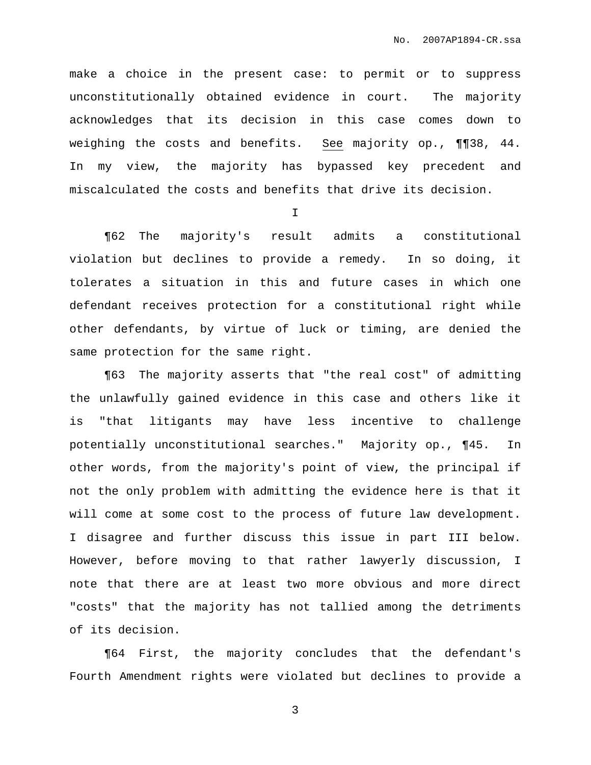make a choice in the present case: to permit or to suppress unconstitutionally obtained evidence in court. The majority acknowledges that its decision in this case comes down to weighing the costs and benefits. See majority op., ¶¶38, 44. In my view, the majority has bypassed key precedent and miscalculated the costs and benefits that drive its decision.

I

¶62 The majority's result admits a constitutional violation but declines to provide a remedy. In so doing, it tolerates a situation in this and future cases in which one defendant receives protection for a constitutional right while other defendants, by virtue of luck or timing, are denied the same protection for the same right.

¶63 The majority asserts that "the real cost" of admitting the unlawfully gained evidence in this case and others like it is "that litigants may have less incentive to challenge potentially unconstitutional searches." Majority op., ¶45. In other words, from the majority's point of view, the principal if not the only problem with admitting the evidence here is that it will come at some cost to the process of future law development. I disagree and further discuss this issue in part III below. However, before moving to that rather lawyerly discussion, I note that there are at least two more obvious and more direct "costs" that the majority has not tallied among the detriments of its decision.

¶64 First, the majority concludes that the defendant's Fourth Amendment rights were violated but declines to provide a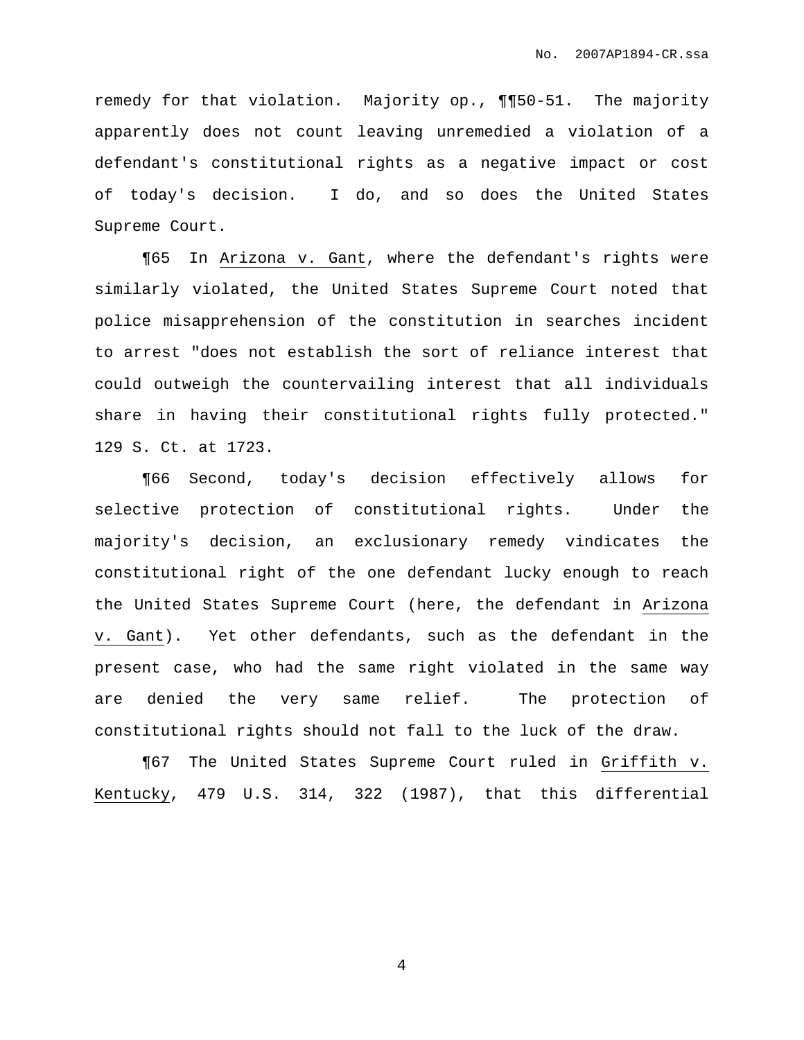remedy for that violation. Majority op., ¶¶50-51. The majority apparently does not count leaving unremedied a violation of a defendant's constitutional rights as a negative impact or cost of today's decision. I do, and so does the United States Supreme Court.

¶65 In Arizona v. Gant, where the defendant's rights were similarly violated, the United States Supreme Court noted that police misapprehension of the constitution in searches incident to arrest "does not establish the sort of reliance interest that could outweigh the countervailing interest that all individuals share in having their constitutional rights fully protected." 129 S. Ct. at 1723.

¶66 Second, today's decision effectively allows for selective protection of constitutional rights. Under the majority's decision, an exclusionary remedy vindicates the constitutional right of the one defendant lucky enough to reach the United States Supreme Court (here, the defendant in Arizona v. Gant). Yet other defendants, such as the defendant in the present case, who had the same right violated in the same way are denied the very same relief. The protection of constitutional rights should not fall to the luck of the draw.

¶67 The United States Supreme Court ruled in Griffith v. Kentucky, 479 U.S. 314, 322 (1987), that this differential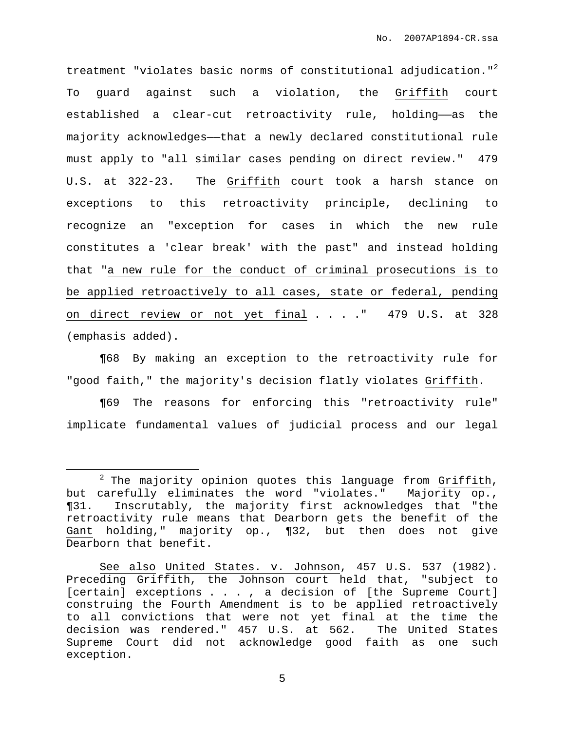treatment "violates basic norms of constitutional adjudication."[2] To guard against such a violation, the Griffith court established a clear-cut retroactivity rule, holding——as the majority acknowledges——that a newly declared constitutional rule must apply to "all similar cases pending on direct review." 479 U.S. at 322-23. The Griffith court took a harsh stance on exceptions to this retroactivity principle, declining to recognize an "exception for cases in which the new rule constitutes a 'clear break' with the past" and instead holding that "<u>a new rule for the conduct of criminal prosecutions is to be applied retroactively to all cases, state or federal, pending on direct review or not yet final</u> . . . ." 479 U.S. at 328 (emphasis added).

¶68 By making an exception to the retroactivity rule for "good faith," the majority's decision flatly violates Griffith.

¶69 The reasons for enforcing this "retroactivity rule" implicate fundamental values of judicial process and our legal

---

[2] The majority opinion quotes this language from Griffith, but carefully eliminates the word "violates." Majority op., ¶31. Inscrutably, the majority first acknowledges that "the retroactivity rule means that Dearborn gets the benefit of the Gant holding," majority op., ¶32, but then does not give Dearborn that benefit.

See also United States. v. Johnson, 457 U.S. 537 (1982). Preceding Griffith, the Johnson court held that, "subject to [certain] exceptions . . . , a decision of [the Supreme Court] construing the Fourth Amendment is to be applied retroactively to all convictions that were not yet final at the time the decision was rendered." 457 U.S. at 562. The United States Supreme Court did not acknowledge good faith as one such exception.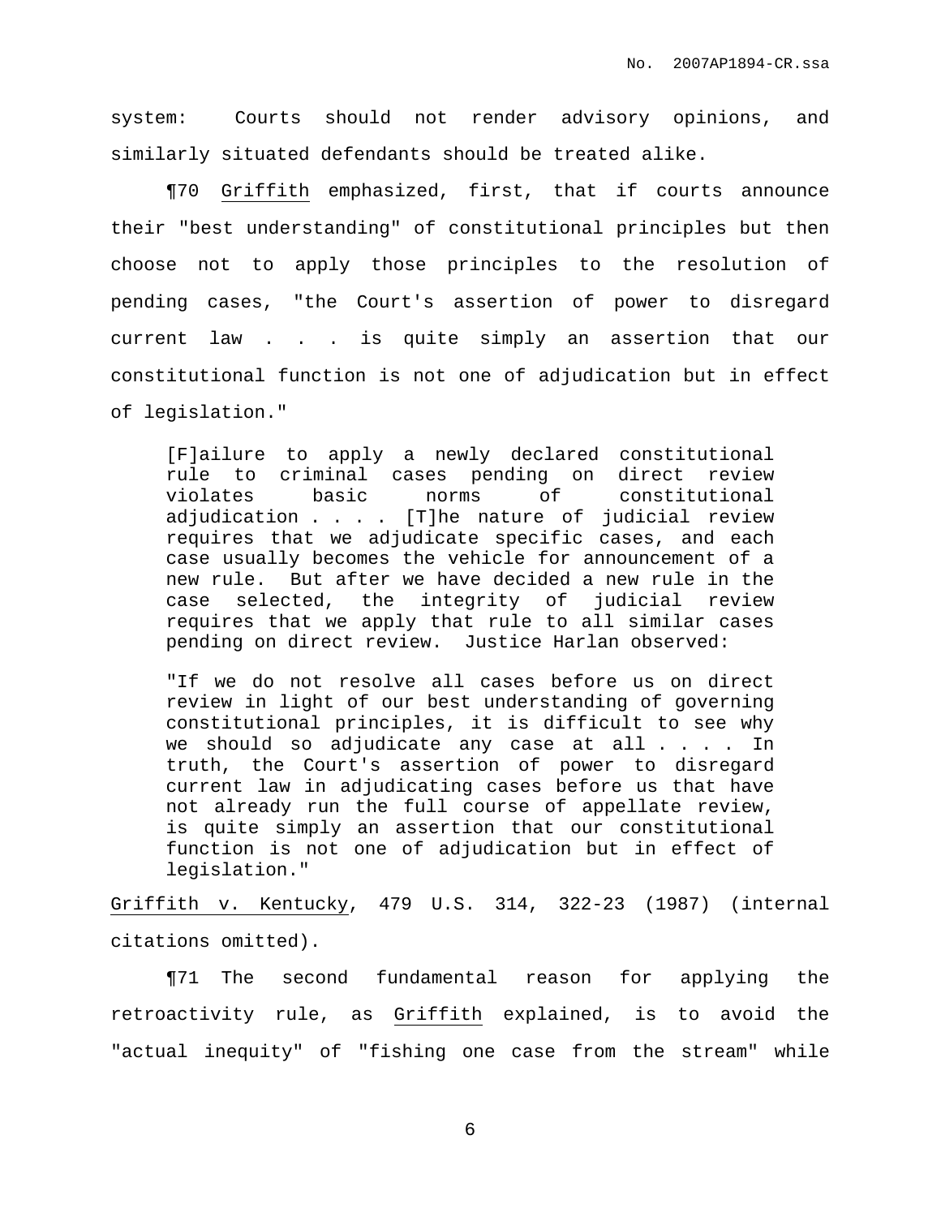system: Courts should not render advisory opinions, and similarly situated defendants should be treated alike.

¶70 Griffith emphasized, first, that if courts announce their "best understanding" of constitutional principles but then choose not to apply those principles to the resolution of pending cases, "the Court's assertion of power to disregard current law . . . is quite simply an assertion that our constitutional function is not one of adjudication but in effect of legislation."

> [F]ailure to apply a newly declared constitutional rule to criminal cases pending on direct review violates basic norms of constitutional adjudication . . . . [T]he nature of judicial review requires that we adjudicate specific cases, and each case usually becomes the vehicle for announcement of a new rule. But after we have decided a new rule in the case selected, the integrity of judicial review requires that we apply that rule to all similar cases pending on direct review. Justice Harlan observed:
>
> "If we do not resolve all cases before us on direct review in light of our best understanding of governing constitutional principles, it is difficult to see why we should so adjudicate any case at all . . . . In truth, the Court's assertion of power to disregard current law in adjudicating cases before us that have not already run the full course of appellate review, is quite simply an assertion that our constitutional function is not one of adjudication but in effect of legislation."

Griffith v. Kentucky, 479 U.S. 314, 322-23 (1987) (internal citations omitted).

¶71 The second fundamental reason for applying the retroactivity rule, as Griffith explained, is to avoid the "actual inequity" of "fishing one case from the stream" while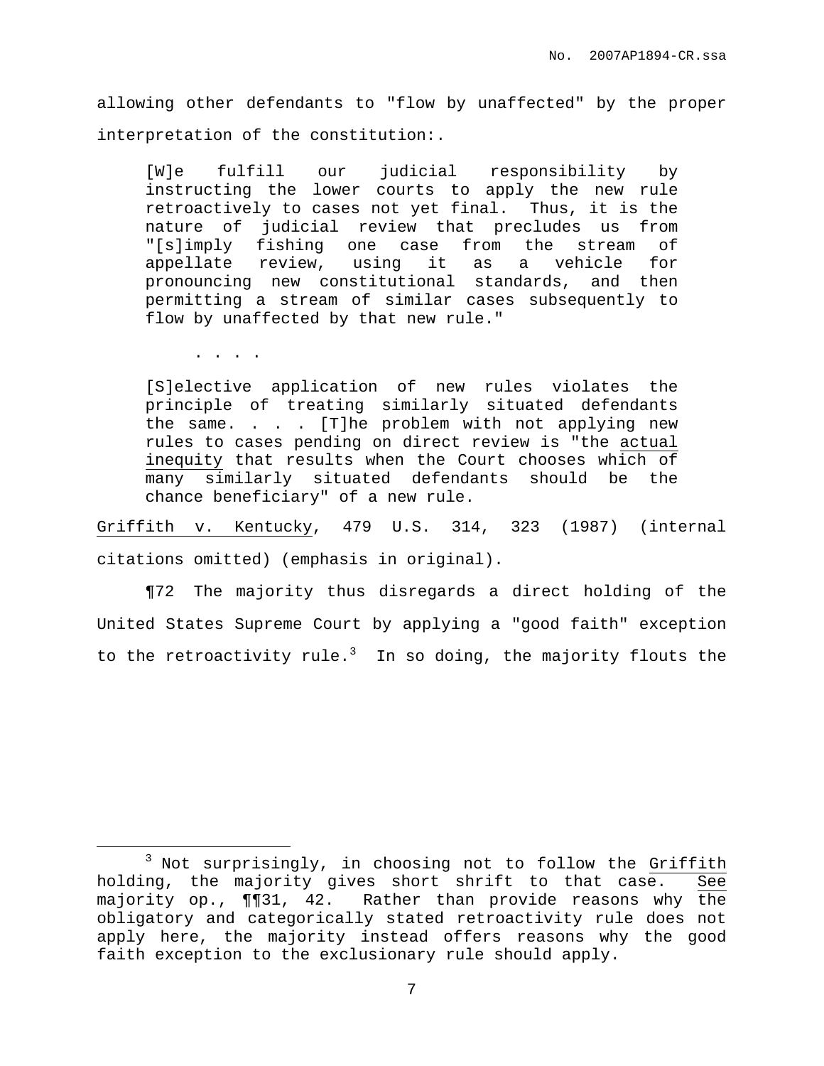allowing other defendants to "flow by unaffected" by the proper interpretation of the constitution:.

> [W]e fulfill our judicial responsibility by instructing the lower courts to apply the new rule retroactively to cases not yet final. Thus, it is the nature of judicial review that precludes us from "[s]imply fishing one case from the stream of appellate review, using it as a vehicle for pronouncing new constitutional standards, and then permitting a stream of similar cases subsequently to flow by unaffected by that new rule."
>
> . . . .
>
> [S]elective application of new rules violates the principle of treating similarly situated defendants the same. . . . [T]he problem with not applying new rules to cases pending on direct review is "the <u>actual inequity</u> that results when the Court chooses which of many similarly situated defendants should be the chance beneficiary" of a new rule.

<u>Griffith v. Kentucky</u>, 479 U.S. 314, 323 (1987) (internal citations omitted) (emphasis in original).

¶72 The majority thus disregards a direct holding of the United States Supreme Court by applying a "good faith" exception to the retroactivity rule.[3] In so doing, the majority flouts the

---

[3] Not surprisingly, in choosing not to follow the <u>Griffith</u> holding, the majority gives short shrift to that case. <u>See</u> majority op., ¶¶31, 42. Rather than provide reasons why <u>the</u> obligatory and categorically stated retroactivity rule does not apply here, the majority instead offers reasons why the good faith exception to the exclusionary rule should apply.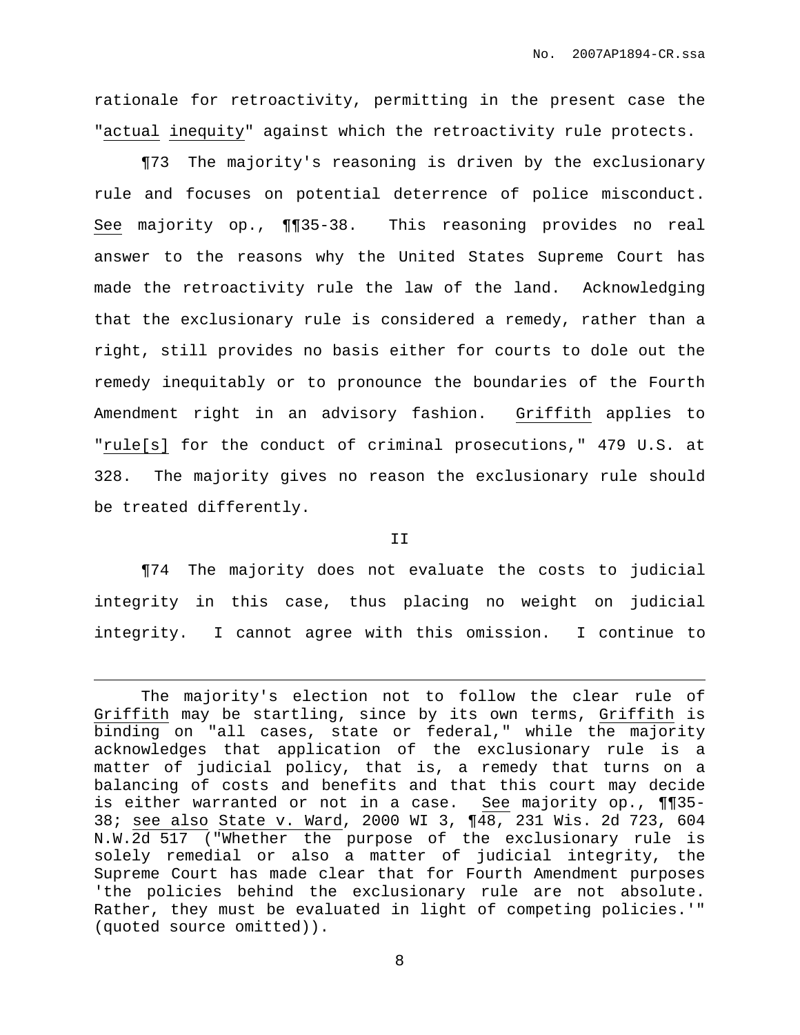rationale for retroactivity, permitting in the present case the "actual inequity" against which the retroactivity rule protects.

¶73 The majority's reasoning is driven by the exclusionary rule and focuses on potential deterrence of police misconduct. See majority op., ¶¶35-38. This reasoning provides no real answer to the reasons why the United States Supreme Court has made the retroactivity rule the law of the land. Acknowledging that the exclusionary rule is considered a remedy, rather than a right, still provides no basis either for courts to dole out the remedy inequitably or to pronounce the boundaries of the Fourth Amendment right in an advisory fashion. Griffith applies to "rule[s] for the conduct of criminal prosecutions," 479 U.S. at 328. The majority gives no reason the exclusionary rule should be treated differently.

II

¶74 The majority does not evaluate the costs to judicial integrity in this case, thus placing no weight on judicial integrity. I cannot agree with this omission. I continue to

---

The majority's election not to follow the clear rule of Griffith may be startling, since by its own terms, Griffith is binding on "all cases, state or federal," while the majority acknowledges that application of the exclusionary rule is a matter of judicial policy, that is, a remedy that turns on a balancing of costs and benefits and that this court may decide is either warranted or not in a case. See majority op., ¶¶35-38; see also State v. Ward, 2000 WI 3, ¶48, 231 Wis. 2d 723, 604 N.W.2d 517 ("Whether the purpose of the exclusionary rule is solely remedial or also a matter of judicial integrity, the Supreme Court has made clear that for Fourth Amendment purposes 'the policies behind the exclusionary rule are not absolute. Rather, they must be evaluated in light of competing policies.'" (quoted source omitted)).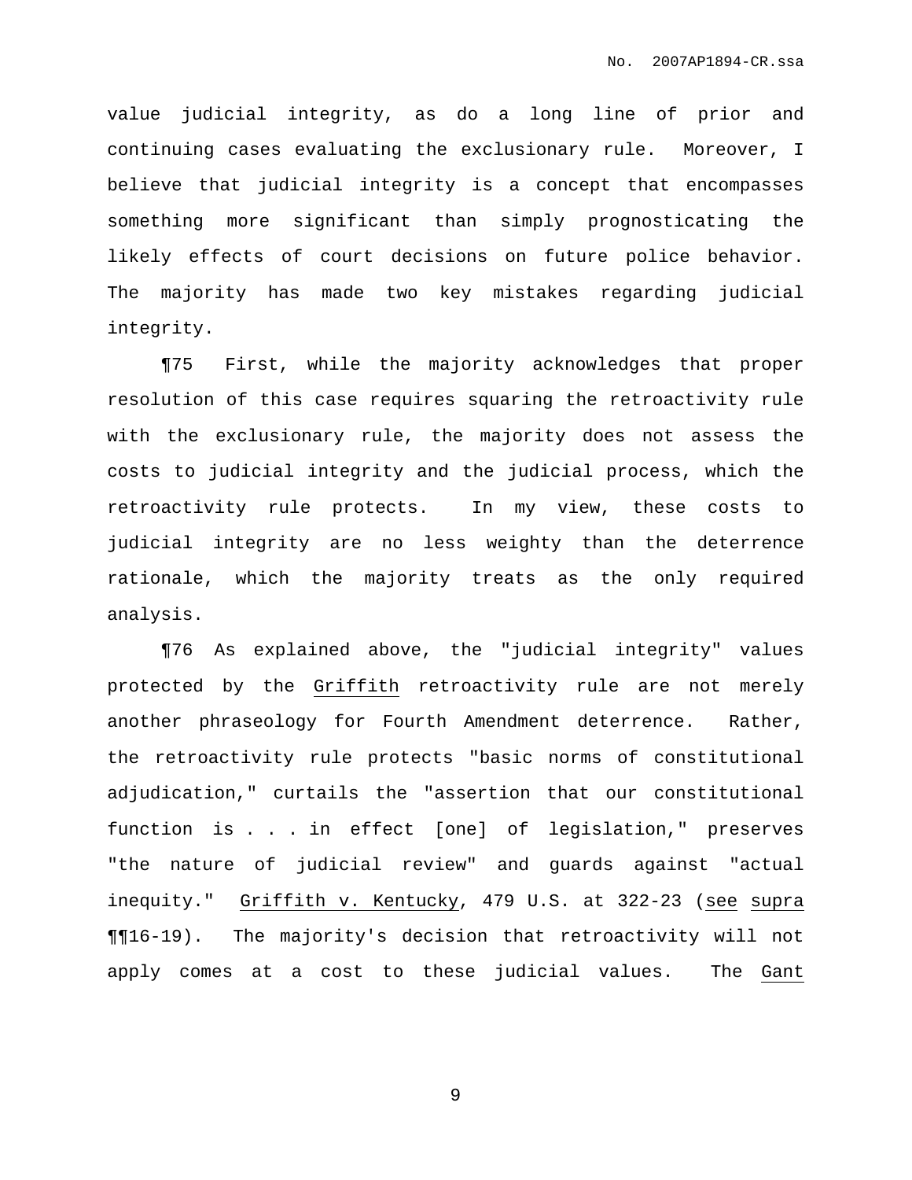value judicial integrity, as do a long line of prior and continuing cases evaluating the exclusionary rule. Moreover, I believe that judicial integrity is a concept that encompasses something more significant than simply prognosticating the likely effects of court decisions on future police behavior. The majority has made two key mistakes regarding judicial integrity.

¶75 First, while the majority acknowledges that proper resolution of this case requires squaring the retroactivity rule with the exclusionary rule, the majority does not assess the costs to judicial integrity and the judicial process, which the retroactivity rule protects. In my view, these costs to judicial integrity are no less weighty than the deterrence rationale, which the majority treats as the only required analysis.

¶76 As explained above, the "judicial integrity" values protected by the Griffith retroactivity rule are not merely another phraseology for Fourth Amendment deterrence. Rather, the retroactivity rule protects "basic norms of constitutional adjudication," curtails the "assertion that our constitutional function is . . . in effect [one] of legislation," preserves "the nature of judicial review" and guards against "actual inequity." Griffith v. Kentucky, 479 U.S. at 322-23 (see supra ¶¶16-19). The majority's decision that retroactivity will not apply comes at a cost to these judicial values. The Gant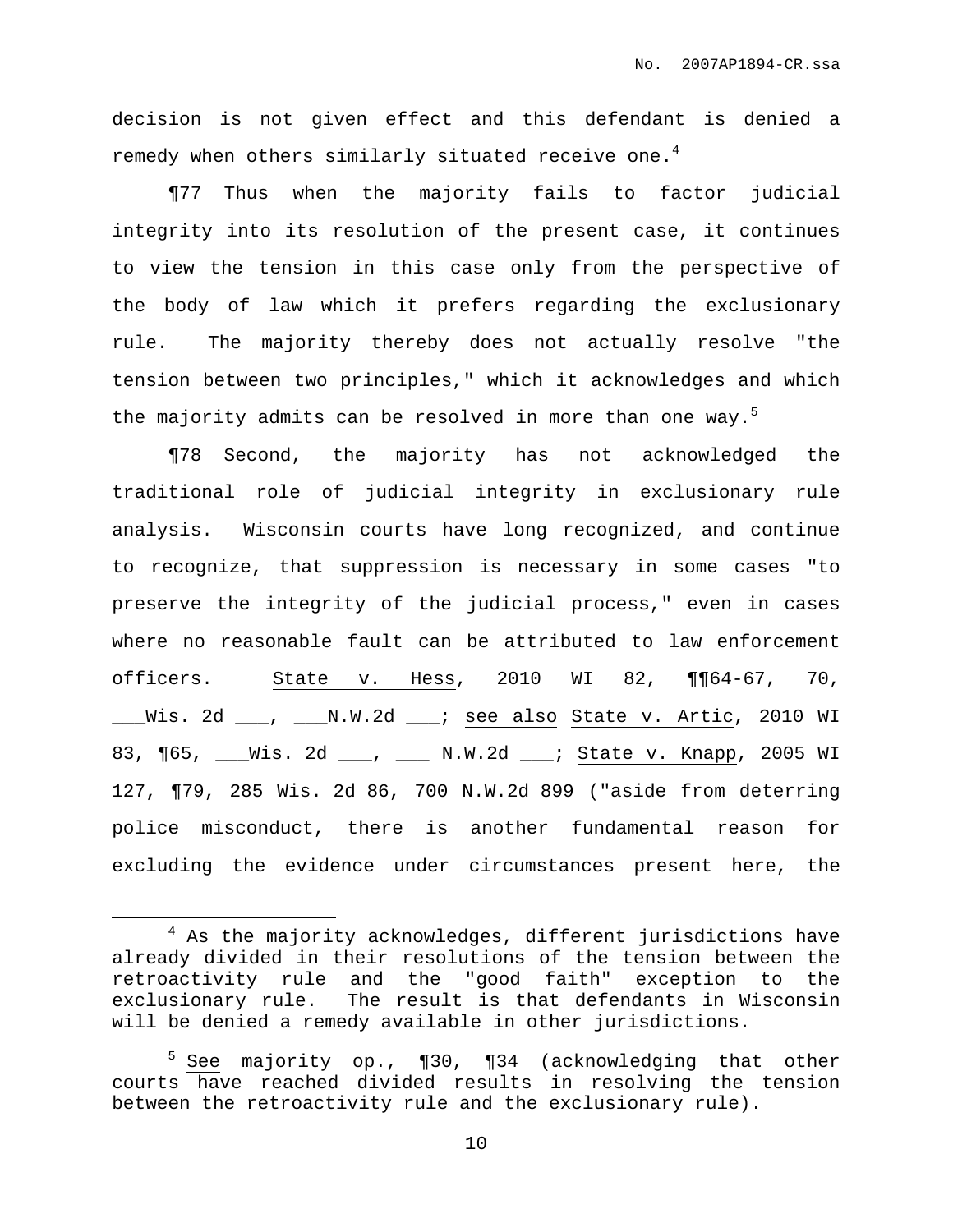decision is not given effect and this defendant is denied a remedy when others similarly situated receive one.[4]

¶77 Thus when the majority fails to factor judicial integrity into its resolution of the present case, it continues to view the tension in this case only from the perspective of the body of law which it prefers regarding the exclusionary rule. The majority thereby does not actually resolve "the tension between two principles," which it acknowledges and which the majority admits can be resolved in more than one way.[5]

¶78 Second, the majority has not acknowledged the traditional role of judicial integrity in exclusionary rule analysis. Wisconsin courts have long recognized, and continue to recognize, that suppression is necessary in some cases "to preserve the integrity of the judicial process," even in cases where no reasonable fault can be attributed to law enforcement officers. State v. Hess, 2010 WI 82, ¶¶64-67, 70, ___Wis. 2d ___, ___N.W.2d ___; see also State v. Artic, 2010 WI 83, ¶65, ___Wis. 2d ___, ___ N.W.2d ___; State v. Knapp, 2005 WI 127, ¶79, 285 Wis. 2d 86, 700 N.W.2d 899 ("aside from deterring police misconduct, there is another fundamental reason for excluding the evidence under circumstances present here, the

---

[4] As the majority acknowledges, different jurisdictions have already divided in their resolutions of the tension between the retroactivity rule and the "good faith" exception to the exclusionary rule. The result is that defendants in Wisconsin will be denied a remedy available in other jurisdictions.

[5] See majority op., ¶30, ¶34 (acknowledging that other courts have reached divided results in resolving the tension between the retroactivity rule and the exclusionary rule).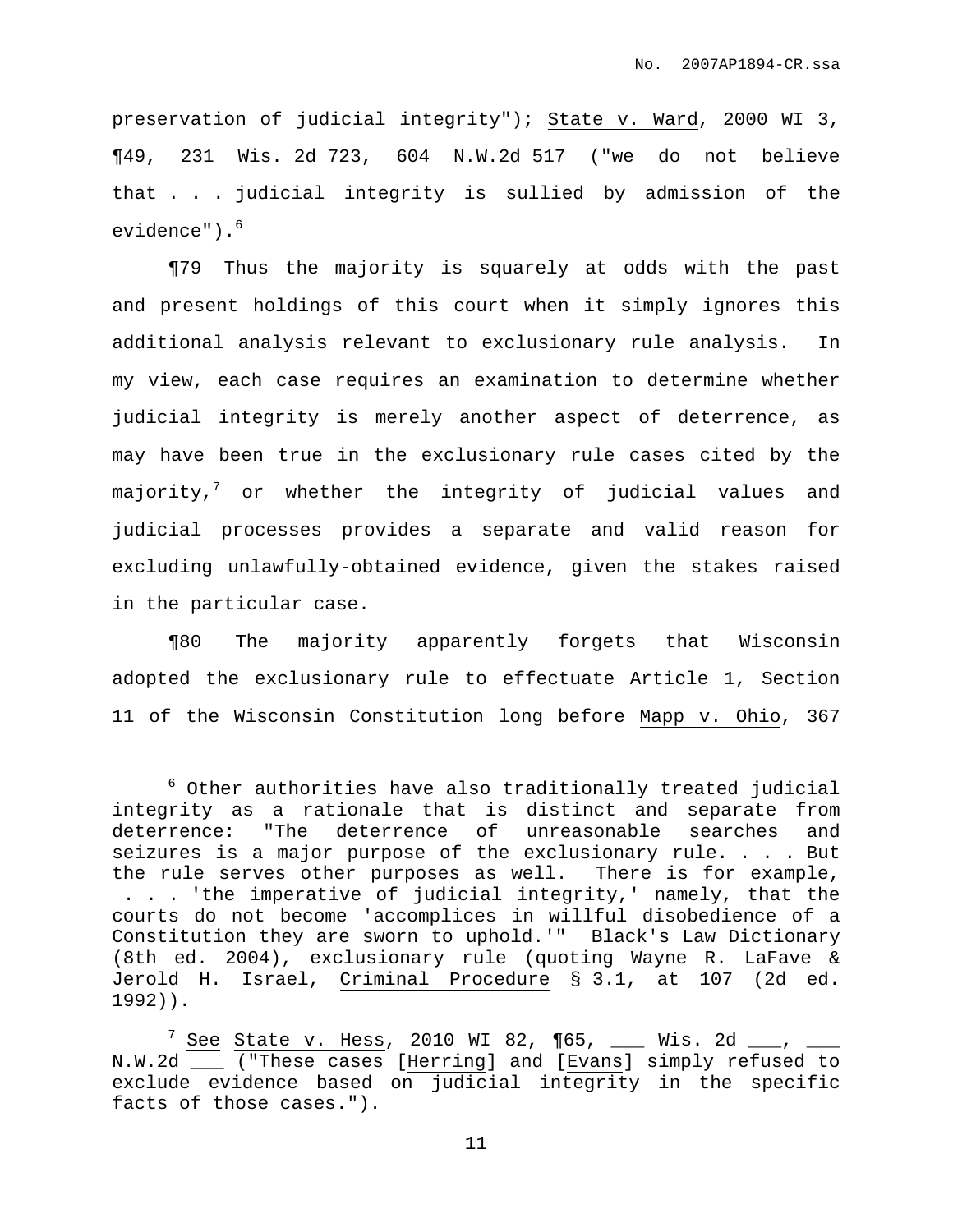preservation of judicial integrity"); State v. Ward, 2000 WI 3, ¶49, 231 Wis. 2d 723, 604 N.W.2d 517 ("we do not believe that . . . judicial integrity is sullied by admission of the evidence").[6]

¶79 Thus the majority is squarely at odds with the past and present holdings of this court when it simply ignores this additional analysis relevant to exclusionary rule analysis. In my view, each case requires an examination to determine whether judicial integrity is merely another aspect of deterrence, as may have been true in the exclusionary rule cases cited by the majority,[7] or whether the integrity of judicial values and judicial processes provides a separate and valid reason for excluding unlawfully-obtained evidence, given the stakes raised in the particular case.

¶80 The majority apparently forgets that Wisconsin adopted the exclusionary rule to effectuate Article 1, Section 11 of the Wisconsin Constitution long before Mapp v. Ohio, 367

---

[6] Other authorities have also traditionally treated judicial integrity as a rationale that is distinct and separate from deterrence: "The deterrence of unreasonable searches and seizures is a major purpose of the exclusionary rule. . . . But the rule serves other purposes as well. There is for example, . . . 'the imperative of judicial integrity,' namely, that the courts do not become 'accomplices in willful disobedience of a Constitution they are sworn to uphold.'" Black's Law Dictionary (8th ed. 2004), exclusionary rule (quoting Wayne R. LaFave & Jerold H. Israel, Criminal Procedure § 3.1, at 107 (2d ed. 1992)).

[7] See State v. Hess, 2010 WI 82, ¶65, ___ Wis. 2d ___, ___ N.W.2d ___ ("These cases [Herring] and [Evans] simply refused to exclude evidence based on judicial integrity in the specific facts of those cases.").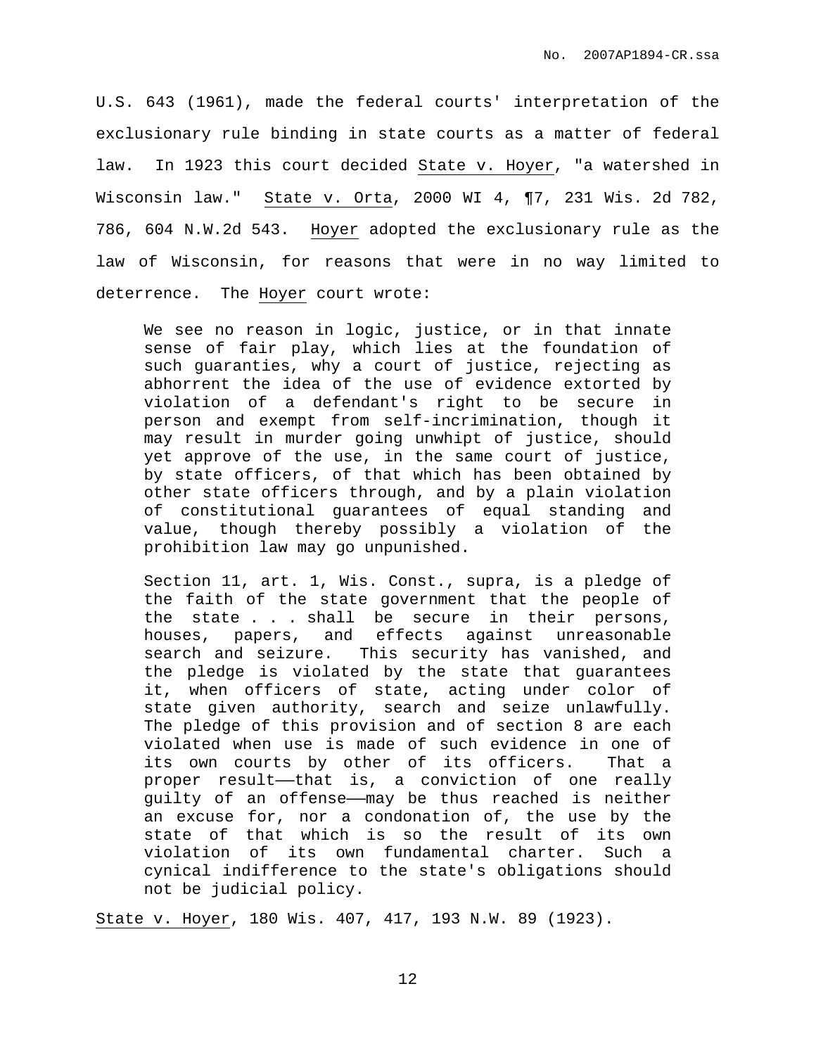U.S. 643 (1961), made the federal courts' interpretation of the exclusionary rule binding in state courts as a matter of federal law. In 1923 this court decided State v. Hoyer, "a watershed in Wisconsin law." State v. Orta, 2000 WI 4, ¶7, 231 Wis. 2d 782, 786, 604 N.W.2d 543. Hoyer adopted the exclusionary rule as the law of Wisconsin, for reasons that were in no way limited to deterrence. The Hoyer court wrote:

> We see no reason in logic, justice, or in that innate sense of fair play, which lies at the foundation of such guaranties, why a court of justice, rejecting as abhorrent the idea of the use of evidence extorted by violation of a defendant's right to be secure in person and exempt from self-incrimination, though it may result in murder going unwhipt of justice, should yet approve of the use, in the same court of justice, by state officers, of that which has been obtained by other state officers through, and by a plain violation of constitutional guarantees of equal standing and value, though thereby possibly a violation of the prohibition law may go unpunished.
>
> Section 11, art. 1, Wis. Const., supra, is a pledge of the faith of the state government that the people of the state . . . shall be secure in their persons, houses, papers, and effects against unreasonable search and seizure. This security has vanished, and the pledge is violated by the state that guarantees it, when officers of state, acting under color of state given authority, search and seize unlawfully. The pledge of this provision and of section 8 are each violated when use is made of such evidence in one of its own courts by other of its officers. That a proper result——that is, a conviction of one really guilty of an offense——may be thus reached is neither an excuse for, nor a condonation of, the use by the state of that which is so the result of its own violation of its own fundamental charter. Such a cynical indifference to the state's obligations should not be judicial policy.

State v. Hoyer, 180 Wis. 407, 417, 193 N.W. 89 (1923).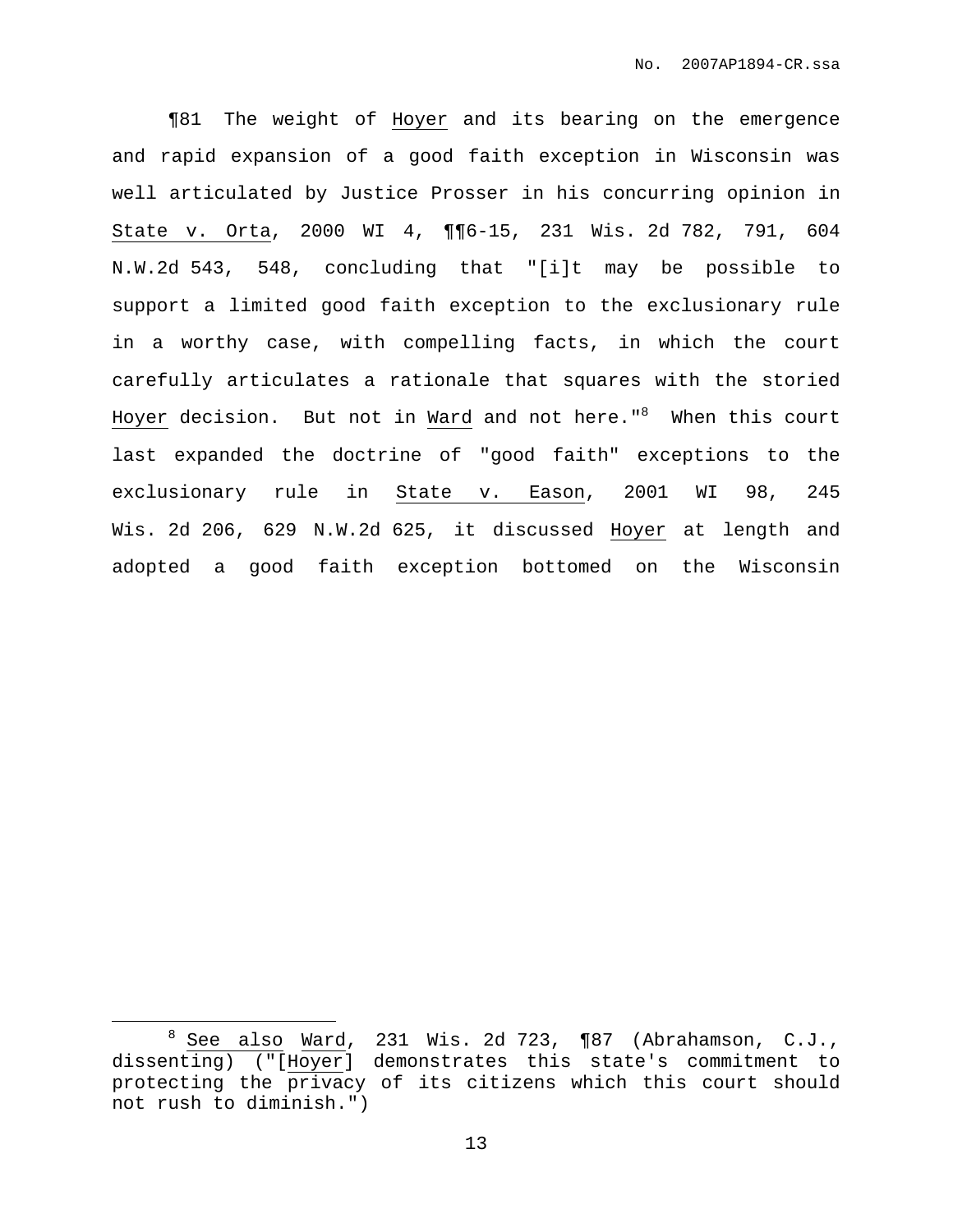¶81 The weight of Hoyer and its bearing on the emergence and rapid expansion of a good faith exception in Wisconsin was well articulated by Justice Prosser in his concurring opinion in State v. Orta, 2000 WI 4, ¶¶6-15, 231 Wis. 2d 782, 791, 604 N.W.2d 543, 548, concluding that "[i]t may be possible to support a limited good faith exception to the exclusionary rule in a worthy case, with compelling facts, in which the court carefully articulates a rationale that squares with the storied Hoyer decision. But not in Ward and not here."[8] When this court last expanded the doctrine of "good faith" exceptions to the exclusionary rule in State v. Eason, 2001 WI 98, 245 Wis. 2d 206, 629 N.W.2d 625, it discussed Hoyer at length and adopted a good faith exception bottomed on the Wisconsin

---

[8] See also Ward, 231 Wis. 2d 723, ¶87 (Abrahamson, C.J., dissenting) ("[Hoyer] demonstrates this state's commitment to protecting the privacy of its citizens which this court should not rush to diminish.")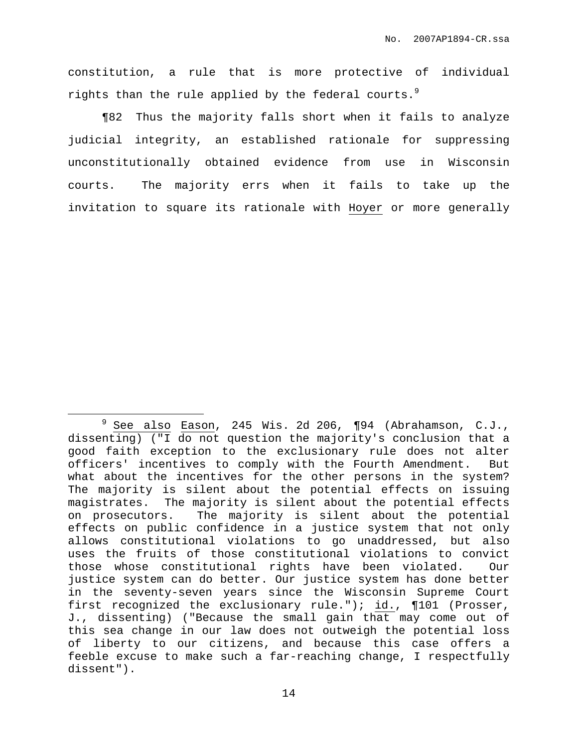constitution, a rule that is more protective of individual rights than the rule applied by the federal courts.[9]

¶82 Thus the majority falls short when it fails to analyze judicial integrity, an established rationale for suppressing unconstitutionally obtained evidence from use in Wisconsin courts. The majority errs when it fails to take up the invitation to square its rationale with Hoyer or more generally

---

[9] See also Eason, 245 Wis. 2d 206, ¶94 (Abrahamson, C.J., dissenting) ("I do not question the majority's conclusion that a good faith exception to the exclusionary rule does not alter officers' incentives to comply with the Fourth Amendment. But what about the incentives for the other persons in the system? The majority is silent about the potential effects on issuing magistrates. The majority is silent about the potential effects on prosecutors. The majority is silent about the potential effects on public confidence in a justice system that not only allows constitutional violations to go unaddressed, but also uses the fruits of those constitutional violations to convict those whose constitutional rights have been violated. Our justice system can do better. Our justice system has done better in the seventy-seven years since the Wisconsin Supreme Court first recognized the exclusionary rule."); id., ¶101 (Prosser, J., dissenting) ("Because the small gain that may come out of this sea change in our law does not outweigh the potential loss of liberty to our citizens, and because this case offers a feeble excuse to make such a far-reaching change, I respectfully dissent").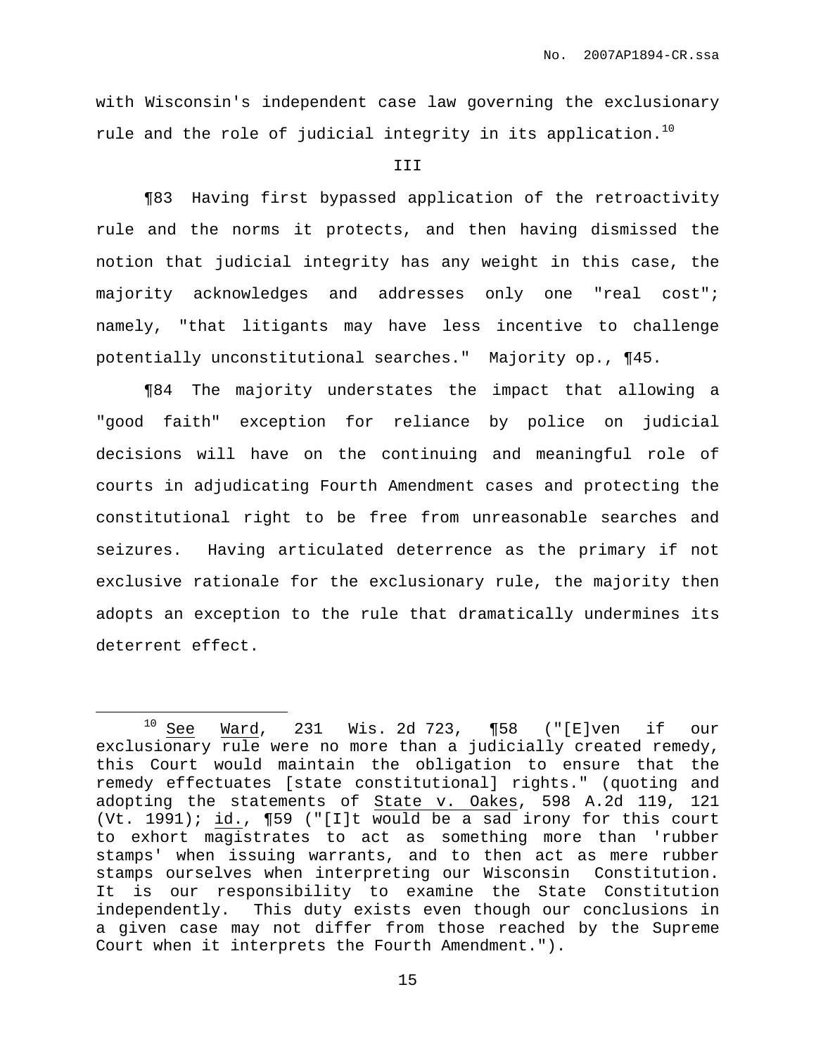with Wisconsin's independent case law governing the exclusionary rule and the role of judicial integrity in its application.[10]

III

¶83 Having first bypassed application of the retroactivity rule and the norms it protects, and then having dismissed the notion that judicial integrity has any weight in this case, the majority acknowledges and addresses only one "real cost"; namely, "that litigants may have less incentive to challenge potentially unconstitutional searches." Majority op., ¶45.

¶84 The majority understates the impact that allowing a "good faith" exception for reliance by police on judicial decisions will have on the continuing and meaningful role of courts in adjudicating Fourth Amendment cases and protecting the constitutional right to be free from unreasonable searches and seizures. Having articulated deterrence as the primary if not exclusive rationale for the exclusionary rule, the majority then adopts an exception to the rule that dramatically undermines its deterrent effect.

---

[10] See Ward, 231 Wis. 2d 723, ¶58 ("[E]ven if our exclusionary rule were no more than a judicially created remedy, this Court would maintain the obligation to ensure that the remedy effectuates [state constitutional] rights." (quoting and adopting the statements of State v. Oakes, 598 A.2d 119, 121 (Vt. 1991); id., ¶59 ("[I]t would be a sad irony for this court to exhort magistrates to act as something more than 'rubber stamps' when issuing warrants, and to then act as mere rubber stamps ourselves when interpreting our Wisconsin Constitution. It is our responsibility to examine the State Constitution independently. This duty exists even though our conclusions in a given case may not differ from those reached by the Supreme Court when it interprets the Fourth Amendment.").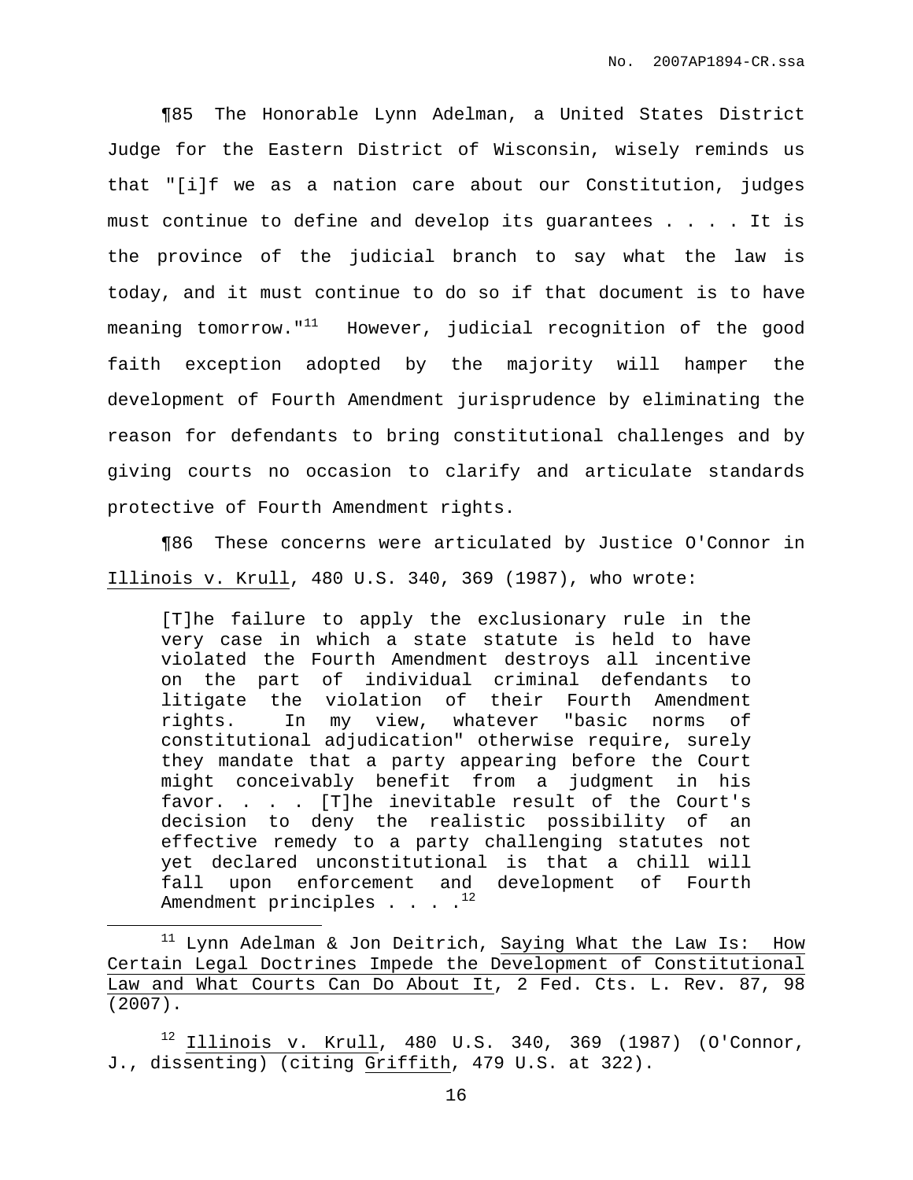¶85 The Honorable Lynn Adelman, a United States District Judge for the Eastern District of Wisconsin, wisely reminds us that "[i]f we as a nation care about our Constitution, judges must continue to define and develop its guarantees . . . . It is the province of the judicial branch to say what the law is today, and it must continue to do so if that document is to have meaning tomorrow."[11] However, judicial recognition of the good faith exception adopted by the majority will hamper the development of Fourth Amendment jurisprudence by eliminating the reason for defendants to bring constitutional challenges and by giving courts no occasion to clarify and articulate standards protective of Fourth Amendment rights.

¶86 These concerns were articulated by Justice O'Connor in Illinois v. Krull, 480 U.S. 340, 369 (1987), who wrote:

> [T]he failure to apply the exclusionary rule in the very case in which a state statute is held to have violated the Fourth Amendment destroys all incentive on the part of individual criminal defendants to litigate the violation of their Fourth Amendment rights. In my view, whatever "basic norms of constitutional adjudication" otherwise require, surely they mandate that a party appearing before the Court might conceivably benefit from a judgment in his favor. . . . [T]he inevitable result of the Court's decision to deny the realistic possibility of an effective remedy to a party challenging statutes not yet declared unconstitutional is that a chill will fall upon enforcement and development of Fourth Amendment principles . . . .[12]

---

[11] Lynn Adelman & Jon Deitrich, Saying What the Law Is: How Certain Legal Doctrines Impede the Development of Constitutional Law and What Courts Can Do About It, 2 Fed. Cts. L. Rev. 87, 98 (2007).

[12] Illinois v. Krull, 480 U.S. 340, 369 (1987) (O'Connor, J., dissenting) (citing Griffith, 479 U.S. at 322).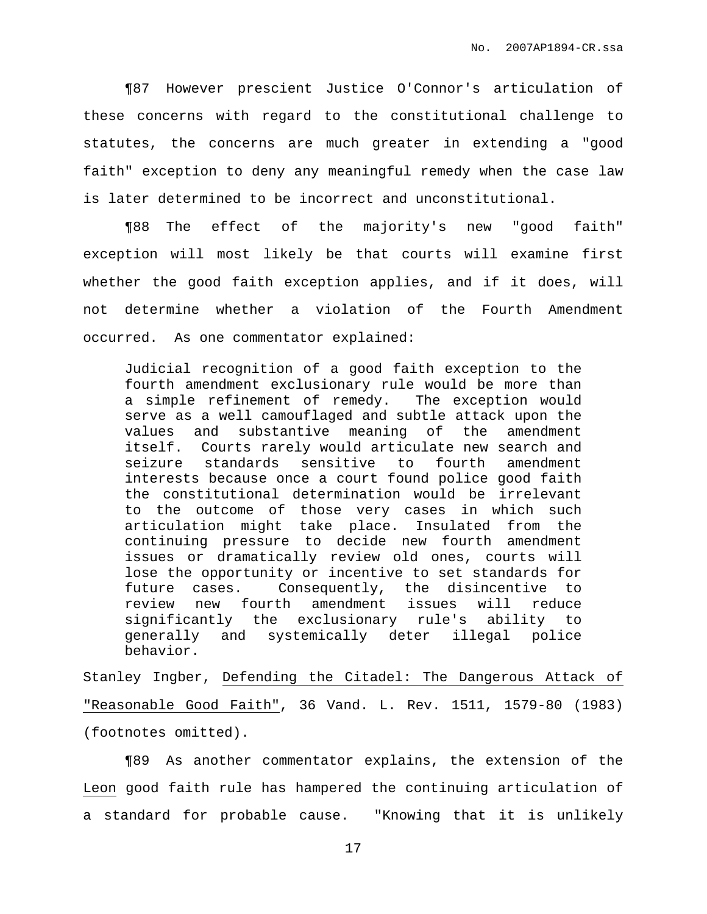¶87 However prescient Justice O'Connor's articulation of these concerns with regard to the constitutional challenge to statutes, the concerns are much greater in extending a "good faith" exception to deny any meaningful remedy when the case law is later determined to be incorrect and unconstitutional.

¶88 The effect of the majority's new "good faith" exception will most likely be that courts will examine first whether the good faith exception applies, and if it does, will not determine whether a violation of the Fourth Amendment occurred. As one commentator explained:

> Judicial recognition of a good faith exception to the fourth amendment exclusionary rule would be more than a simple refinement of remedy. The exception would serve as a well camouflaged and subtle attack upon the values and substantive meaning of the amendment itself. Courts rarely would articulate new search and seizure standards sensitive to fourth amendment interests because once a court found police good faith the constitutional determination would be irrelevant to the outcome of those very cases in which such articulation might take place. Insulated from the continuing pressure to decide new fourth amendment issues or dramatically review old ones, courts will lose the opportunity or incentive to set standards for future cases. Consequently, the disincentive to review new fourth amendment issues will reduce significantly the exclusionary rule's ability to generally and systemically deter illegal police behavior.

Stanley Ingber, Defending the Citadel: The Dangerous Attack of "Reasonable Good Faith", 36 Vand. L. Rev. 1511, 1579-80 (1983) (footnotes omitted).

¶89 As another commentator explains, the extension of the Leon good faith rule has hampered the continuing articulation of a standard for probable cause. "Knowing that it is unlikely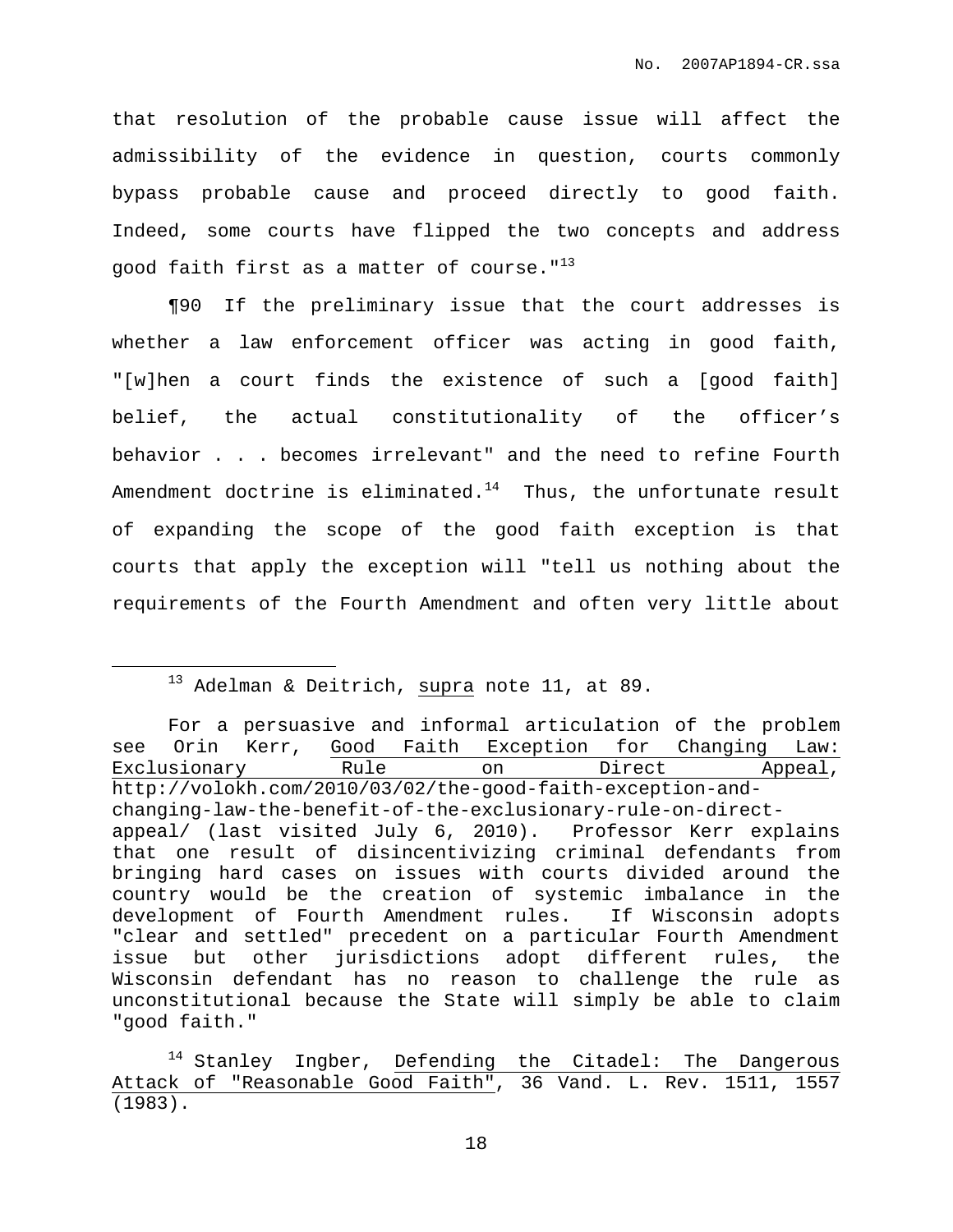that resolution of the probable cause issue will affect the admissibility of the evidence in question, courts commonly bypass probable cause and proceed directly to good faith. Indeed, some courts have flipped the two concepts and address good faith first as a matter of course."[13]

¶90 If the preliminary issue that the court addresses is whether a law enforcement officer was acting in good faith, "[w]hen a court finds the existence of such a [good faith] belief, the actual constitutionality of the officer's behavior . . . becomes irrelevant" and the need to refine Fourth Amendment doctrine is eliminated.[14] Thus, the unfortunate result of expanding the scope of the good faith exception is that courts that apply the exception will "tell us nothing about the requirements of the Fourth Amendment and often very little about

---

[13] Adelman & Deitrich, supra note 11, at 89.

For a persuasive and informal articulation of the problem see Orin Kerr, Good Faith Exception for Changing Law: Exclusionary Rule on Direct Appeal, http://volokh.com/2010/03/02/the-good-faith-exception-and-changing-law-the-benefit-of-the-exclusionary-rule-on-direct-appeal/ (last visited July 6, 2010). Professor Kerr explains that one result of disincentivizing criminal defendants from bringing hard cases on issues with courts divided around the country would be the creation of systemic imbalance in the development of Fourth Amendment rules. If Wisconsin adopts "clear and settled" precedent on a particular Fourth Amendment issue but other jurisdictions adopt different rules, the Wisconsin defendant has no reason to challenge the rule as unconstitutional because the State will simply be able to claim "good faith."

[14] Stanley Ingber, Defending the Citadel: The Dangerous Attack of "Reasonable Good Faith", 36 Vand. L. Rev. 1511, 1557 (1983).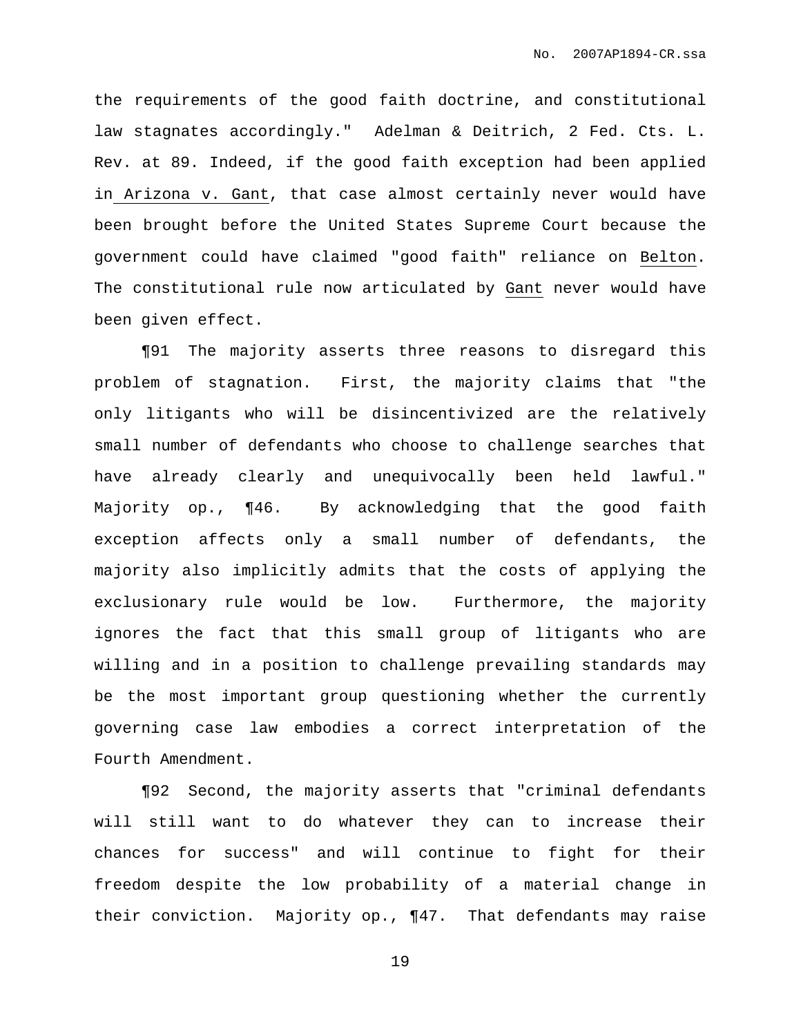the requirements of the good faith doctrine, and constitutional law stagnates accordingly." Adelman & Deitrich, 2 Fed. Cts. L. Rev. at 89. Indeed, if the good faith exception had been applied in Arizona v. Gant, that case almost certainly never would have been brought before the United States Supreme Court because the government could have claimed "good faith" reliance on Belton. The constitutional rule now articulated by Gant never would have been given effect.

¶91 The majority asserts three reasons to disregard this problem of stagnation. First, the majority claims that "the only litigants who will be disincentivized are the relatively small number of defendants who choose to challenge searches that have already clearly and unequivocally been held lawful." Majority op., ¶46. By acknowledging that the good faith exception affects only a small number of defendants, the majority also implicitly admits that the costs of applying the exclusionary rule would be low. Furthermore, the majority ignores the fact that this small group of litigants who are willing and in a position to challenge prevailing standards may be the most important group questioning whether the currently governing case law embodies a correct interpretation of the Fourth Amendment.

¶92 Second, the majority asserts that "criminal defendants will still want to do whatever they can to increase their chances for success" and will continue to fight for their freedom despite the low probability of a material change in their conviction. Majority op., ¶47. That defendants may raise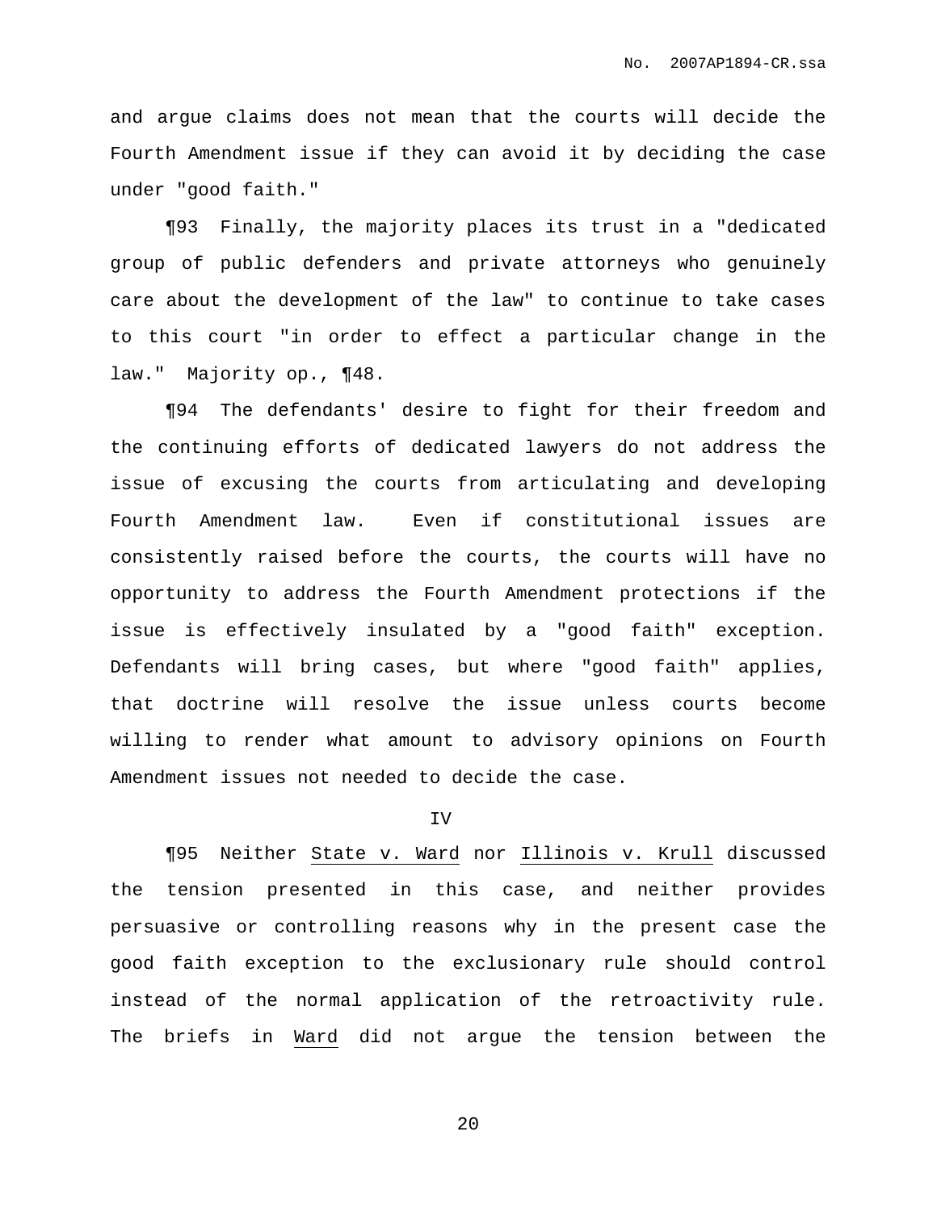and argue claims does not mean that the courts will decide the Fourth Amendment issue if they can avoid it by deciding the case under "good faith."

¶93 Finally, the majority places its trust in a "dedicated group of public defenders and private attorneys who genuinely care about the development of the law" to continue to take cases to this court "in order to effect a particular change in the law." Majority op., ¶48.

¶94 The defendants' desire to fight for their freedom and the continuing efforts of dedicated lawyers do not address the issue of excusing the courts from articulating and developing Fourth Amendment law. Even if constitutional issues are consistently raised before the courts, the courts will have no opportunity to address the Fourth Amendment protections if the issue is effectively insulated by a "good faith" exception. Defendants will bring cases, but where "good faith" applies, that doctrine will resolve the issue unless courts become willing to render what amount to advisory opinions on Fourth Amendment issues not needed to decide the case.

IV

¶95 Neither State v. Ward nor Illinois v. Krull discussed the tension presented in this case, and neither provides persuasive or controlling reasons why in the present case the good faith exception to the exclusionary rule should control instead of the normal application of the retroactivity rule. The briefs in Ward did not argue the tension between the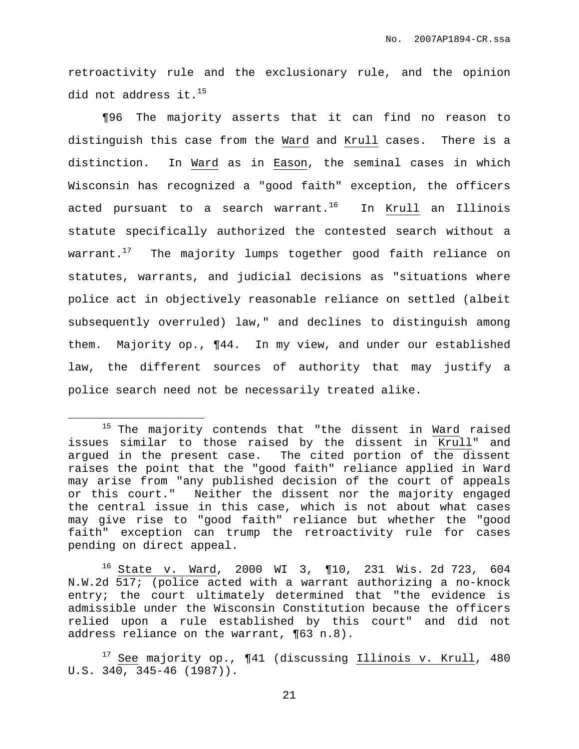retroactivity rule and the exclusionary rule, and the opinion did not address it.[15]

¶96 The majority asserts that it can find no reason to distinguish this case from the Ward and Krull cases. There is a distinction. In Ward as in Eason, the seminal cases in which Wisconsin has recognized a "good faith" exception, the officers acted pursuant to a search warrant.[16] In Krull an Illinois statute specifically authorized the contested search without a warrant.[17] The majority lumps together good faith reliance on statutes, warrants, and judicial decisions as "situations where police act in objectively reasonable reliance on settled (albeit subsequently overruled) law," and declines to distinguish among them. Majority op., ¶44. In my view, and under our established law, the different sources of authority that may justify a police search need not be necessarily treated alike.

---

[15] The majority contends that "the dissent in Ward raised issues similar to those raised by the dissent in Krull" and argued in the present case. The cited portion of the dissent raises the point that the "good faith" reliance applied in Ward may arise from "any published decision of the court of appeals or this court." Neither the dissent nor the majority engaged the central issue in this case, which is not about what cases may give rise to "good faith" reliance but whether the "good faith" exception can trump the retroactivity rule for cases pending on direct appeal.

[16] State v. Ward, 2000 WI 3, ¶10, 231 Wis. 2d 723, 604 N.W.2d 517; (police acted with a warrant authorizing a no-knock entry; the court ultimately determined that "the evidence is admissible under the Wisconsin Constitution because the officers relied upon a rule established by this court" and did not address reliance on the warrant, ¶63 n.8).

[17] See majority op., ¶41 (discussing Illinois v. Krull, 480 U.S. 340, 345-46 (1987)).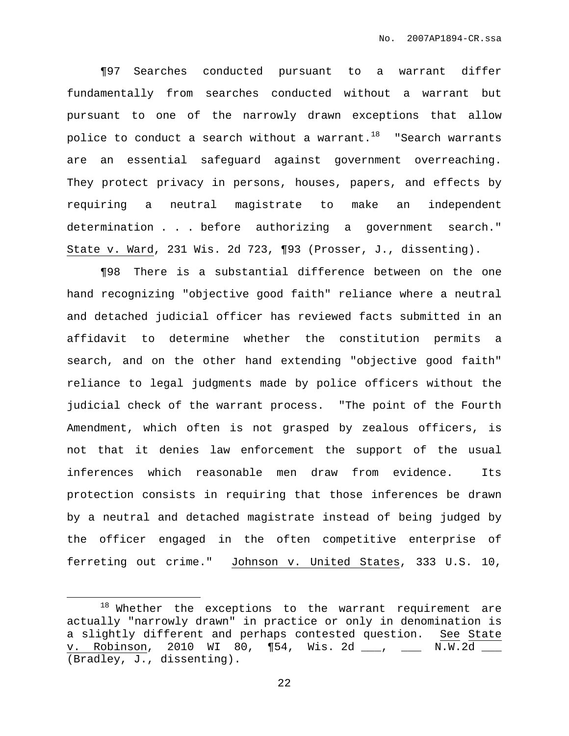¶97 Searches conducted pursuant to a warrant differ fundamentally from searches conducted without a warrant but pursuant to one of the narrowly drawn exceptions that allow police to conduct a search without a warrant.[18] "Search warrants are an essential safeguard against government overreaching. They protect privacy in persons, houses, papers, and effects by requiring a neutral magistrate to make an independent determination . . . before authorizing a government search." State v. Ward, 231 Wis. 2d 723, ¶93 (Prosser, J., dissenting).

¶98 There is a substantial difference between on the one hand recognizing "objective good faith" reliance where a neutral and detached judicial officer has reviewed facts submitted in an affidavit to determine whether the constitution permits a search, and on the other hand extending "objective good faith" reliance to legal judgments made by police officers without the judicial check of the warrant process. "The point of the Fourth Amendment, which often is not grasped by zealous officers, is not that it denies law enforcement the support of the usual inferences which reasonable men draw from evidence. Its protection consists in requiring that those inferences be drawn by a neutral and detached magistrate instead of being judged by the officer engaged in the often competitive enterprise of ferreting out crime." Johnson v. United States, 333 U.S. 10,

[18] Whether the exceptions to the warrant requirement are actually "narrowly drawn" in practice or only in denomination is a slightly different and perhaps contested question. See State v. Robinson, 2010 WI 80, ¶54, Wis. 2d ___, ___ N.W.2d ___ (Bradley, J., dissenting).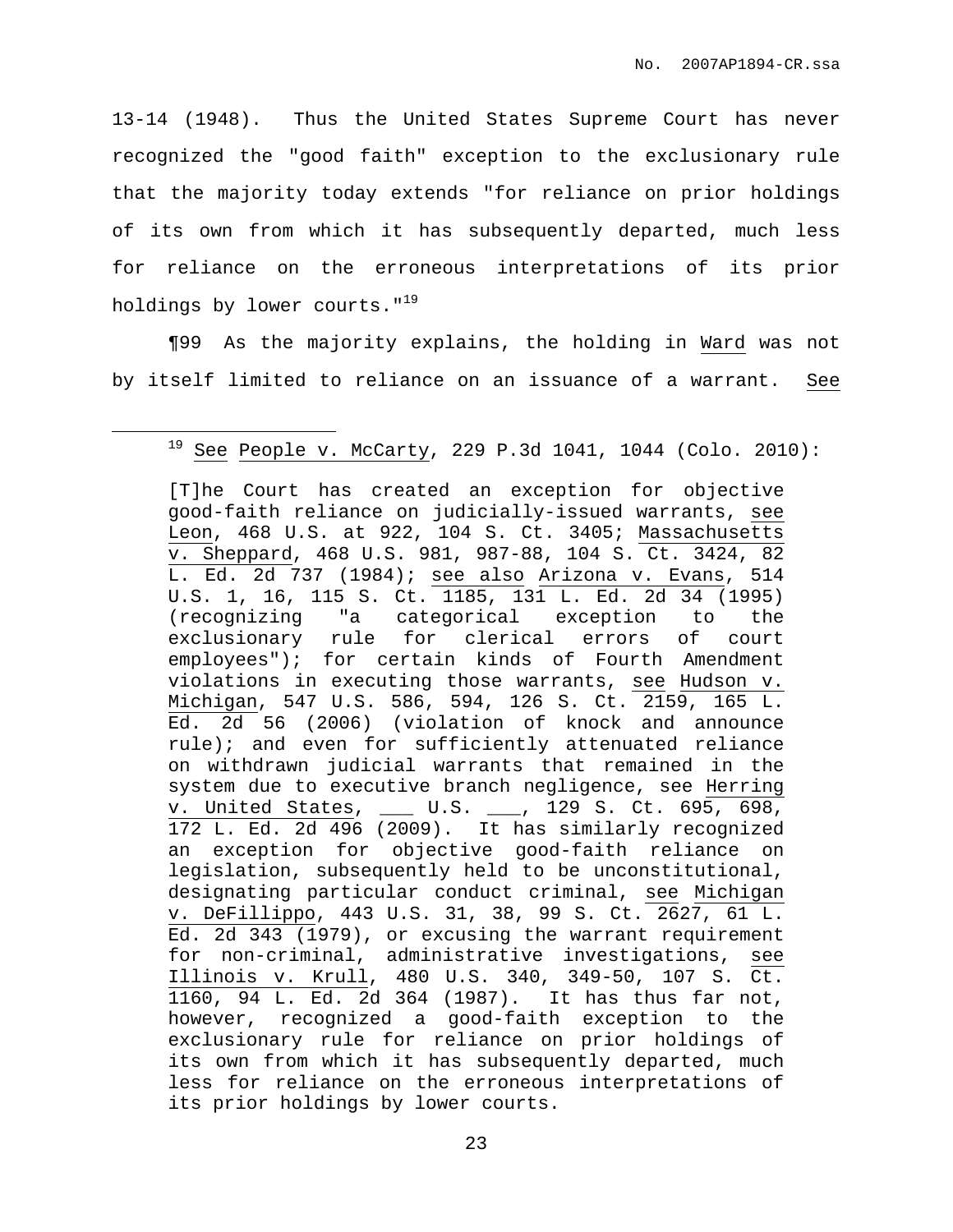13-14 (1948). Thus the United States Supreme Court has never recognized the "good faith" exception to the exclusionary rule that the majority today extends "for reliance on prior holdings of its own from which it has subsequently departed, much less for reliance on the erroneous interpretations of its prior holdings by lower courts."[19]

¶99 As the majority explains, the holding in Ward was not by itself limited to reliance on an issuance of a warrant. See

---

[19] See People v. McCarty, 229 P.3d 1041, 1044 (Colo. 2010):

> [T]he Court has created an exception for objective good-faith reliance on judicially-issued warrants, see Leon, 468 U.S. at 922, 104 S. Ct. 3405; Massachusetts v. Sheppard, 468 U.S. 981, 987-88, 104 S. Ct. 3424, 82 L. Ed. 2d 737 (1984); see also Arizona v. Evans, 514 U.S. 1, 16, 115 S. Ct. 1185, 131 L. Ed. 2d 34 (1995) (recognizing "a categorical exception to the exclusionary rule for clerical errors of court employees"); for certain kinds of Fourth Amendment violations in executing those warrants, see Hudson v. Michigan, 547 U.S. 586, 594, 126 S. Ct. 2159, 165 L. Ed. 2d 56 (2006) (violation of knock and announce rule); and even for sufficiently attenuated reliance on withdrawn judicial warrants that remained in the system due to executive branch negligence, see Herring v. United States, ___ U.S. ___, 129 S. Ct. 695, 698, 172 L. Ed. 2d 496 (2009). It has similarly recognized an exception for objective good-faith reliance on legislation, subsequently held to be unconstitutional, designating particular conduct criminal, see Michigan v. DeFillippo, 443 U.S. 31, 38, 99 S. Ct. 2627, 61 L. Ed. 2d 343 (1979), or excusing the warrant requirement for non-criminal, administrative investigations, see Illinois v. Krull, 480 U.S. 340, 349-50, 107 S. Ct. 1160, 94 L. Ed. 2d 364 (1987). It has thus far not, however, recognized a good-faith exception to the exclusionary rule for reliance on prior holdings of its own from which it has subsequently departed, much less for reliance on the erroneous interpretations of its prior holdings by lower courts.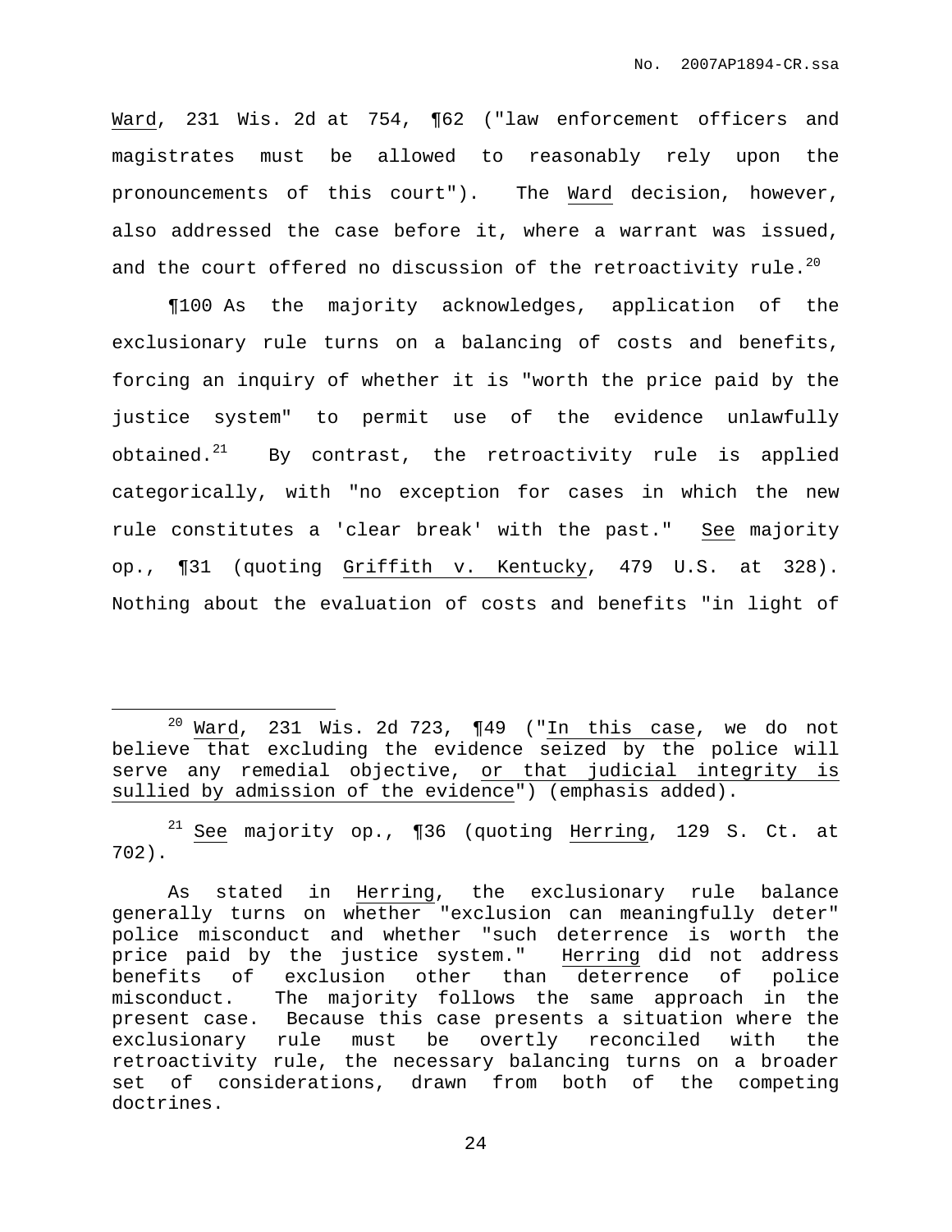Ward, 231 Wis. 2d at 754, ¶62 ("law enforcement officers and magistrates must be allowed to reasonably rely upon the pronouncements of this court"). The Ward decision, however, also addressed the case before it, where a warrant was issued, and the court offered no discussion of the retroactivity rule.[20]

¶100 As the majority acknowledges, application of the exclusionary rule turns on a balancing of costs and benefits, forcing an inquiry of whether it is "worth the price paid by the justice system" to permit use of the evidence unlawfully obtained.[21] By contrast, the retroactivity rule is applied categorically, with "no exception for cases in which the new rule constitutes a 'clear break' with the past." See majority op., ¶31 (quoting Griffith v. Kentucky, 479 U.S. at 328). Nothing about the evaluation of costs and benefits "in light of

---

[20] Ward, 231 Wis. 2d 723, ¶49 ("In this case, we do not believe that excluding the evidence seized by the police will serve any remedial objective, or that judicial integrity is sullied by admission of the evidence") (emphasis added).

[21] See majority op., ¶36 (quoting Herring, 129 S. Ct. at 702).

As stated in Herring, the exclusionary rule balance generally turns on whether "exclusion can meaningfully deter" police misconduct and whether "such deterrence is worth the price paid by the justice system." Herring did not address benefits of exclusion other than deterrence of police misconduct. The majority follows the same approach in the present case. Because this case presents a situation where the exclusionary rule must be overtly reconciled with the retroactivity rule, the necessary balancing turns on a broader set of considerations, drawn from both of the competing doctrines.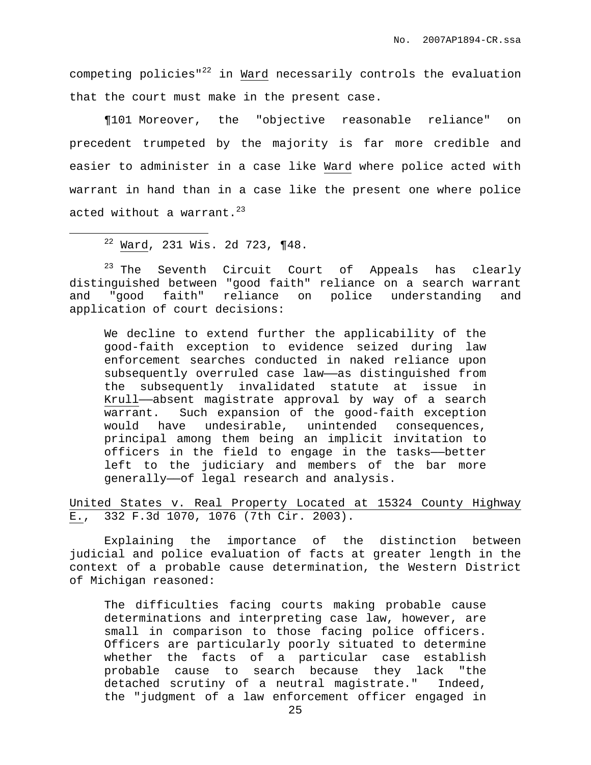competing policies"[22] in Ward necessarily controls the evaluation that the court must make in the present case.

¶101 Moreover, the "objective reasonable reliance" on precedent trumpeted by the majority is far more credible and easier to administer in a case like Ward where police acted with warrant in hand than in a case like the present one where police acted without a warrant.[23]

---

[22] Ward, 231 Wis. 2d 723, ¶48.

[23] The Seventh Circuit Court of Appeals has clearly distinguished between "good faith" reliance on a search warrant and "good faith" reliance on police understanding and application of court decisions:

> We decline to extend further the applicability of the good-faith exception to evidence seized during law enforcement searches conducted in naked reliance upon subsequently overruled case law——as distinguished from the subsequently invalidated statute at issue in Krull——absent magistrate approval by way of a search warrant. Such expansion of the good-faith exception would have undesirable, unintended consequences, principal among them being an implicit invitation to officers in the field to engage in the tasks——better left to the judiciary and members of the bar more generally——of legal research and analysis.

United States v. Real Property Located at 15324 County Highway E., 332 F.3d 1070, 1076 (7th Cir. 2003).

Explaining the importance of the distinction between judicial and police evaluation of facts at greater length in the context of a probable cause determination, the Western District of Michigan reasoned:

> The difficulties facing courts making probable cause determinations and interpreting case law, however, are small in comparison to those facing police officers. Officers are particularly poorly situated to determine whether the facts of a particular case establish probable cause to search because they lack "the detached scrutiny of a neutral magistrate." Indeed, the "judgment of a law enforcement officer engaged in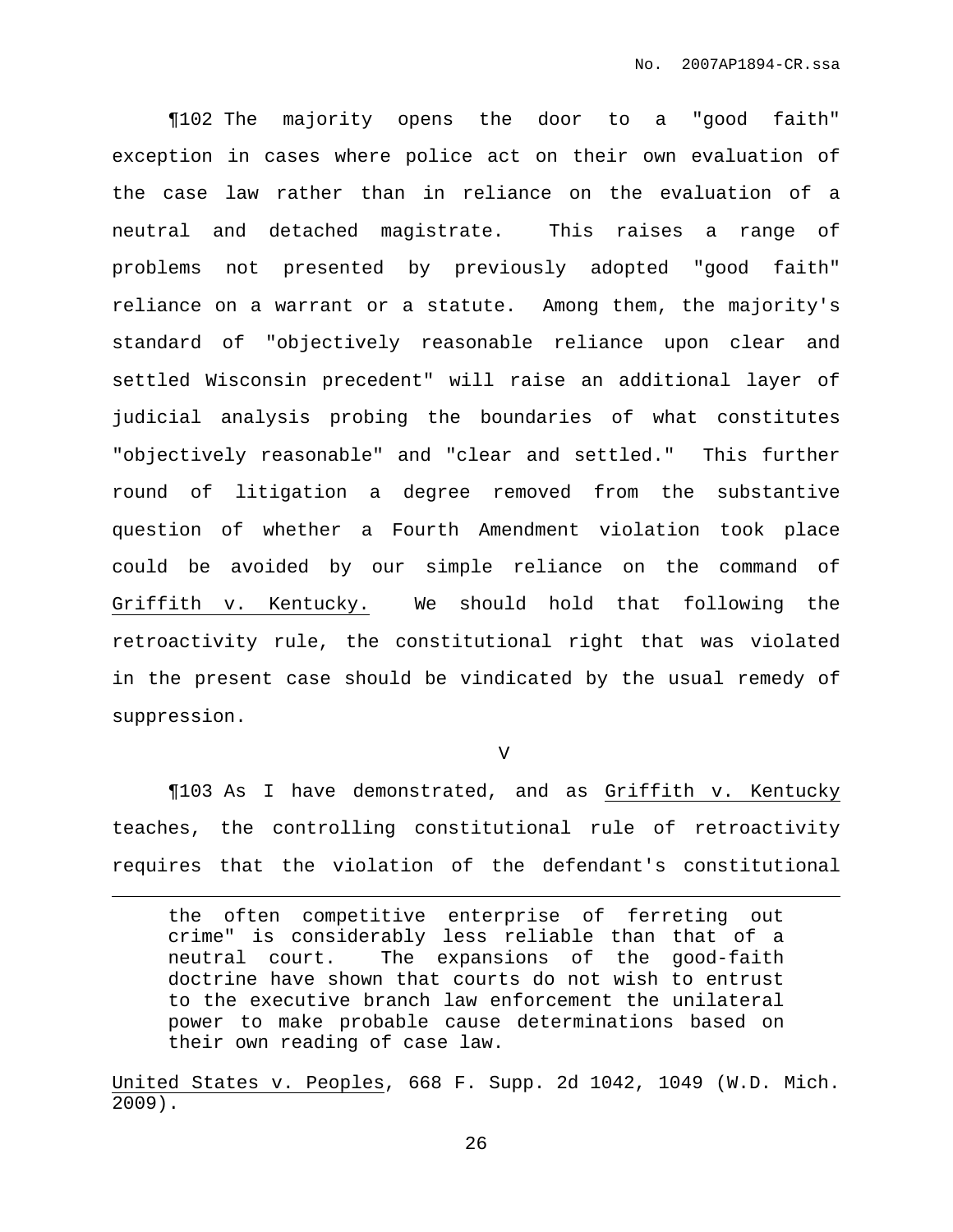¶102 The majority opens the door to a "good faith" exception in cases where police act on their own evaluation of the case law rather than in reliance on the evaluation of a neutral and detached magistrate. This raises a range of problems not presented by previously adopted "good faith" reliance on a warrant or a statute. Among them, the majority's standard of "objectively reasonable reliance upon clear and settled Wisconsin precedent" will raise an additional layer of judicial analysis probing the boundaries of what constitutes "objectively reasonable" and "clear and settled." This further round of litigation a degree removed from the substantive question of whether a Fourth Amendment violation took place could be avoided by our simple reliance on the command of Griffith v. Kentucky. We should hold that following the retroactivity rule, the constitutional right that was violated in the present case should be vindicated by the usual remedy of suppression.

V

¶103 As I have demonstrated, and as Griffith v. Kentucky teaches, the controlling constitutional rule of retroactivity requires that the violation of the defendant's constitutional

---

> the often competitive enterprise of ferreting out crime" is considerably less reliable than that of a neutral court. The expansions of the good-faith doctrine have shown that courts do not wish to entrust to the executive branch law enforcement the unilateral power to make probable cause determinations based on their own reading of case law.

United States v. Peoples, 668 F. Supp. 2d 1042, 1049 (W.D. Mich. 2009).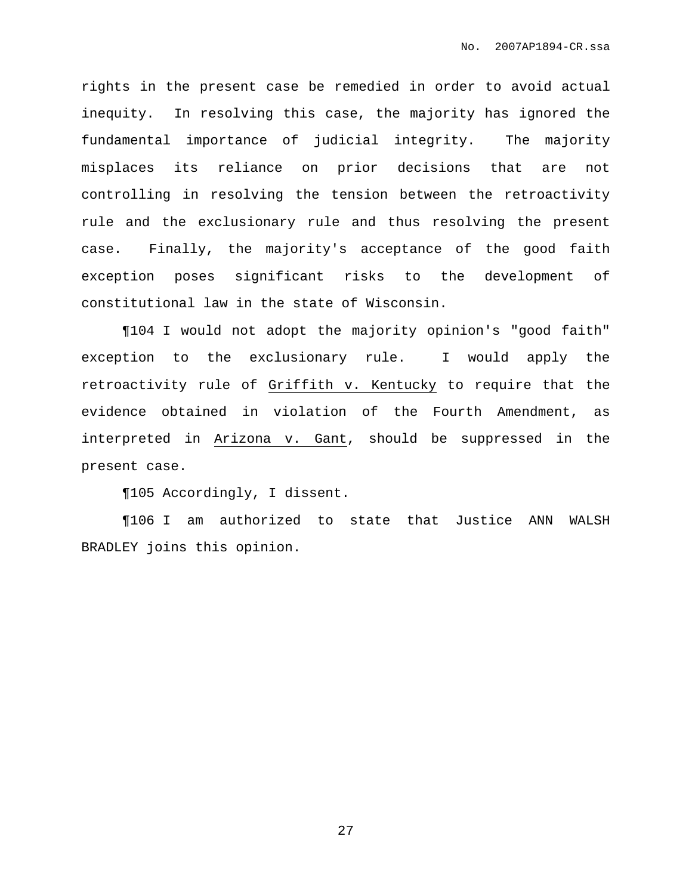rights in the present case be remedied in order to avoid actual inequity. In resolving this case, the majority has ignored the fundamental importance of judicial integrity. The majority misplaces its reliance on prior decisions that are not controlling in resolving the tension between the retroactivity rule and the exclusionary rule and thus resolving the present case. Finally, the majority's acceptance of the good faith exception poses significant risks to the development of constitutional law in the state of Wisconsin.

¶104 I would not adopt the majority opinion's "good faith" exception to the exclusionary rule. I would apply the retroactivity rule of Griffith v. Kentucky to require that the evidence obtained in violation of the Fourth Amendment, as interpreted in Arizona v. Gant, should be suppressed in the present case.

¶105 Accordingly, I dissent.

¶106 I am authorized to state that Justice ANN WALSH BRADLEY joins this opinion.